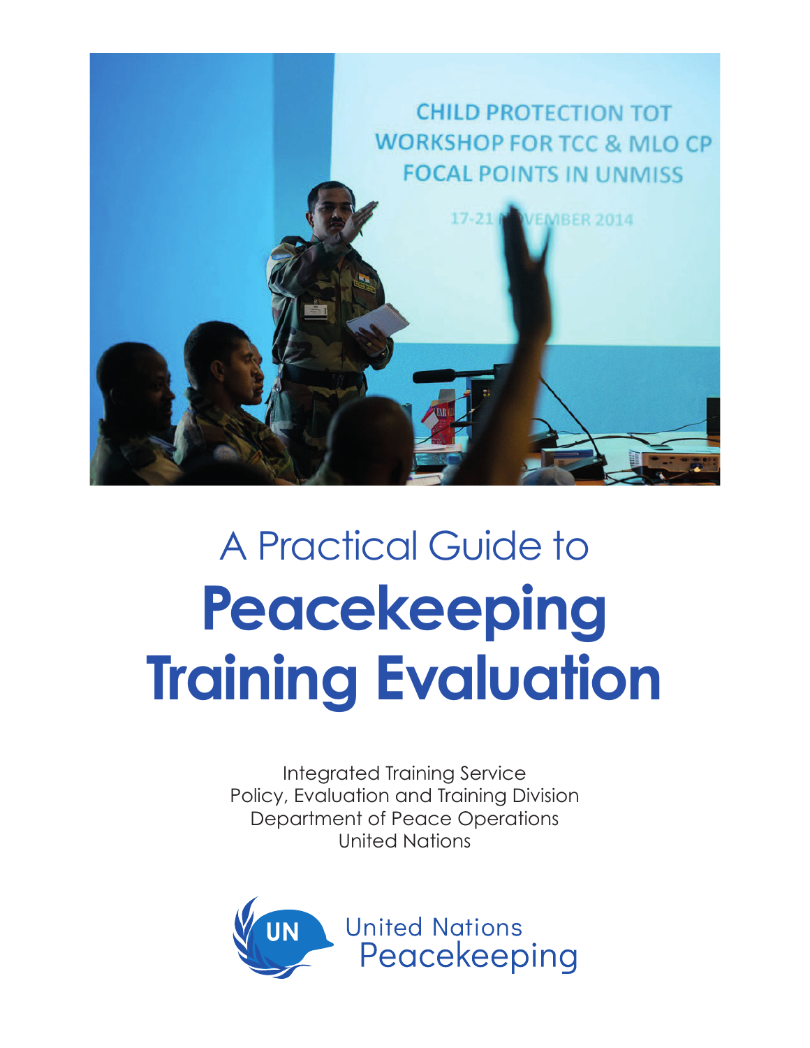A Practical Guide to

# Peacekeeping Training Evaluation

Integrated Training Service
Policy, Evaluation and Training Division
Department of Peace Operations
United Nations

United Nations Peacekeeping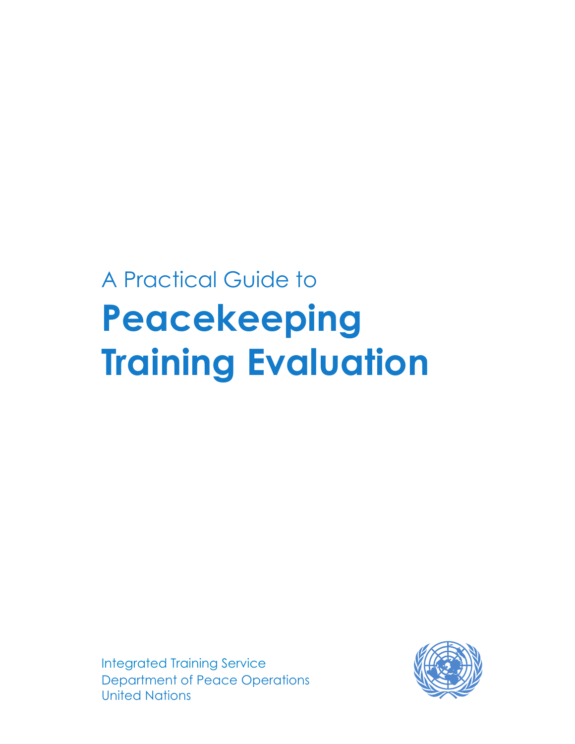A Practical Guide to

# Peacekeeping Training Evaluation

Integrated Training Service
Department of Peace Operations
United Nations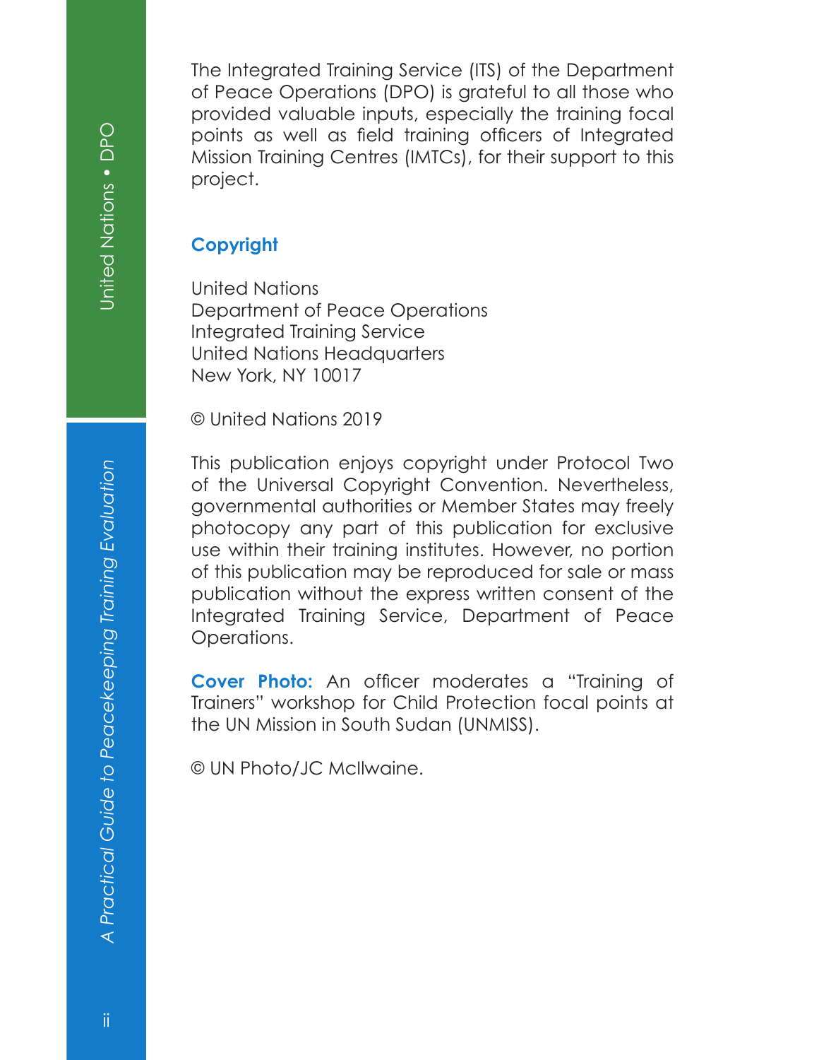The Integrated Training Service (ITS) of the Department of Peace Operations (DPO) is grateful to all those who provided valuable inputs, especially the training focal points as well as field training officers of Integrated Mission Training Centres (IMTCs), for their support to this project.

## Copyright

United Nations
Department of Peace Operations
Integrated Training Service
United Nations Headquarters
New York, NY 10017

© United Nations 2019

This publication enjoys copyright under Protocol Two of the Universal Copyright Convention. Nevertheless, governmental authorities or Member States may freely photocopy any part of this publication for exclusive use within their training institutes. However, no portion of this publication may be reproduced for sale or mass publication without the express written consent of the Integrated Training Service, Department of Peace Operations.

**Cover Photo:** An officer moderates a "Training of Trainers" workshop for Child Protection focal points at the UN Mission in South Sudan (UNMISS).

© UN Photo/JC McIlwaine.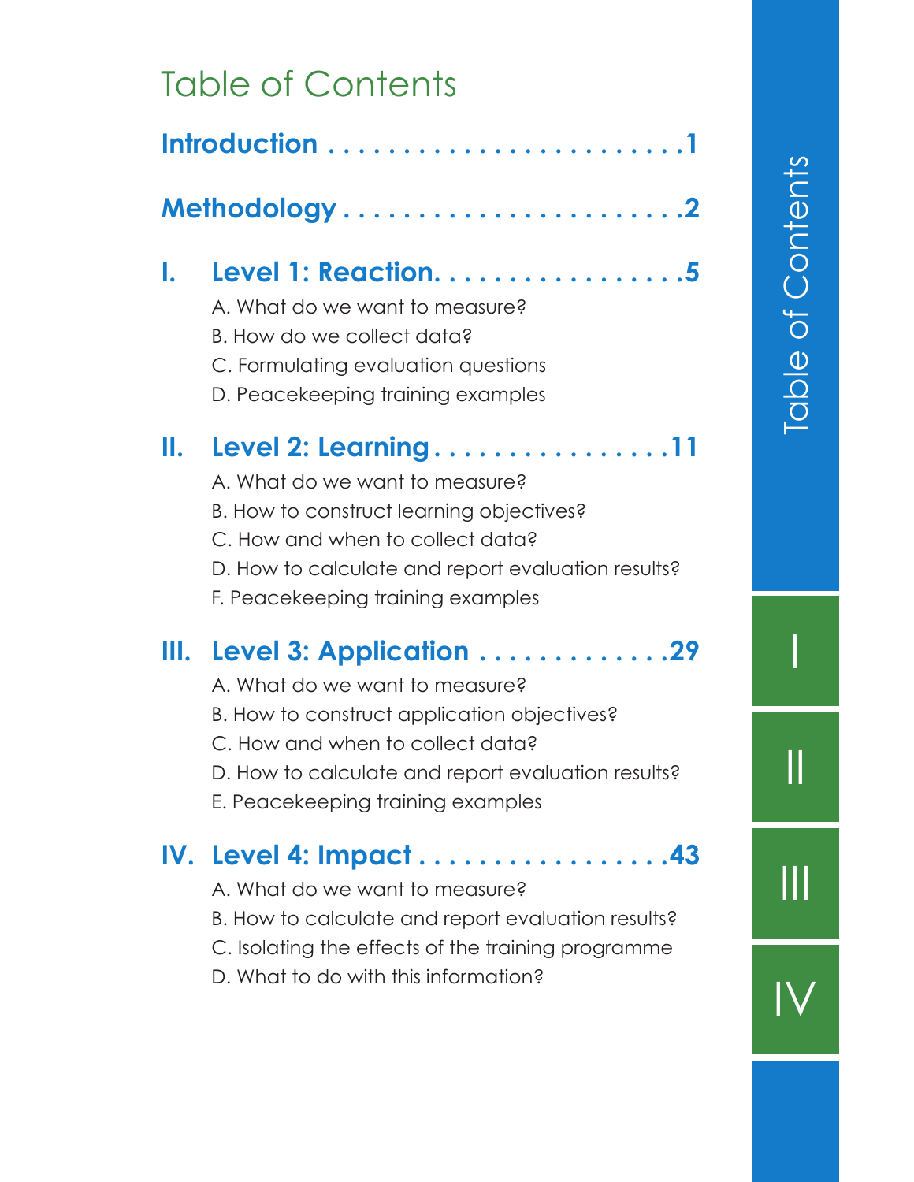# Table of Contents

**Introduction . . . . . . . . . . . . . . . . . . . . . . . . 1**

**Methodology . . . . . . . . . . . . . . . . . . . . . . . . 2**

## I. Level 1: Reaction. . . . . . . . . . . . . . . . . . 5

A. What do we want to measure?
B. How do we collect data?
C. Formulating evaluation questions
D. Peacekeeping training examples

## II. Level 2: Learning . . . . . . . . . . . . . . . . . 11

A. What do we want to measure?
B. How to construct learning objectives?
C. How and when to collect data?
D. How to calculate and report evaluation results?
F. Peacekeeping training examples

## III. Level 3: Application . . . . . . . . . . . . . . 29

A. What do we want to measure?
B. How to construct application objectives?
C. How and when to collect data?
D. How to calculate and report evaluation results?
E. Peacekeeping training examples

## IV. Level 4: Impact . . . . . . . . . . . . . . . . . . 43

A. What do we want to measure?
B. How to calculate and report evaluation results?
C. Isolating the effects of the training programme
D. What to do with this information?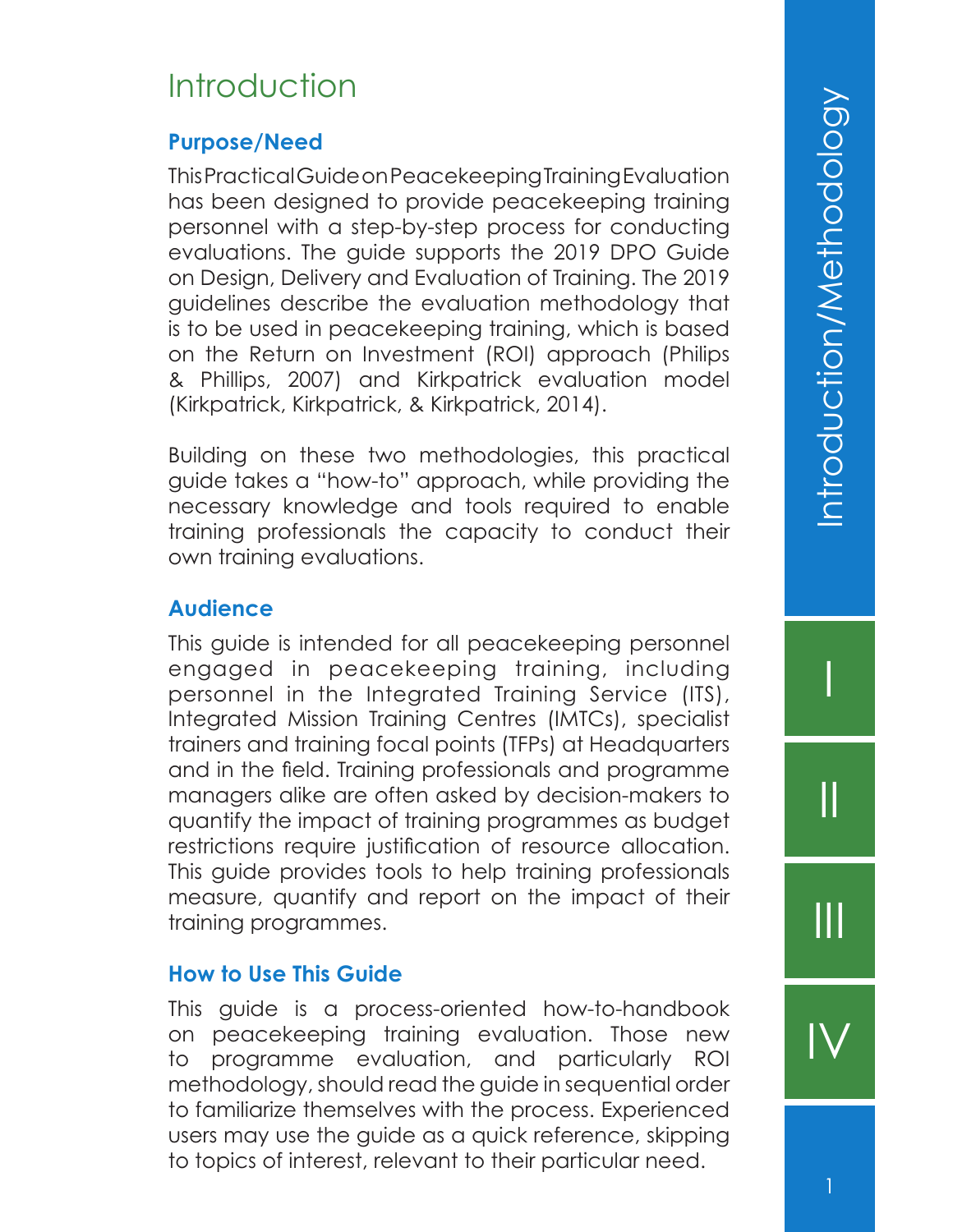# Introduction

## Purpose/Need

This Practical Guide on Peacekeeping Training Evaluation has been designed to provide peacekeeping training personnel with a step-by-step process for conducting evaluations. The guide supports the 2019 DPO Guide on Design, Delivery and Evaluation of Training. The 2019 guidelines describe the evaluation methodology that is to be used in peacekeeping training, which is based on the Return on Investment (ROI) approach (Philips & Phillips, 2007) and Kirkpatrick evaluation model (Kirkpatrick, Kirkpatrick, & Kirkpatrick, 2014).

Building on these two methodologies, this practical guide takes a "how-to" approach, while providing the necessary knowledge and tools required to enable training professionals the capacity to conduct their own training evaluations.

## Audience

This guide is intended for all peacekeeping personnel engaged in peacekeeping training, including personnel in the Integrated Training Service (ITS), Integrated Mission Training Centres (IMTCs), specialist trainers and training focal points (TFPs) at Headquarters and in the field. Training professionals and programme managers alike are often asked by decision-makers to quantify the impact of training programmes as budget restrictions require justification of resource allocation. This guide provides tools to help training professionals measure, quantify and report on the impact of their training programmes.

## How to Use This Guide

This guide is a process-oriented how-to-handbook on peacekeeping training evaluation. Those new to programme evaluation, and particularly ROI methodology, should read the guide in sequential order to familiarize themselves with the process. Experienced users may use the guide as a quick reference, skipping to topics of interest, relevant to their particular need.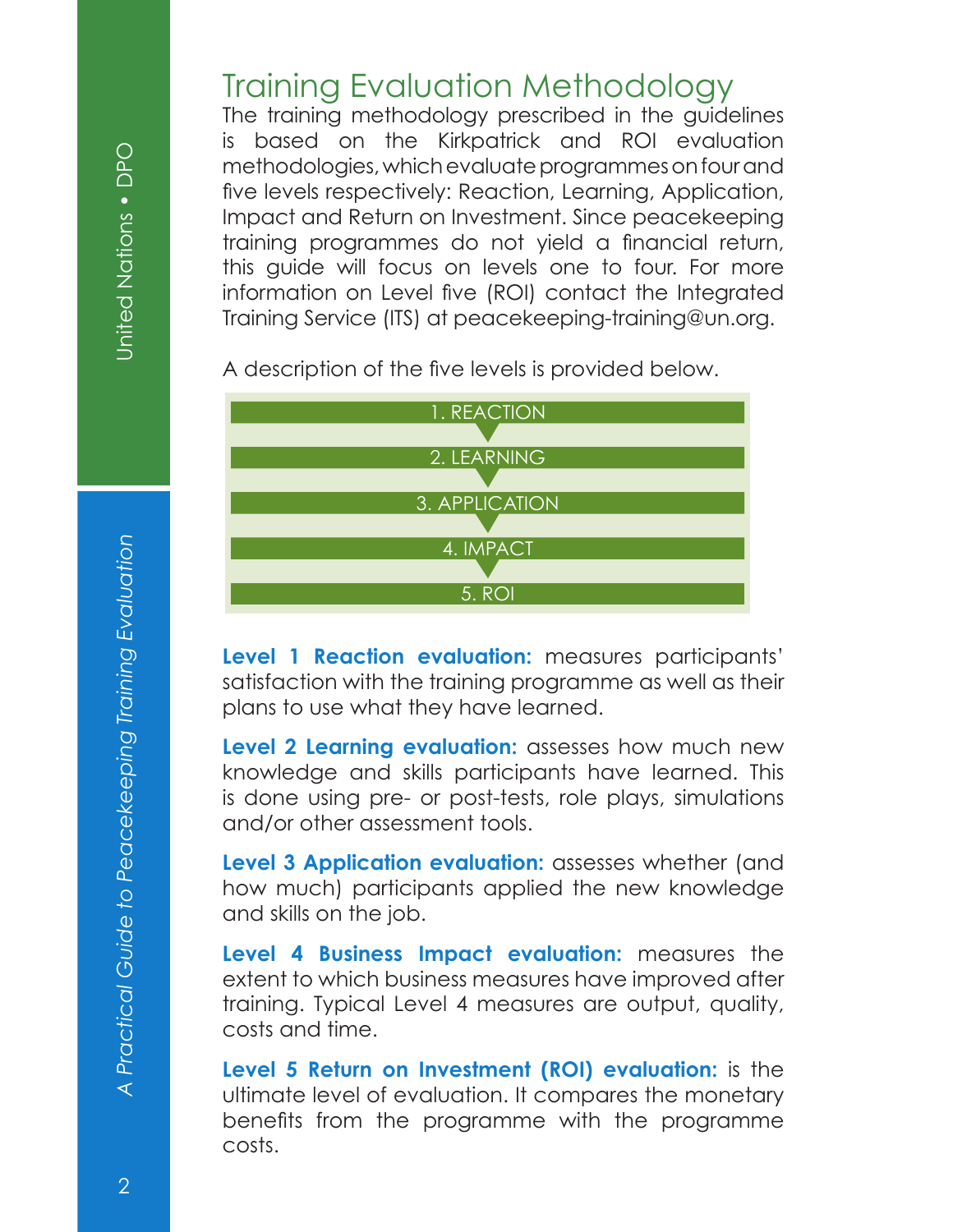# Training Evaluation Methodology

The training methodology prescribed in the guidelines is based on the Kirkpatrick and ROI evaluation methodologies, which evaluate programmes on four and five levels respectively: Reaction, Learning, Application, Impact and Return on Investment. Since peacekeeping training programmes do not yield a financial return, this guide will focus on levels one to four. For more information on Level five (ROI) contact the Integrated Training Service (ITS) at peacekeeping-training@un.org.

A description of the five levels is provided below.

1. REACTION
2. LEARNING
3. APPLICATION
4. IMPACT
5. ROI

**Level 1 Reaction evaluation:** measures participants' satisfaction with the training programme as well as their plans to use what they have learned.

**Level 2 Learning evaluation:** assesses how much new knowledge and skills participants have learned. This is done using pre- or post-tests, role plays, simulations and/or other assessment tools.

**Level 3 Application evaluation:** assesses whether (and how much) participants applied the new knowledge and skills on the job.

**Level 4 Business Impact evaluation:** measures the extent to which business measures have improved after training. Typical Level 4 measures are output, quality, costs and time.

**Level 5 Return on Investment (ROI) evaluation:** is the ultimate level of evaluation. It compares the monetary benefits from the programme with the programme costs.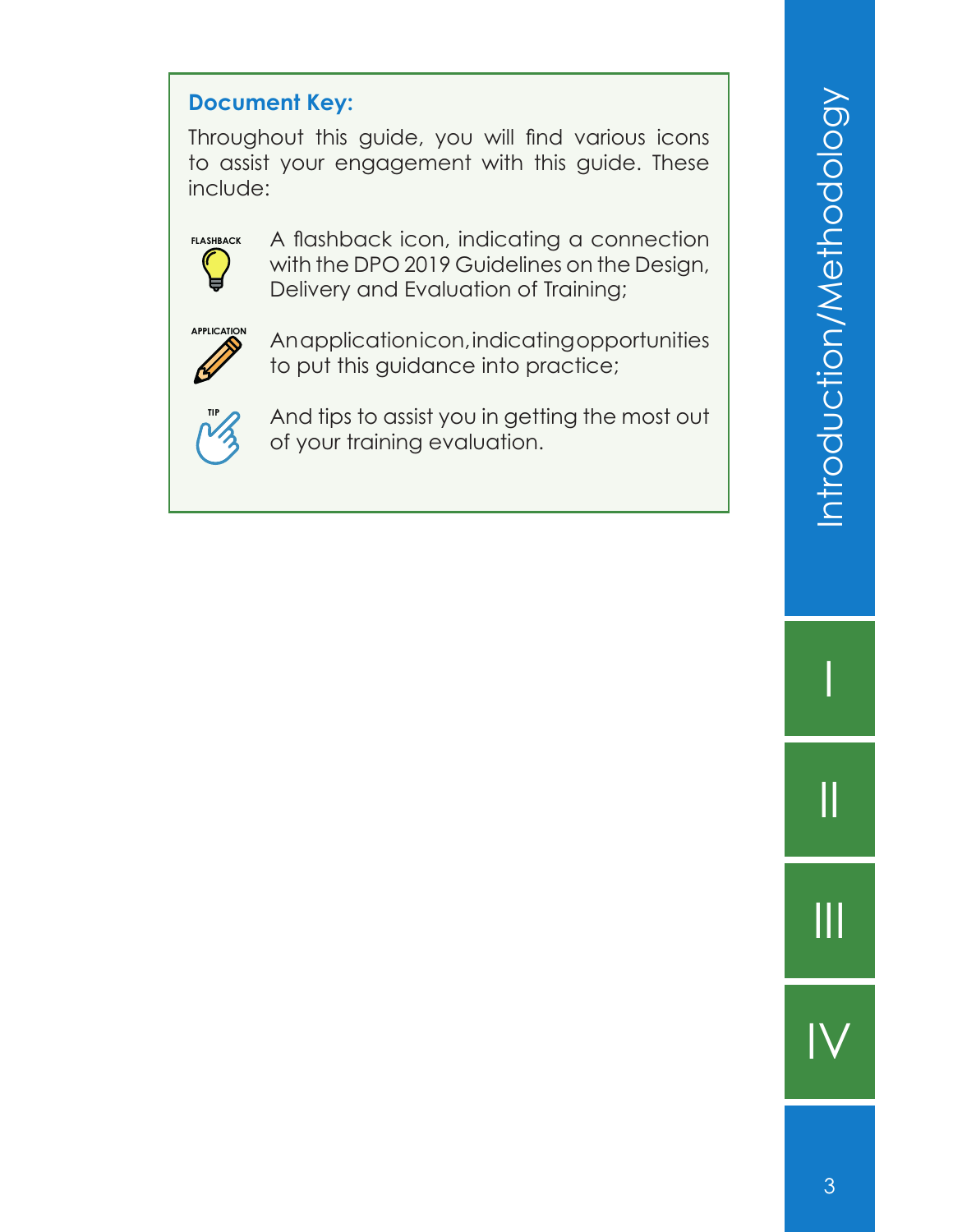**Document Key:**

Throughout this guide, you will find various icons to assist your engagement with this guide. These include:

FLASHBACK — A flashback icon, indicating a connection with the DPO 2019 Guidelines on the Design, Delivery and Evaluation of Training;

APPLICATION — An application icon, indicating opportunities to put this guidance into practice;

TIP — And tips to assist you in getting the most out of your training evaluation.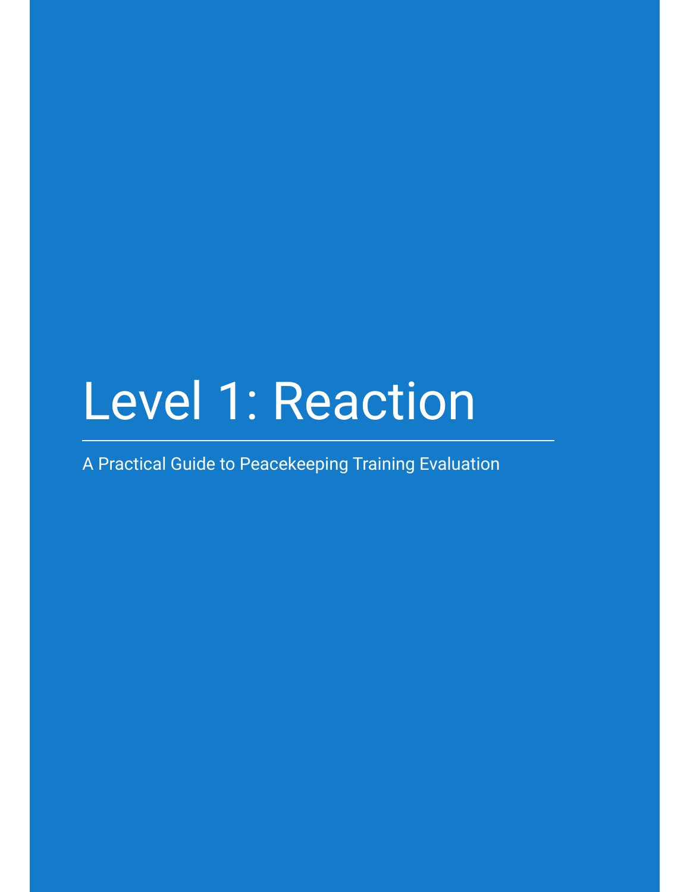# Level 1: Reaction

A Practical Guide to Peacekeeping Training Evaluation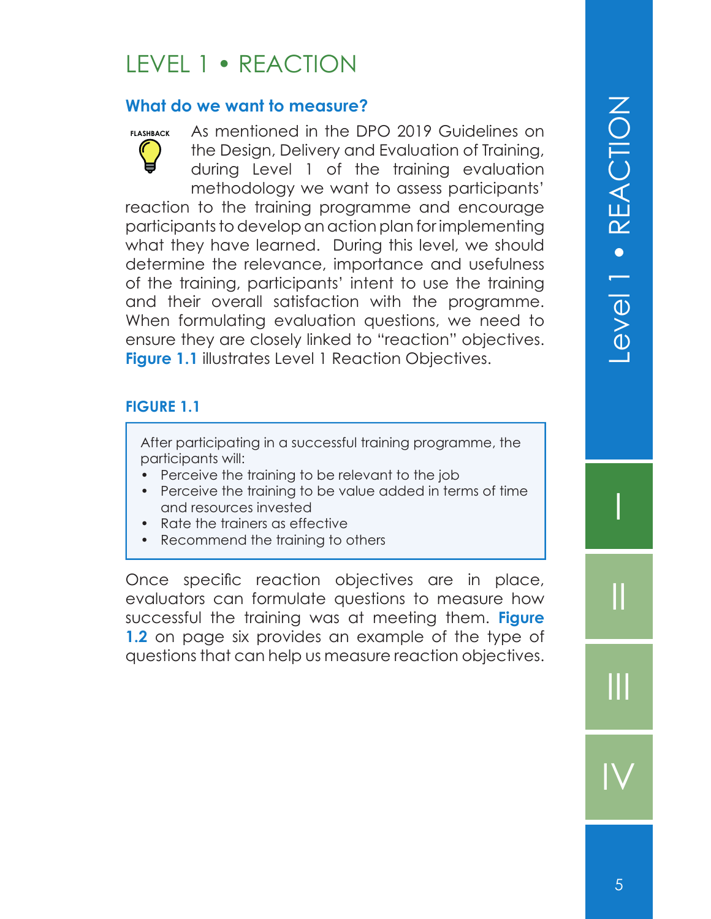# LEVEL 1 • REACTION

## What do we want to measure?

FLASHBACK

As mentioned in the DPO 2019 Guidelines on the Design, Delivery and Evaluation of Training, during Level 1 of the training evaluation methodology we want to assess participants' reaction to the training programme and encourage participants to develop an action plan for implementing what they have learned. During this level, we should determine the relevance, importance and usefulness of the training, participants' intent to use the training and their overall satisfaction with the programme. When formulating evaluation questions, we need to ensure they are closely linked to "reaction" objectives. **Figure 1.1** illustrates Level 1 Reaction Objectives.

**FIGURE 1.1**

After participating in a successful training programme, the participants will:

- Perceive the training to be relevant to the job
- Perceive the training to be value added in terms of time and resources invested
- Rate the trainers as effective
- Recommend the training to others

Once specific reaction objectives are in place, evaluators can formulate questions to measure how successful the training was at meeting them. **Figure 1.2** on page six provides an example of the type of questions that can help us measure reaction objectives.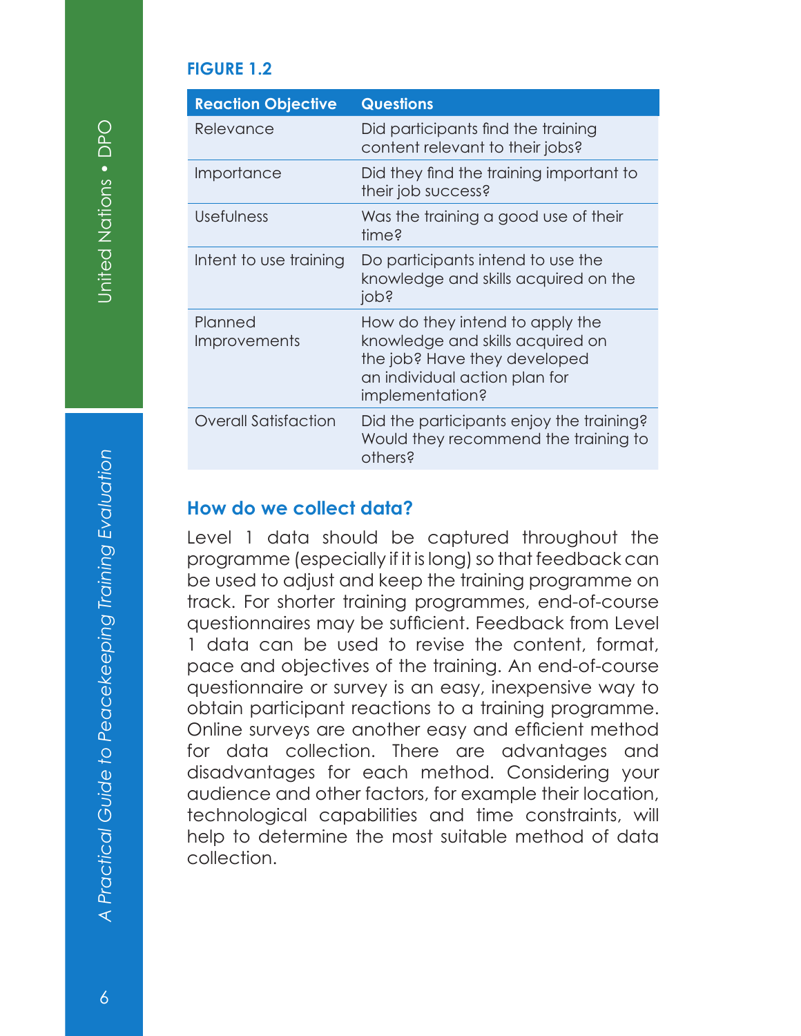**FIGURE 1.2**

| Reaction Objective | Questions |
| --- | --- |
| Relevance | Did participants find the training content relevant to their jobs? |
| Importance | Did they find the training important to their job success? |
| Usefulness | Was the training a good use of their time? |
| Intent to use training | Do participants intend to use the knowledge and skills acquired on the job? |
| Planned Improvements | How do they intend to apply the knowledge and skills acquired on the job? Have they developed an individual action plan for implementation? |
| Overall Satisfaction | Did the participants enjoy the training? Would they recommend the training to others? |

### How do we collect data?

Level 1 data should be captured throughout the programme (especially if it is long) so that feedback can be used to adjust and keep the training programme on track. For shorter training programmes, end-of-course questionnaires may be sufficient. Feedback from Level 1 data can be used to revise the content, format, pace and objectives of the training. An end-of-course questionnaire or survey is an easy, inexpensive way to obtain participant reactions to a training programme. Online surveys are another easy and efficient method for data collection. There are advantages and disadvantages for each method. Considering your audience and other factors, for example their location, technological capabilities and time constraints, will help to determine the most suitable method of data collection.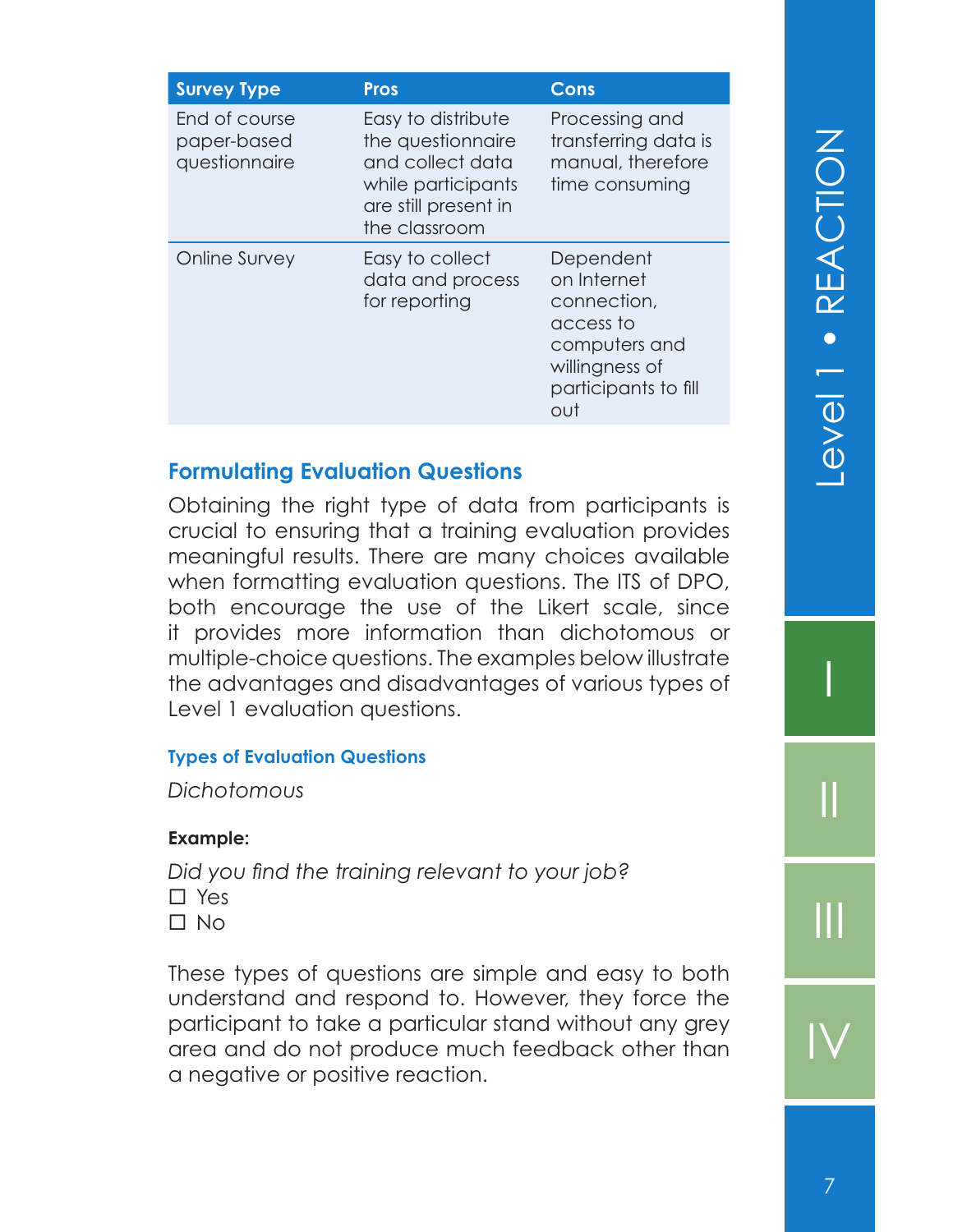| Survey Type | Pros | Cons |
|---|---|---|
| End of course paper-based questionnaire | Easy to distribute the questionnaire and collect data while participants are still present in the classroom | Processing and transferring data is manual, therefore time consuming |
| Online Survey | Easy to collect data and process for reporting | Dependent on Internet connection, access to computers and willingness of participants to fill out |

## Formulating Evaluation Questions

Obtaining the right type of data from participants is crucial to ensuring that a training evaluation provides meaningful results. There are many choices available when formatting evaluation questions. The ITS of DPO, both encourage the use of the Likert scale, since it provides more information than dichotomous or multiple-choice questions. The examples below illustrate the advantages and disadvantages of various types of Level 1 evaluation questions.

### Types of Evaluation Questions

*Dichotomous*

**Example:**

*Did you find the training relevant to your job?*
☐ Yes
☐ No

These types of questions are simple and easy to both understand and respond to. However, they force the participant to take a particular stand without any grey area and do not produce much feedback other than a negative or positive reaction.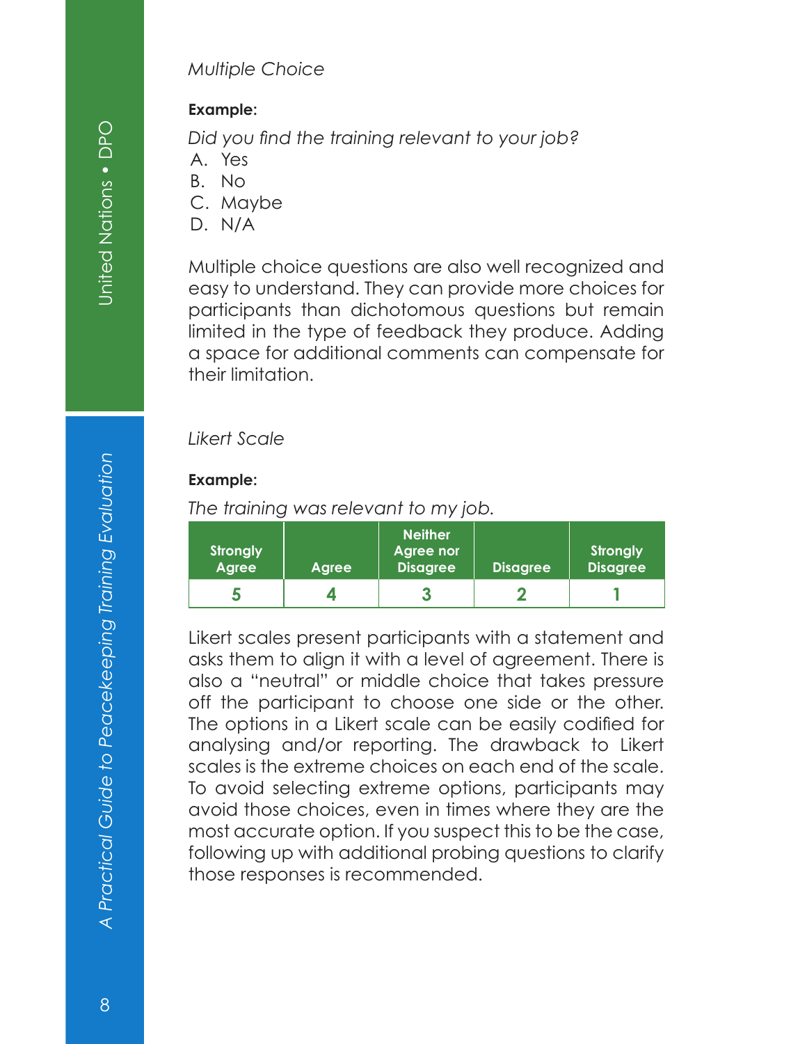*Multiple Choice*

**Example:**

*Did you find the training relevant to your job?*

A. Yes
B. No
C. Maybe
D. N/A

Multiple choice questions are also well recognized and easy to understand. They can provide more choices for participants than dichotomous questions but remain limited in the type of feedback they produce. Adding a space for additional comments can compensate for their limitation.

*Likert Scale*

**Example:**

*The training was relevant to my job.*

| Strongly Agree | Agree | Neither Agree nor Disagree | Disagree | Strongly Disagree |
|---|---|---|---|---|
| 5 | 4 | 3 | 2 | 1 |

Likert scales present participants with a statement and asks them to align it with a level of agreement. There is also a "neutral" or middle choice that takes pressure off the participant to choose one side or the other. The options in a Likert scale can be easily codified for analysing and/or reporting. The drawback to Likert scales is the extreme choices on each end of the scale. To avoid selecting extreme options, participants may avoid those choices, even in times where they are the most accurate option. If you suspect this to be the case, following up with additional probing questions to clarify those responses is recommended.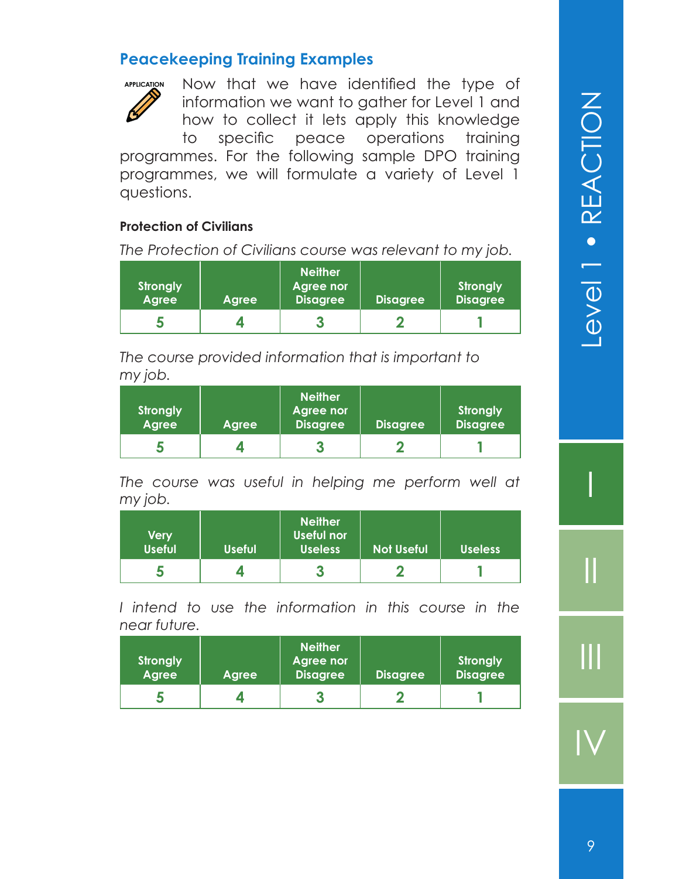## Peacekeeping Training Examples

APPLICATION

Now that we have identified the type of information we want to gather for Level 1 and how to collect it lets apply this knowledge to specific peace operations training programmes. For the following sample DPO training programmes, we will formulate a variety of Level 1 questions.

**Protection of Civilians**

*The Protection of Civilians course was relevant to my job.*

| Strongly Agree | Agree | Neither Agree nor Disagree | Disagree | Strongly Disagree |
|---|---|---|---|---|
| 5 | 4 | 3 | 2 | 1 |

*The course provided information that is important to my job.*

| Strongly Agree | Agree | Neither Agree nor Disagree | Disagree | Strongly Disagree |
|---|---|---|---|---|
| 5 | 4 | 3 | 2 | 1 |

*The course was useful in helping me perform well at my job.*

| Very Useful | Useful | Neither Useful nor Useless | Not Useful | Useless |
|---|---|---|---|---|
| 5 | 4 | 3 | 2 | 1 |

*I intend to use the information in this course in the near future.*

| Strongly Agree | Agree | Neither Agree nor Disagree | Disagree | Strongly Disagree |
|---|---|---|---|---|
| 5 | 4 | 3 | 2 | 1 |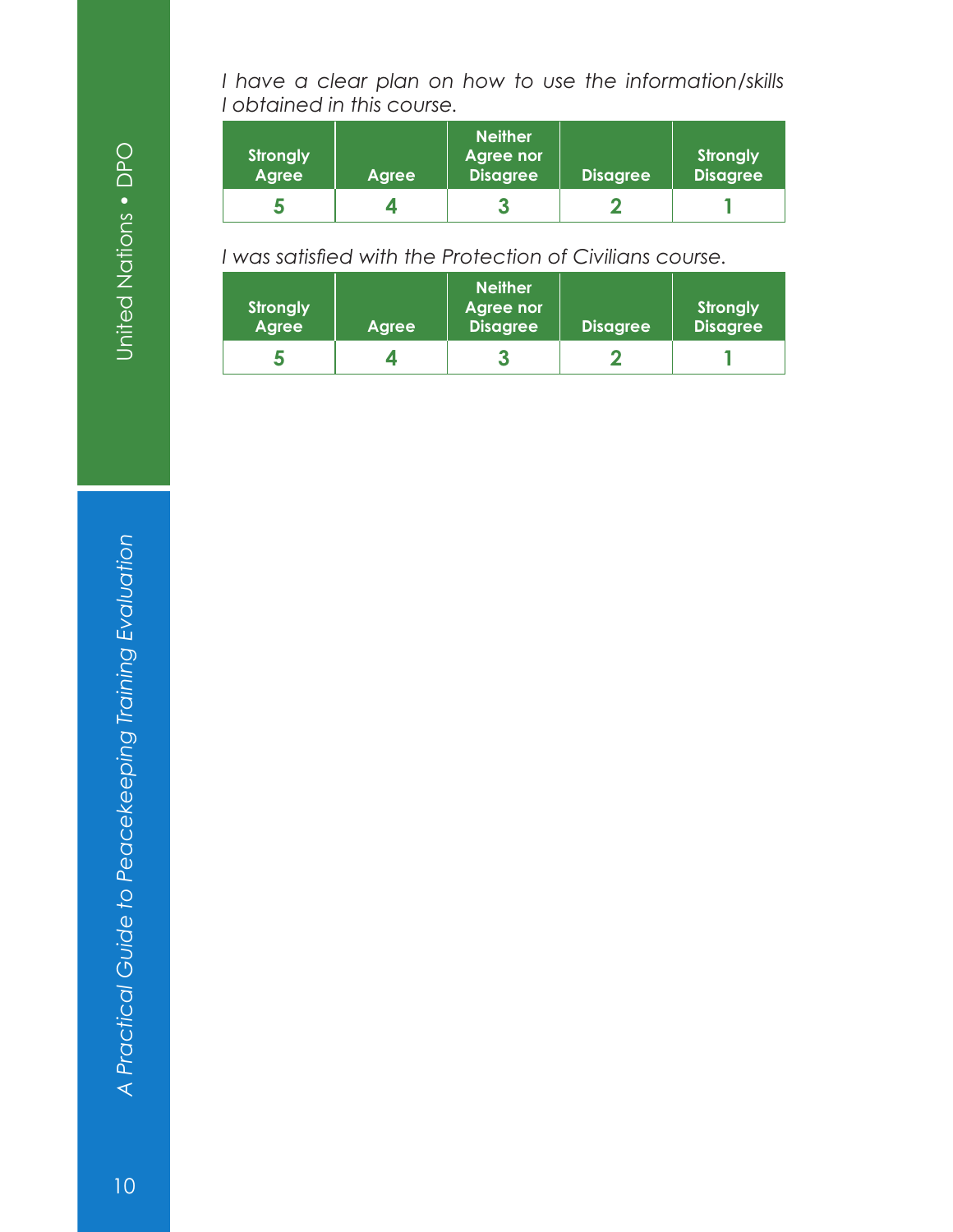*I have a clear plan on how to use the information/skills I obtained in this course.*

| Strongly Agree | Agree | Neither Agree nor Disagree | Disagree | Strongly Disagree |
|---|---|---|---|---|
| 5 | 4 | 3 | 2 | 1 |

*I was satisfied with the Protection of Civilians course.*

| Strongly Agree | Agree | Neither Agree nor Disagree | Disagree | Strongly Disagree |
|---|---|---|---|---|
| 5 | 4 | 3 | 2 | 1 |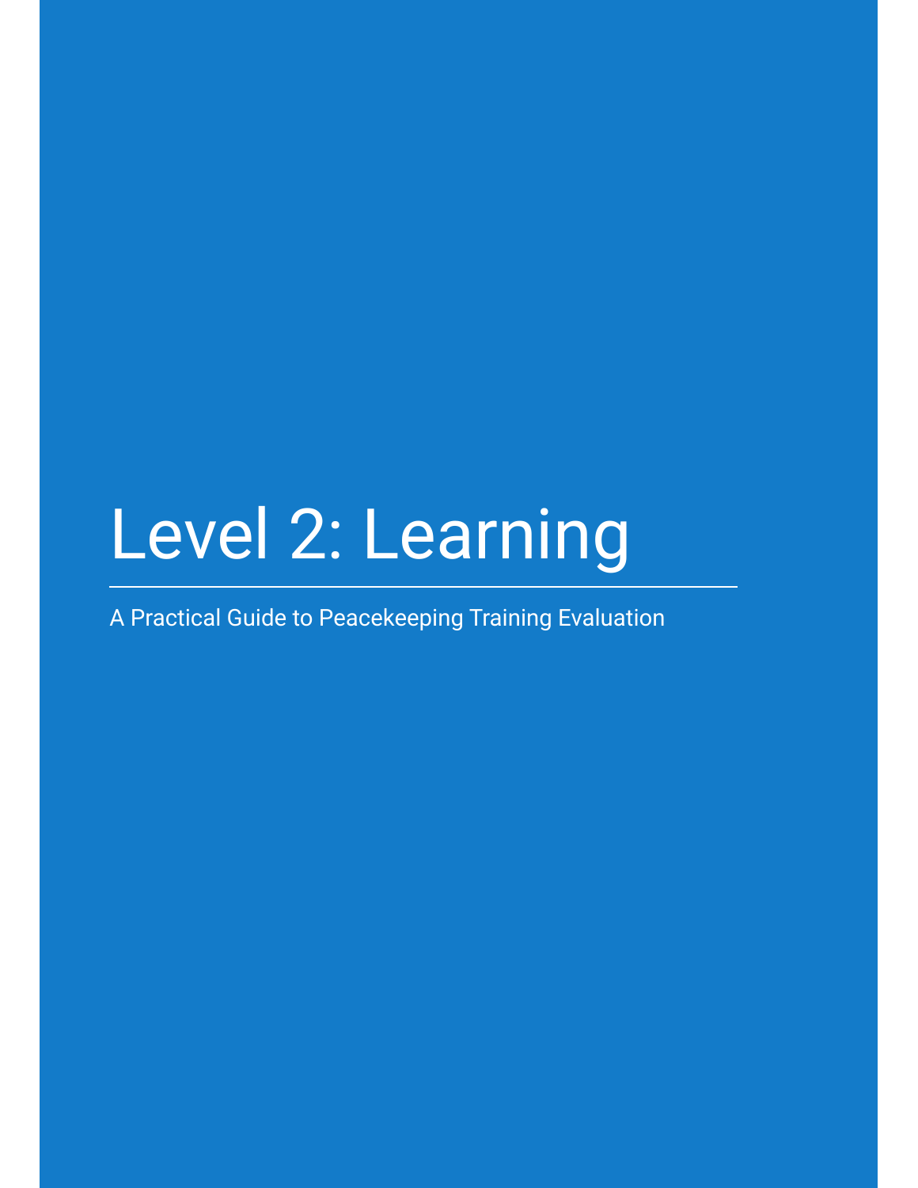# Level 2: Learning

A Practical Guide to Peacekeeping Training Evaluation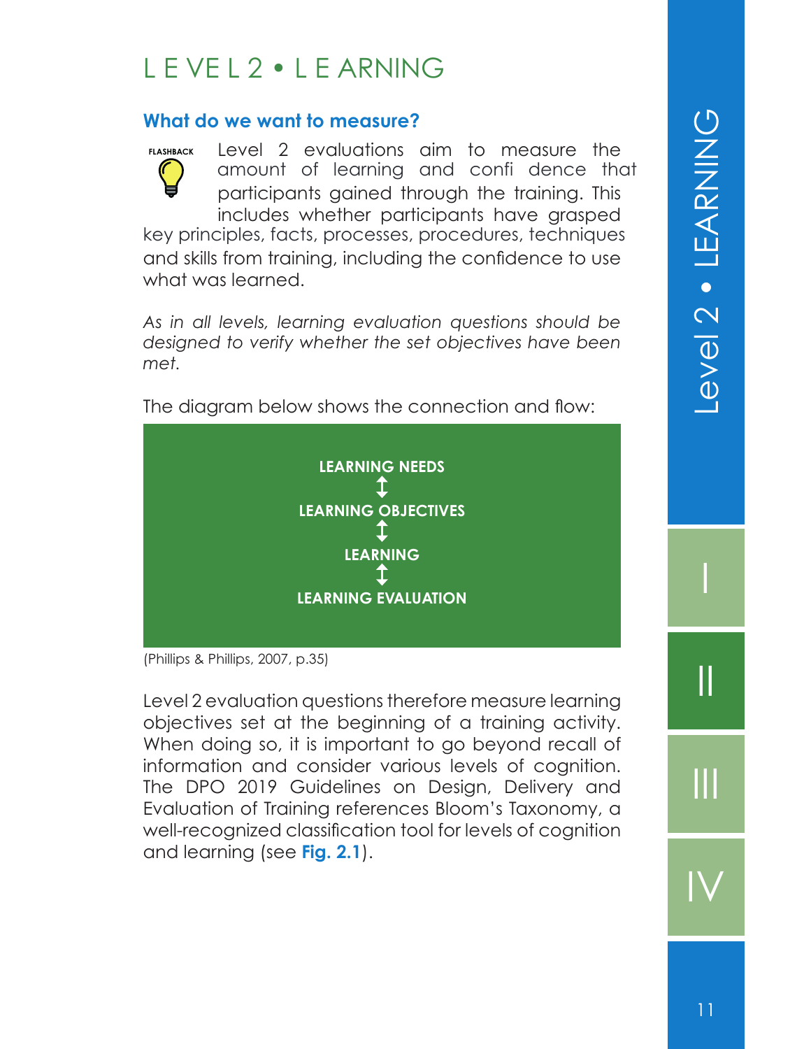# LEVEL 2 • LEARNING

## What do we want to measure?

FLASHBACK

Level 2 evaluations aim to measure the amount of learning and confidence that participants gained through the training. This includes whether participants have grasped key principles, facts, processes, procedures, techniques and skills from training, including the confidence to use what was learned.

*As in all levels, learning evaluation questions should be designed to verify whether the set objectives have been met.*

The diagram below shows the connection and flow:

**LEARNING NEEDS**
↕
**LEARNING OBJECTIVES**
↕
**LEARNING**
↕
**LEARNING EVALUATION**

(Phillips & Phillips, 2007, p.35)

Level 2 evaluation questions therefore measure learning objectives set at the beginning of a training activity. When doing so, it is important to go beyond recall of information and consider various levels of cognition. The DPO 2019 Guidelines on Design, Delivery and Evaluation of Training references Bloom's Taxonomy, a well-recognized classification tool for levels of cognition and learning (see **Fig. 2.1**).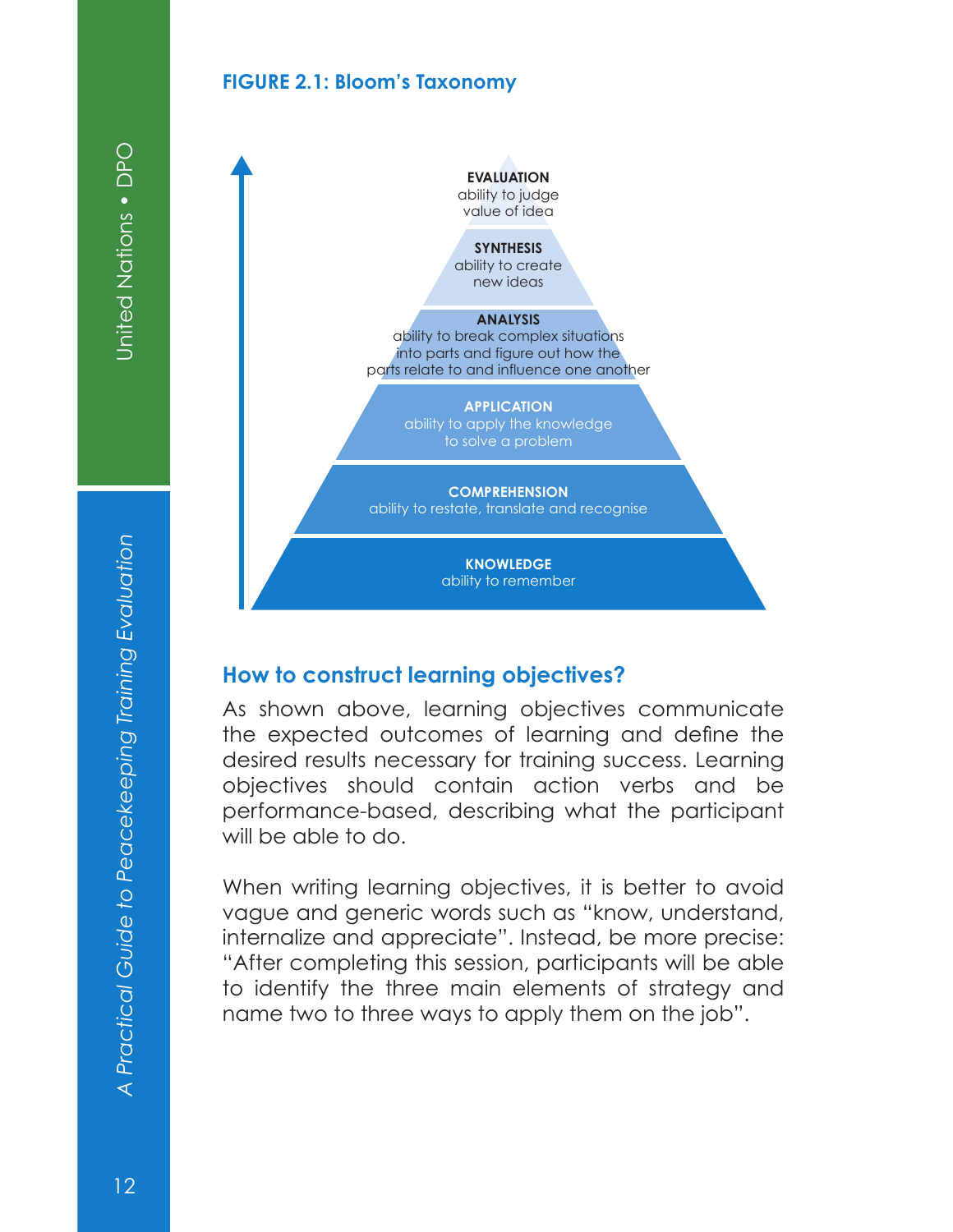**FIGURE 2.1: Bloom's Taxonomy**

**EVALUATION**
ability to judge value of idea

**SYNTHESIS**
ability to create new ideas

**ANALYSIS**
ability to break complex situations into parts and figure out how the parts relate to and influence one another

**APPLICATION**
ability to apply the knowledge to solve a problem

**COMPREHENSION**
ability to restate, translate and recognise

**KNOWLEDGE**
ability to remember

## How to construct learning objectives?

As shown above, learning objectives communicate the expected outcomes of learning and define the desired results necessary for training success. Learning objectives should contain action verbs and be performance-based, describing what the participant will be able to do.

When writing learning objectives, it is better to avoid vague and generic words such as "know, understand, internalize and appreciate". Instead, be more precise: "After completing this session, participants will be able to identify the three main elements of strategy and name two to three ways to apply them on the job".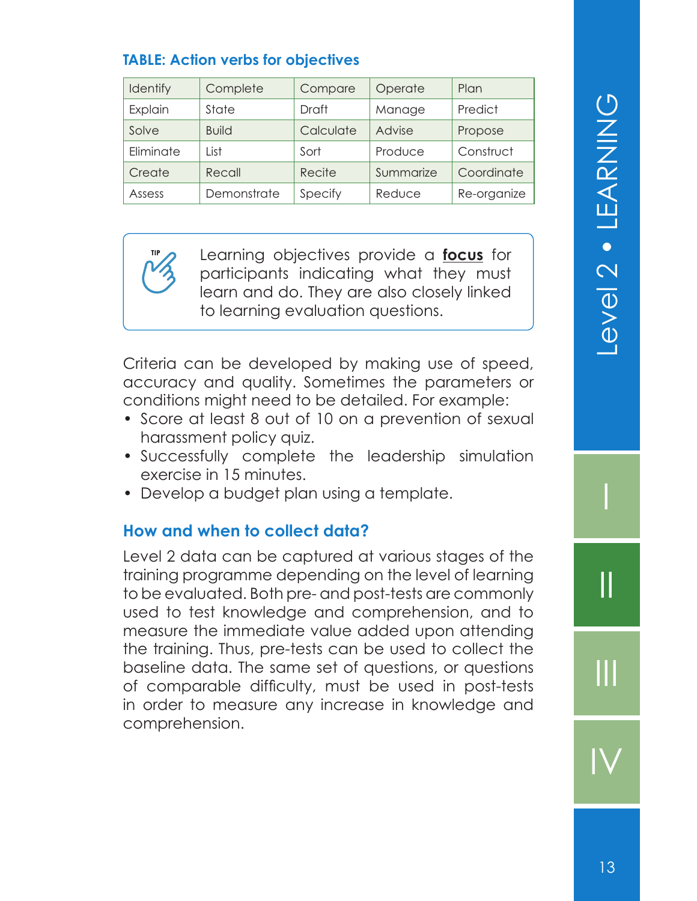**TABLE: Action verbs for objectives**

| Identify | Complete | Compare | Operate | Plan |
|---|---|---|---|---|
| Explain | State | Draft | Manage | Predict |
| Solve | Build | Calculate | Advise | Propose |
| Eliminate | List | Sort | Produce | Construct |
| Create | Recall | Recite | Summarize | Coordinate |
| Assess | Demonstrate | Specify | Reduce | Re-organize |

> TIP
>
> Learning objectives provide a **focus** for participants indicating what they must learn and do. They are also closely linked to learning evaluation questions.

Criteria can be developed by making use of speed, accuracy and quality. Sometimes the parameters or conditions might need to be detailed. For example:

- Score at least 8 out of 10 on a prevention of sexual harassment policy quiz.
- Successfully complete the leadership simulation exercise in 15 minutes.
- Develop a budget plan using a template.

### How and when to collect data?

Level 2 data can be captured at various stages of the training programme depending on the level of learning to be evaluated. Both pre- and post-tests are commonly used to test knowledge and comprehension, and to measure the immediate value added upon attending the training. Thus, pre-tests can be used to collect the baseline data. The same set of questions, or questions of comparable difficulty, must be used in post-tests in order to measure any increase in knowledge and comprehension.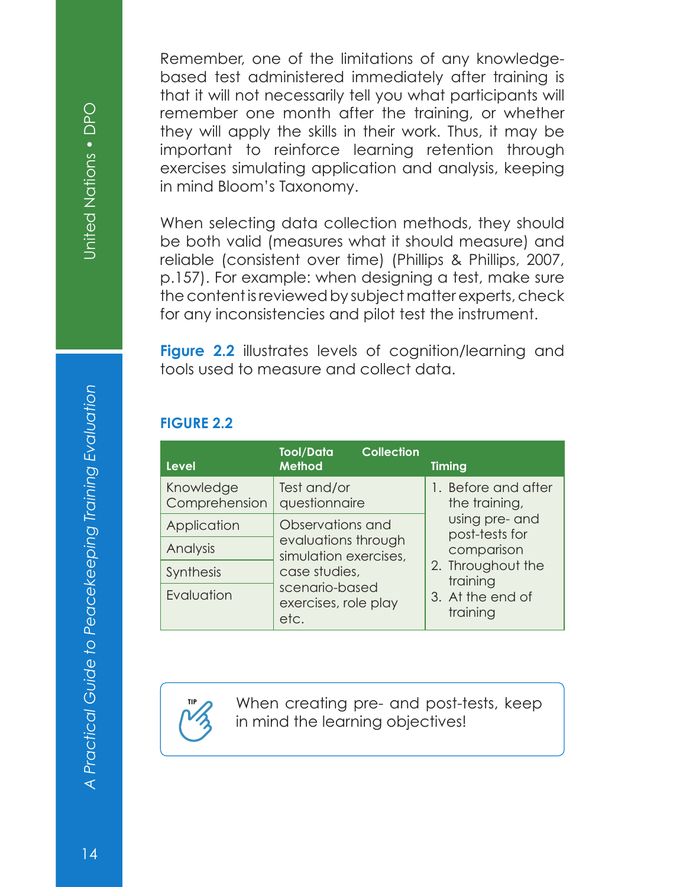Remember, one of the limitations of any knowledge-based test administered immediately after training is that it will not necessarily tell you what participants will remember one month after the training, or whether they will apply the skills in their work. Thus, it may be important to reinforce learning retention through exercises simulating application and analysis, keeping in mind Bloom's Taxonomy.

When selecting data collection methods, they should be both valid (measures what it should measure) and reliable (consistent over time) (Phillips & Phillips, 2007, p.157). For example: when designing a test, make sure the content is reviewed by subject matter experts, check for any inconsistencies and pilot test the instrument.

**Figure 2.2** illustrates levels of cognition/learning and tools used to measure and collect data.

### FIGURE 2.2

| Level | Tool/Data Collection Method | Timing |
|---|---|---|
| Knowledge Comprehension | Test and/or questionnaire | 1. Before and after the training, using pre- and post-tests for comparison<br>2. Throughout the training<br>3. At the end of training |
| Application | Observations and evaluations through simulation exercises, case studies, scenario-based exercises, role play etc. | |
| Analysis | | |
| Synthesis | | |
| Evaluation | | |

TIP: When creating pre- and post-tests, keep in mind the learning objectives!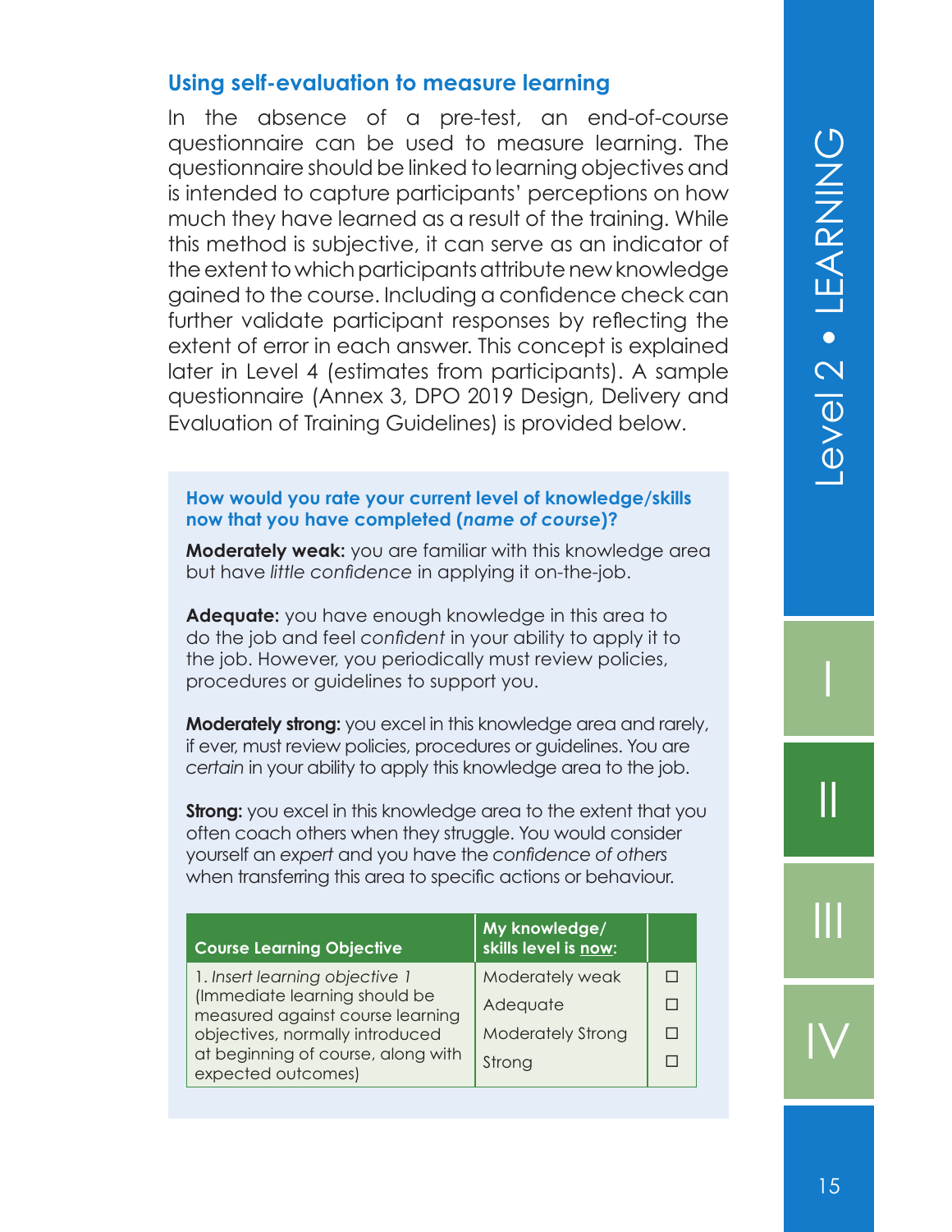## Using self-evaluation to measure learning

In the absence of a pre-test, an end-of-course questionnaire can be used to measure learning. The questionnaire should be linked to learning objectives and is intended to capture participants' perceptions on how much they have learned as a result of the training. While this method is subjective, it can serve as an indicator of the extent to which participants attribute new knowledge gained to the course. Including a confidence check can further validate participant responses by reflecting the extent of error in each answer. This concept is explained later in Level 4 (estimates from participants). A sample questionnaire (Annex 3, DPO 2019 Design, Delivery and Evaluation of Training Guidelines) is provided below.

**How would you rate your current level of knowledge/skills now that you have completed (*name of course*)?**

**Moderately weak:** you are familiar with this knowledge area but have *little confidence* in applying it on-the-job.

**Adequate:** you have enough knowledge in this area to do the job and feel *confident* in your ability to apply it to the job. However, you periodically must review policies, procedures or guidelines to support you.

**Moderately strong:** you excel in this knowledge area and rarely, if ever, must review policies, procedures or guidelines. You are *certain* in your ability to apply this knowledge area to the job.

**Strong:** you excel in this knowledge area to the extent that you often coach others when they struggle. You would consider yourself an *expert* and you have the *confidence of others* when transferring this area to specific actions or behaviour.

| Course Learning Objective | My knowledge/ skills level is now: | |
|---|---|---|
| 1. *Insert learning objective 1* (Immediate learning should be measured against course learning objectives, normally introduced at beginning of course, along with expected outcomes) | Moderately weak | ☐ |
| | Adequate | ☐ |
| | Moderately Strong | ☐ |
| | Strong | ☐ |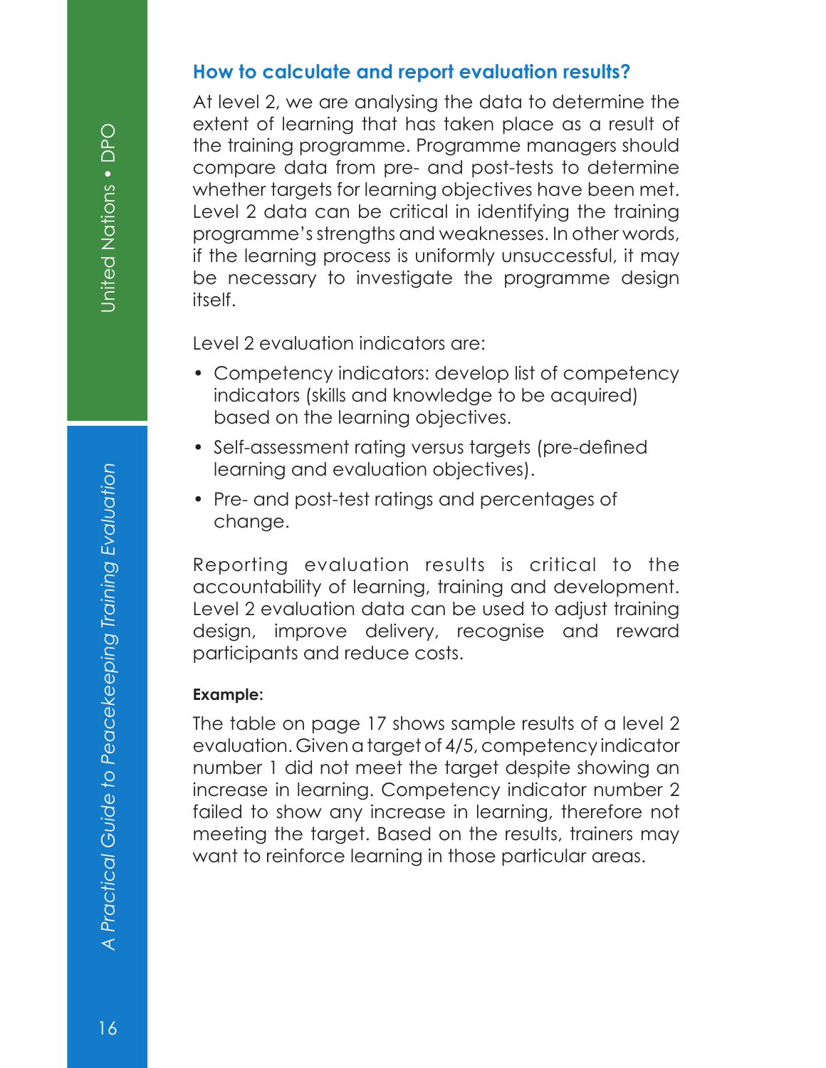## How to calculate and report evaluation results?

At level 2, we are analysing the data to determine the extent of learning that has taken place as a result of the training programme. Programme managers should compare data from pre- and post-tests to determine whether targets for learning objectives have been met. Level 2 data can be critical in identifying the training programme's strengths and weaknesses. In other words, if the learning process is uniformly unsuccessful, it may be necessary to investigate the programme design itself.

Level 2 evaluation indicators are:

- Competency indicators: develop list of competency indicators (skills and knowledge to be acquired) based on the learning objectives.
- Self-assessment rating versus targets (pre-defined learning and evaluation objectives).
- Pre- and post-test ratings and percentages of change.

Reporting evaluation results is critical to the accountability of learning, training and development. Level 2 evaluation data can be used to adjust training design, improve delivery, recognise and reward participants and reduce costs.

**Example:**

The table on page 17 shows sample results of a level 2 evaluation. Given a target of 4/5, competency indicator number 1 did not meet the target despite showing an increase in learning. Competency indicator number 2 failed to show any increase in learning, therefore not meeting the target. Based on the results, trainers may want to reinforce learning in those particular areas.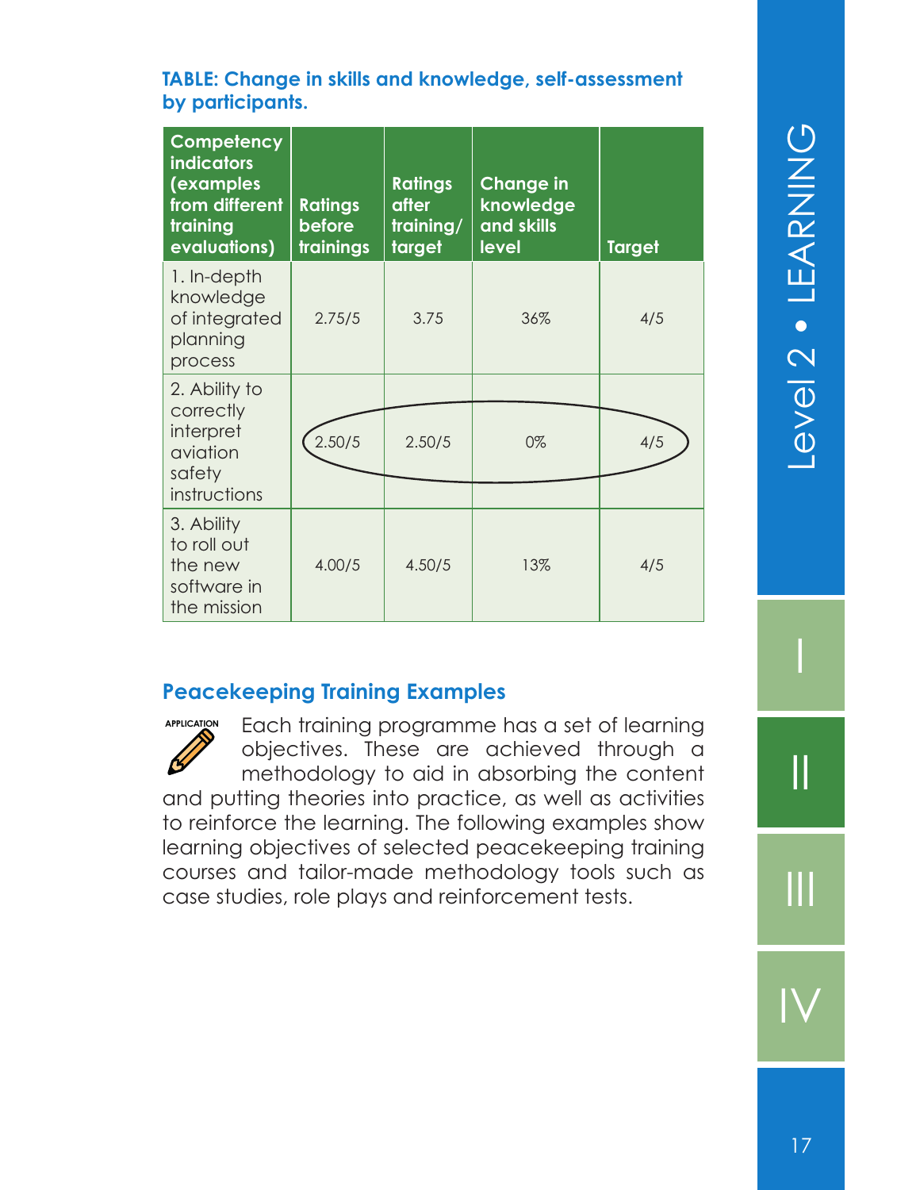**TABLE: Change in skills and knowledge, self-assessment by participants.**

| Competency indicators (examples from different training evaluations) | Ratings before trainings | Ratings after training/ target | Change in knowledge and skills level | Target |
|---|---|---|---|---|
| 1. In-depth knowledge of integrated planning process | 2.75/5 | 3.75 | 36% | 4/5 |
| 2. Ability to correctly interpret aviation safety instructions | 2.50/5 | 2.50/5 | 0% | 4/5 |
| 3. Ability to roll out the new software in the mission | 4.00/5 | 4.50/5 | 13% | 4/5 |

## Peacekeeping Training Examples

APPLICATION

Each training programme has a set of learning objectives. These are achieved through a methodology to aid in absorbing the content and putting theories into practice, as well as activities to reinforce the learning. The following examples show learning objectives of selected peacekeeping training courses and tailor-made methodology tools such as case studies, role plays and reinforcement tests.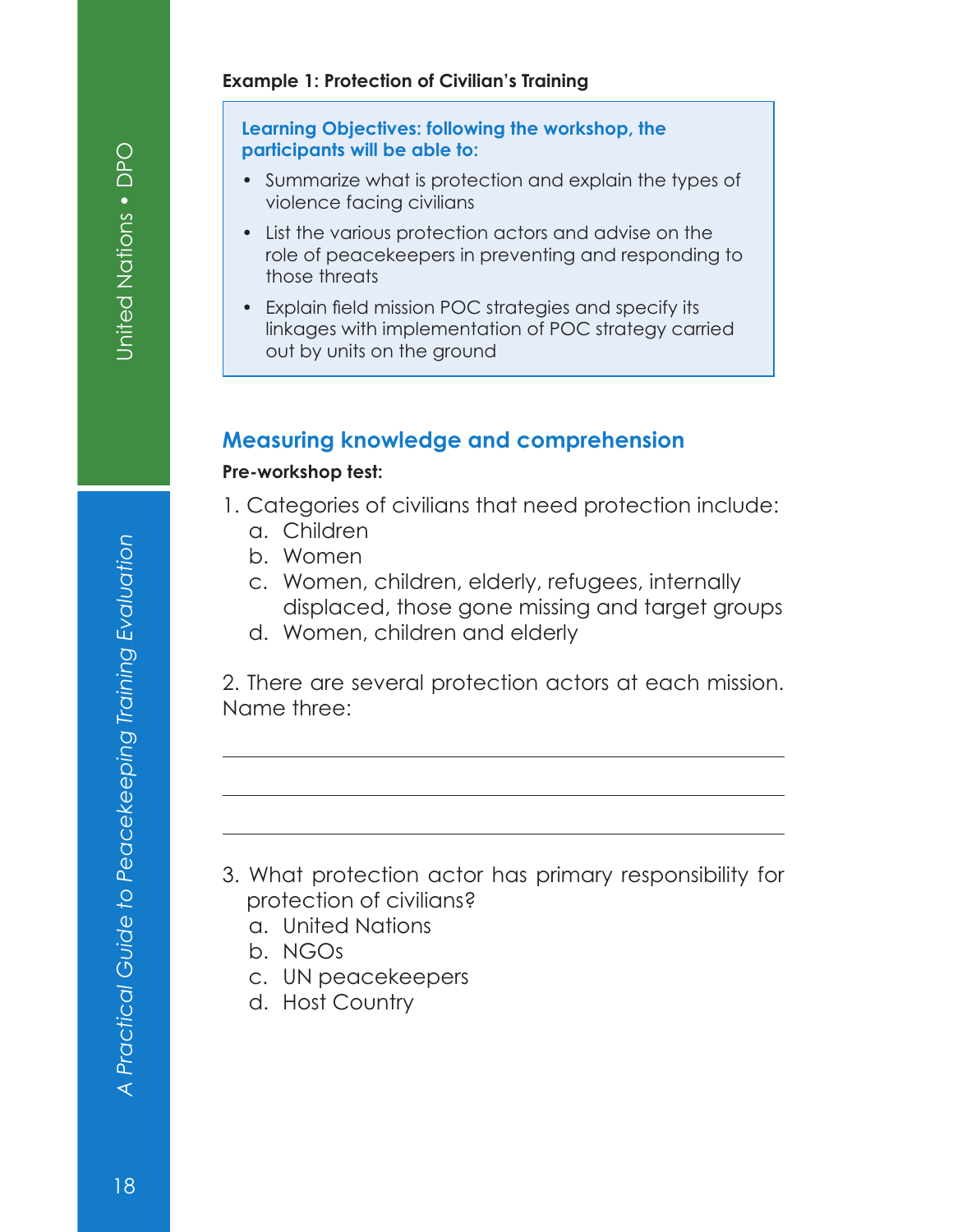**Example 1: Protection of Civilian's Training**

> **Learning Objectives: following the workshop, the participants will be able to:**
>
> - Summarize what is protection and explain the types of violence facing civilians
> - List the various protection actors and advise on the role of peacekeepers in preventing and responding to those threats
> - Explain field mission POC strategies and specify its linkages with implementation of POC strategy carried out by units on the ground

## Measuring knowledge and comprehension

**Pre-workshop test:**

1. Categories of civilians that need protection include:
   a. Children
   b. Women
   c. Women, children, elderly, refugees, internally displaced, those gone missing and target groups
   d. Women, children and elderly

2. There are several protection actors at each mission. Name three:

___________________________________________

___________________________________________

___________________________________________

3. What protection actor has primary responsibility for protection of civilians?
   a. United Nations
   b. NGOs
   c. UN peacekeepers
   d. Host Country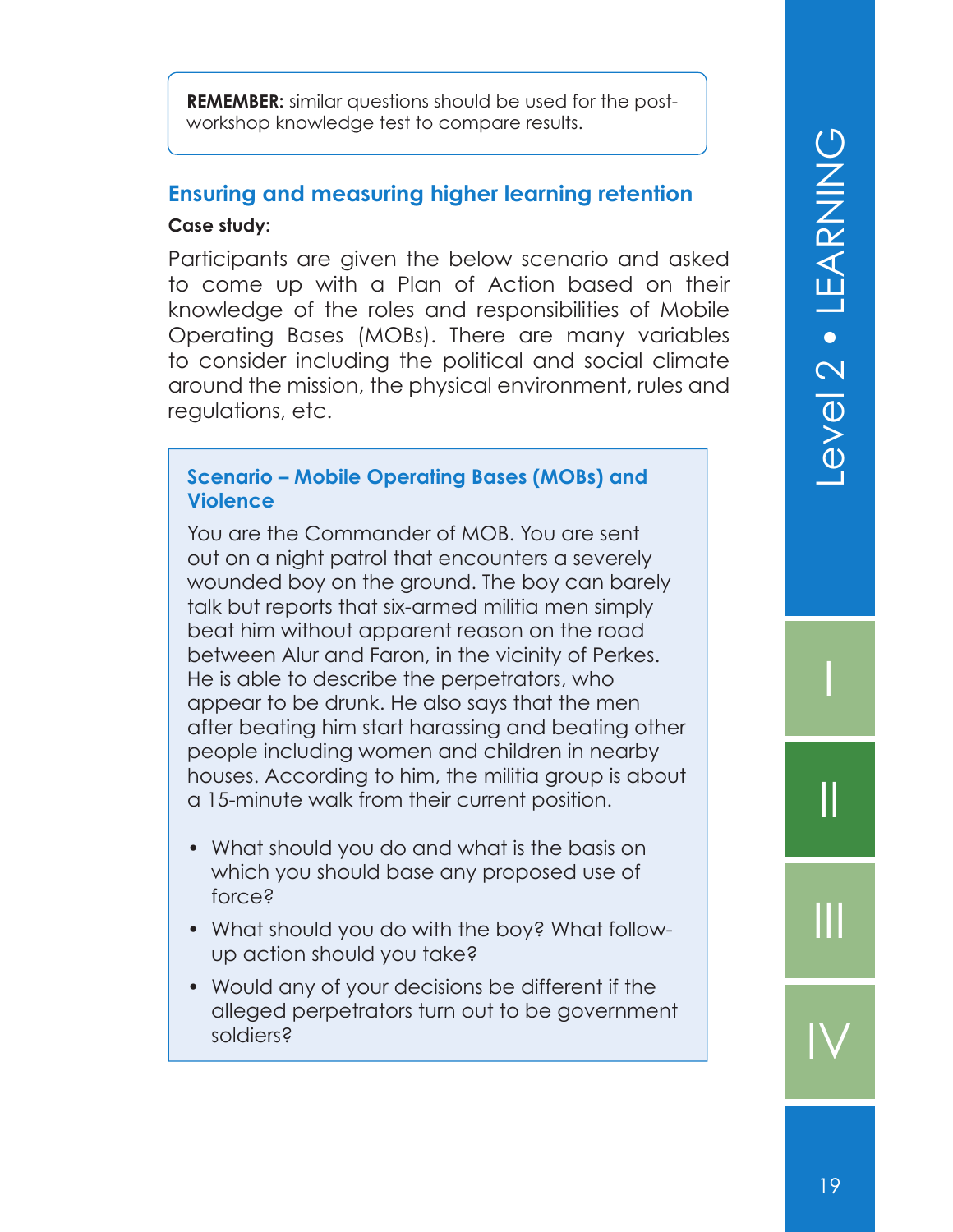**REMEMBER:** similar questions should be used for the post-workshop knowledge test to compare results.

## Ensuring and measuring higher learning retention

**Case study:**

Participants are given the below scenario and asked to come up with a Plan of Action based on their knowledge of the roles and responsibilities of Mobile Operating Bases (MOBs). There are many variables to consider including the political and social climate around the mission, the physical environment, rules and regulations, etc.

### Scenario – Mobile Operating Bases (MOBs) and Violence

You are the Commander of MOB. You are sent out on a night patrol that encounters a severely wounded boy on the ground. The boy can barely talk but reports that six-armed militia men simply beat him without apparent reason on the road between Alur and Faron, in the vicinity of Perkes. He is able to describe the perpetrators, who appear to be drunk. He also says that the men after beating him start harassing and beating other people including women and children in nearby houses. According to him, the militia group is about a 15-minute walk from their current position.

- What should you do and what is the basis on which you should base any proposed use of force?
- What should you do with the boy? What follow-up action should you take?
- Would any of your decisions be different if the alleged perpetrators turn out to be government soldiers?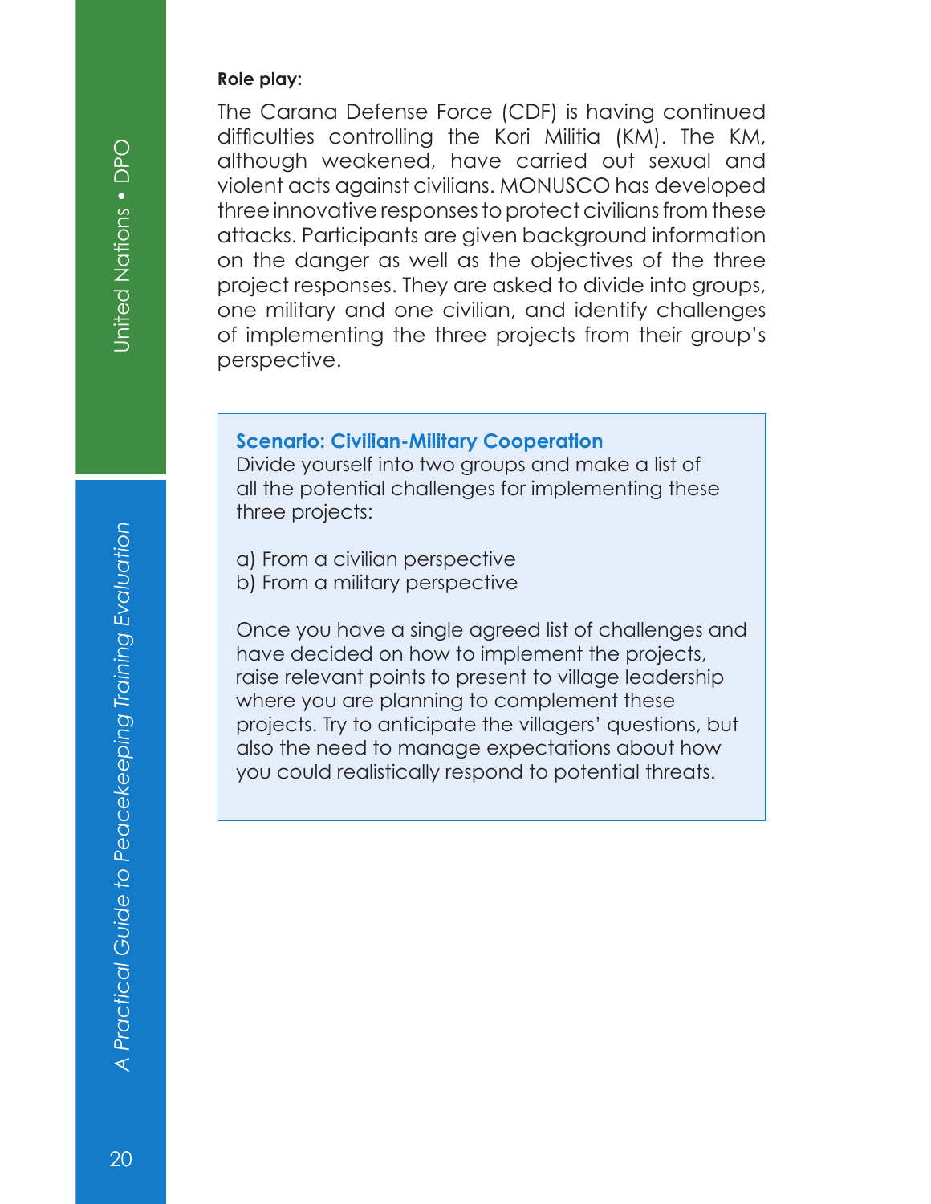**Role play:**

The Carana Defense Force (CDF) is having continued difficulties controlling the Kori Militia (KM). The KM, although weakened, have carried out sexual and violent acts against civilians. MONUSCO has developed three innovative responses to protect civilians from these attacks. Participants are given background information on the danger as well as the objectives of the three project responses. They are asked to divide into groups, one military and one civilian, and identify challenges of implementing the three projects from their group's perspective.

**Scenario: Civilian-Military Cooperation**

Divide yourself into two groups and make a list of all the potential challenges for implementing these three projects:

a) From a civilian perspective
b) From a military perspective

Once you have a single agreed list of challenges and have decided on how to implement the projects, raise relevant points to present to village leadership where you are planning to complement these projects. Try to anticipate the villagers' questions, but also the need to manage expectations about how you could realistically respond to potential threats.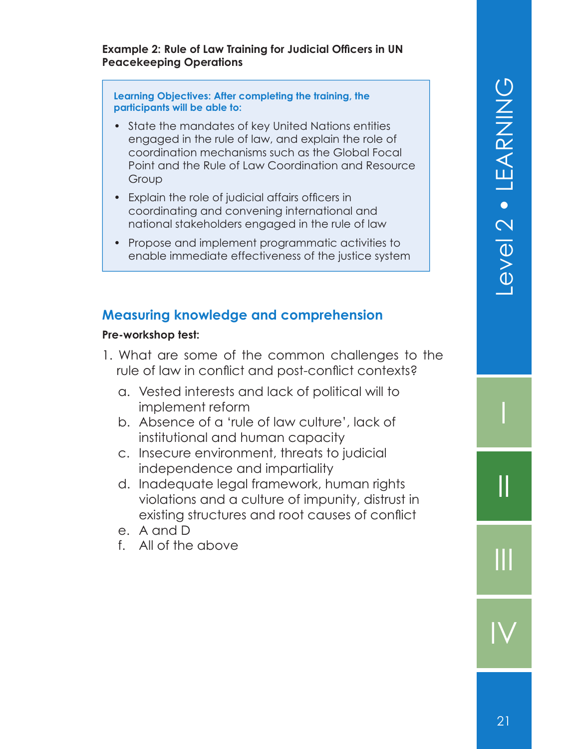**Example 2: Rule of Law Training for Judicial Officers in UN Peacekeeping Operations**

**Learning Objectives: After completing the training, the participants will be able to:**

- State the mandates of key United Nations entities engaged in the rule of law, and explain the role of coordination mechanisms such as the Global Focal Point and the Rule of Law Coordination and Resource Group
- Explain the role of judicial affairs officers in coordinating and convening international and national stakeholders engaged in the rule of law
- Propose and implement programmatic activities to enable immediate effectiveness of the justice system

## Measuring knowledge and comprehension

**Pre-workshop test:**

1. What are some of the common challenges to the rule of law in conflict and post-conflict contexts?
   a. Vested interests and lack of political will to implement reform
   b. Absence of a 'rule of law culture', lack of institutional and human capacity
   c. Insecure environment, threats to judicial independence and impartiality
   d. Inadequate legal framework, human rights violations and a culture of impunity, distrust in existing structures and root causes of conflict
   e. A and D
   f. All of the above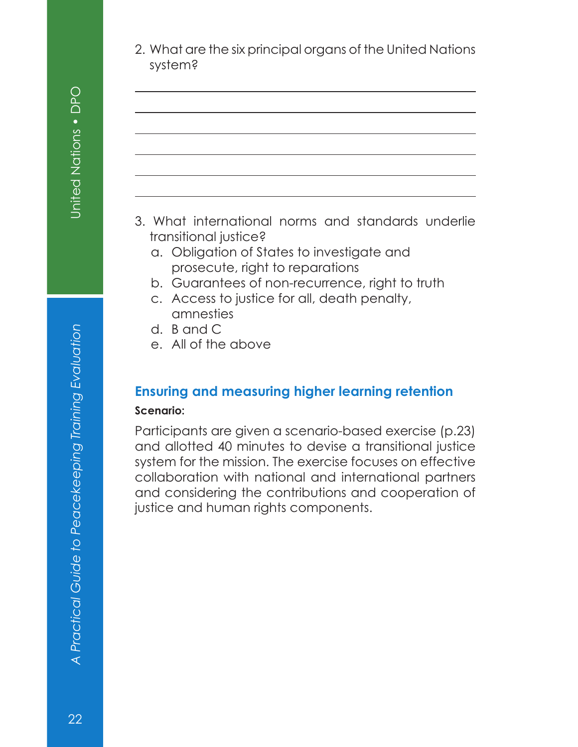2. What are the six principal organs of the United Nations system?

______________________________________________

______________________________________________

______________________________________________

______________________________________________

______________________________________________

______________________________________________

3. What international norms and standards underlie transitional justice?
   a. Obligation of States to investigate and prosecute, right to reparations
   b. Guarantees of non-recurrence, right to truth
   c. Access to justice for all, death penalty, amnesties
   d. B and C
   e. All of the above

### Ensuring and measuring higher learning retention

**Scenario:**

Participants are given a scenario-based exercise (p.23) and allotted 40 minutes to devise a transitional justice system for the mission. The exercise focuses on effective collaboration with national and international partners and considering the contributions and cooperation of justice and human rights components.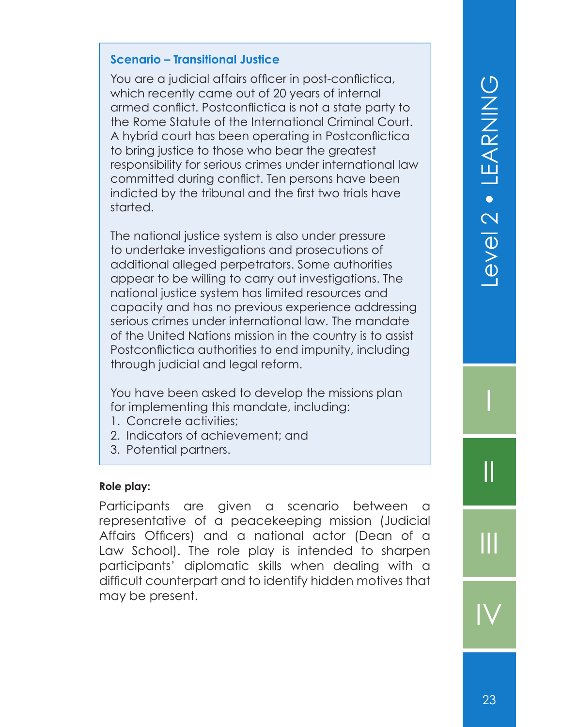**Scenario – Transitional Justice**

You are a judicial affairs officer in post-conflictica, which recently came out of 20 years of internal armed conflict. Postconflictica is not a state party to the Rome Statute of the International Criminal Court. A hybrid court has been operating in Postconflictica to bring justice to those who bear the greatest responsibility for serious crimes under international law committed during conflict. Ten persons have been indicted by the tribunal and the first two trials have started.

The national justice system is also under pressure to undertake investigations and prosecutions of additional alleged perpetrators. Some authorities appear to be willing to carry out investigations. The national justice system has limited resources and capacity and has no previous experience addressing serious crimes under international law. The mandate of the United Nations mission in the country is to assist Postconflictica authorities to end impunity, including through judicial and legal reform.

You have been asked to develop the missions plan for implementing this mandate, including:

1. Concrete activities;
2. Indicators of achievement; and
3. Potential partners.

**Role play:**

Participants are given a scenario between a representative of a peacekeeping mission (Judicial Affairs Officers) and a national actor (Dean of a Law School). The role play is intended to sharpen participants' diplomatic skills when dealing with a difficult counterpart and to identify hidden motives that may be present.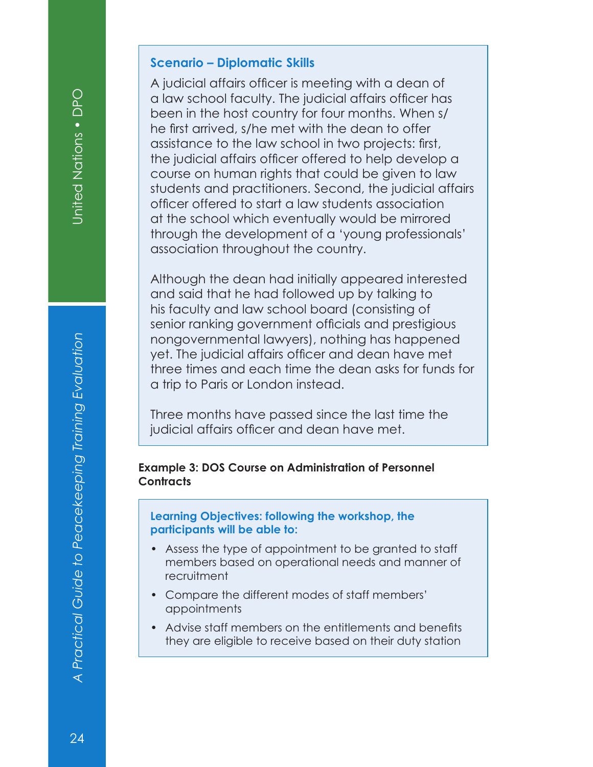### Scenario – Diplomatic Skills

A judicial affairs officer is meeting with a dean of a law school faculty. The judicial affairs officer has been in the host country for four months. When s/he first arrived, s/he met with the dean to offer assistance to the law school in two projects: first, the judicial affairs officer offered to help develop a course on human rights that could be given to law students and practitioners. Second, the judicial affairs officer offered to start a law students association at the school which eventually would be mirrored through the development of a 'young professionals' association throughout the country.

Although the dean had initially appeared interested and said that he had followed up by talking to his faculty and law school board (consisting of senior ranking government officials and prestigious nongovernmental lawyers), nothing has happened yet. The judicial affairs officer and dean have met three times and each time the dean asks for funds for a trip to Paris or London instead.

Three months have passed since the last time the judicial affairs officer and dean have met.

**Example 3: DOS Course on Administration of Personnel Contracts**

**Learning Objectives: following the workshop, the participants will be able to:**

- Assess the type of appointment to be granted to staff members based on operational needs and manner of recruitment
- Compare the different modes of staff members' appointments
- Advise staff members on the entitlements and benefits they are eligible to receive based on their duty station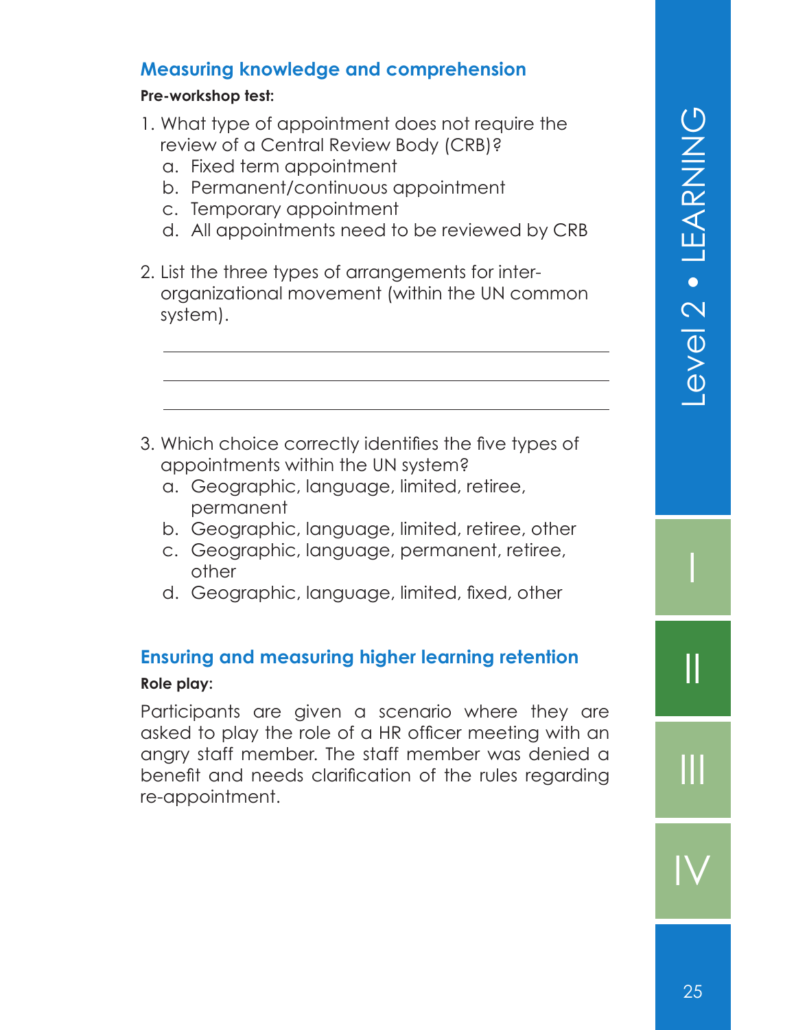## Measuring knowledge and comprehension

**Pre-workshop test:**

1. What type of appointment does not require the review of a Central Review Body (CRB)?
   a. Fixed term appointment
   b. Permanent/continuous appointment
   c. Temporary appointment
   d. All appointments need to be reviewed by CRB

2. List the three types of arrangements for inter-organizational movement (within the UN common system).

   ___________________________________________

   ___________________________________________

   ___________________________________________

3. Which choice correctly identifies the five types of appointments within the UN system?
   a. Geographic, language, limited, retiree, permanent
   b. Geographic, language, limited, retiree, other
   c. Geographic, language, permanent, retiree, other
   d. Geographic, language, limited, fixed, other

## Ensuring and measuring higher learning retention

**Role play:**

Participants are given a scenario where they are asked to play the role of a HR officer meeting with an angry staff member. The staff member was denied a benefit and needs clarification of the rules regarding re-appointment.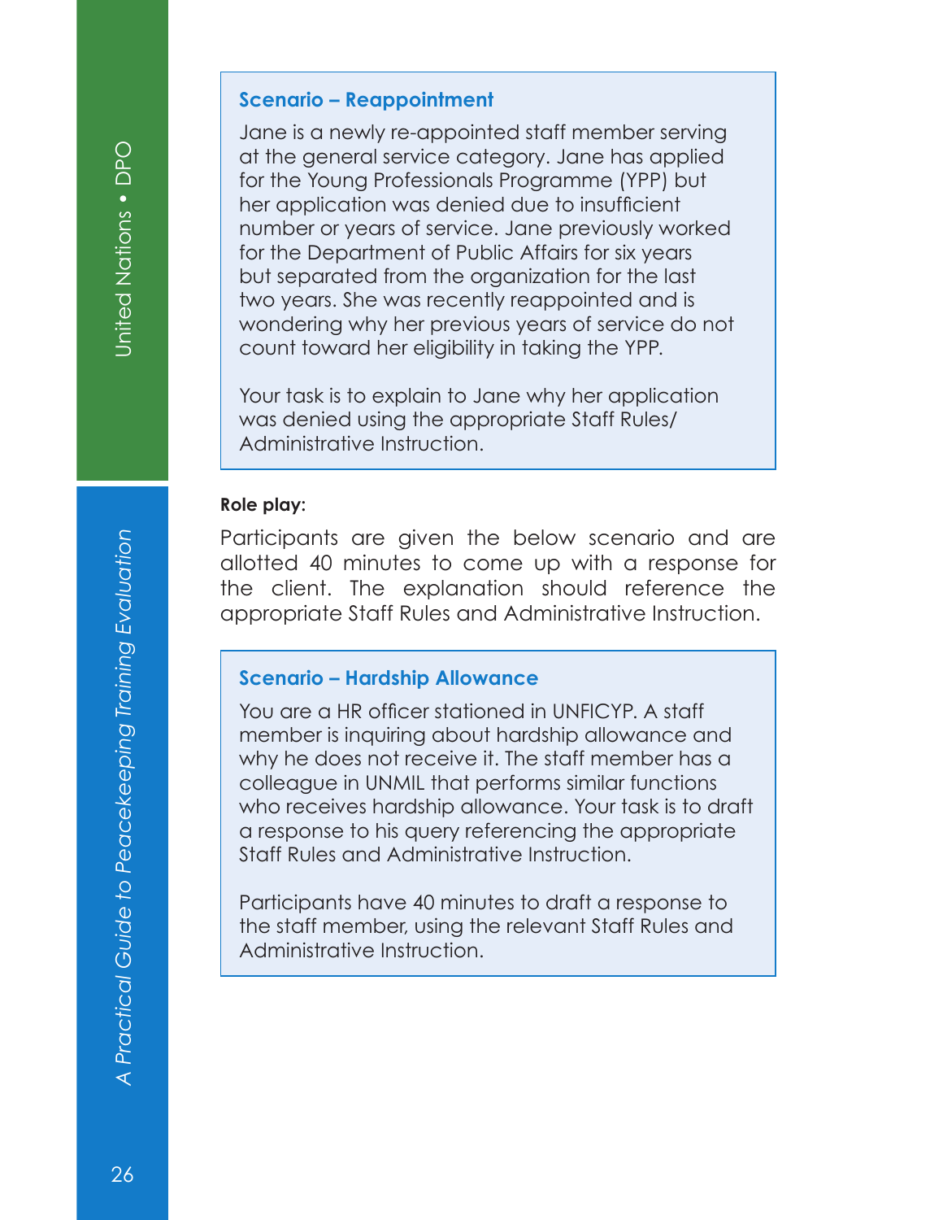### Scenario – Reappointment

Jane is a newly re-appointed staff member serving at the general service category. Jane has applied for the Young Professionals Programme (YPP) but her application was denied due to insufficient number or years of service. Jane previously worked for the Department of Public Affairs for six years but separated from the organization for the last two years. She was recently reappointed and is wondering why her previous years of service do not count toward her eligibility in taking the YPP.

Your task is to explain to Jane why her application was denied using the appropriate Staff Rules/ Administrative Instruction.

**Role play:**

Participants are given the below scenario and are allotted 40 minutes to come up with a response for the client. The explanation should reference the appropriate Staff Rules and Administrative Instruction.

### Scenario – Hardship Allowance

You are a HR officer stationed in UNFICYP. A staff member is inquiring about hardship allowance and why he does not receive it. The staff member has a colleague in UNMIL that performs similar functions who receives hardship allowance. Your task is to draft a response to his query referencing the appropriate Staff Rules and Administrative Instruction.

Participants have 40 minutes to draft a response to the staff member, using the relevant Staff Rules and Administrative Instruction.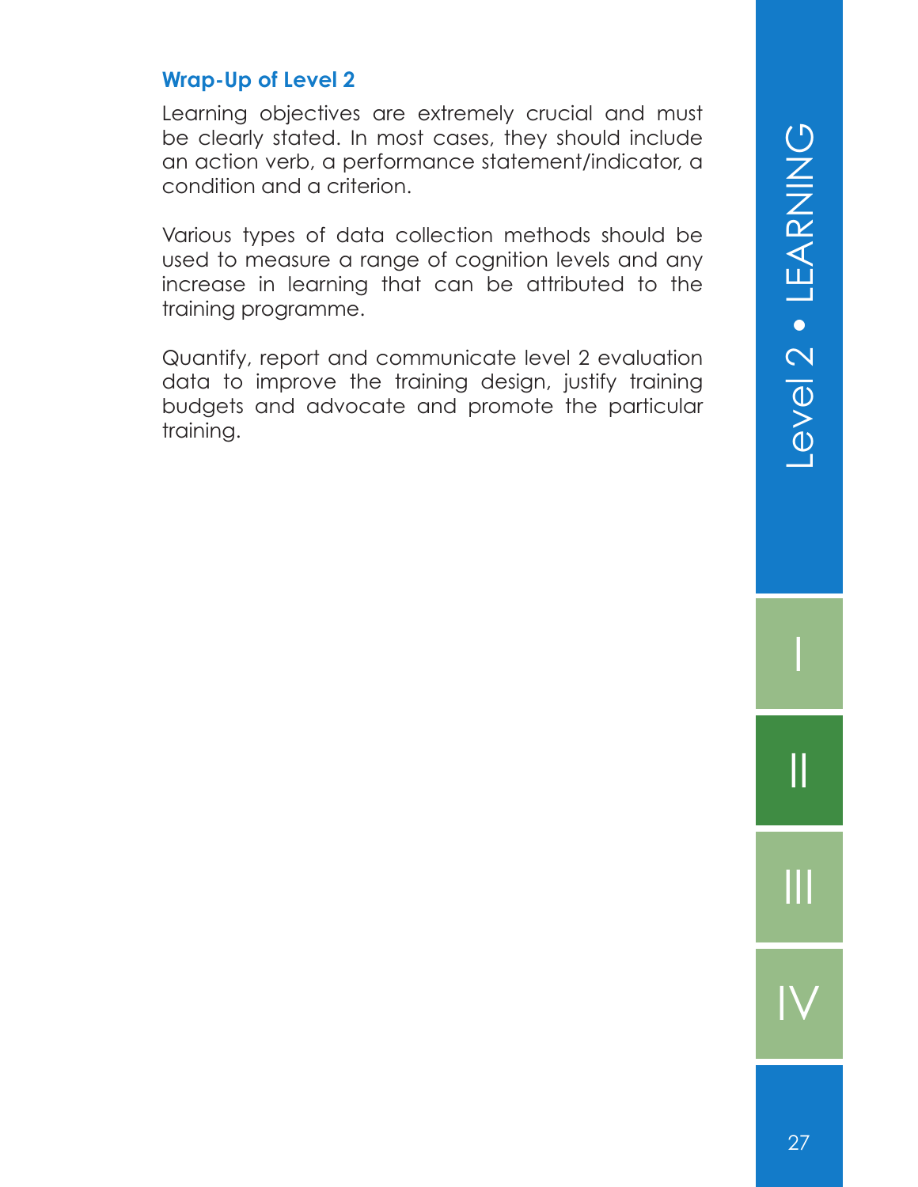## Wrap-Up of Level 2

Learning objectives are extremely crucial and must be clearly stated. In most cases, they should include an action verb, a performance statement/indicator, a condition and a criterion.

Various types of data collection methods should be used to measure a range of cognition levels and any increase in learning that can be attributed to the training programme.

Quantify, report and communicate level 2 evaluation data to improve the training design, justify training budgets and advocate and promote the particular training.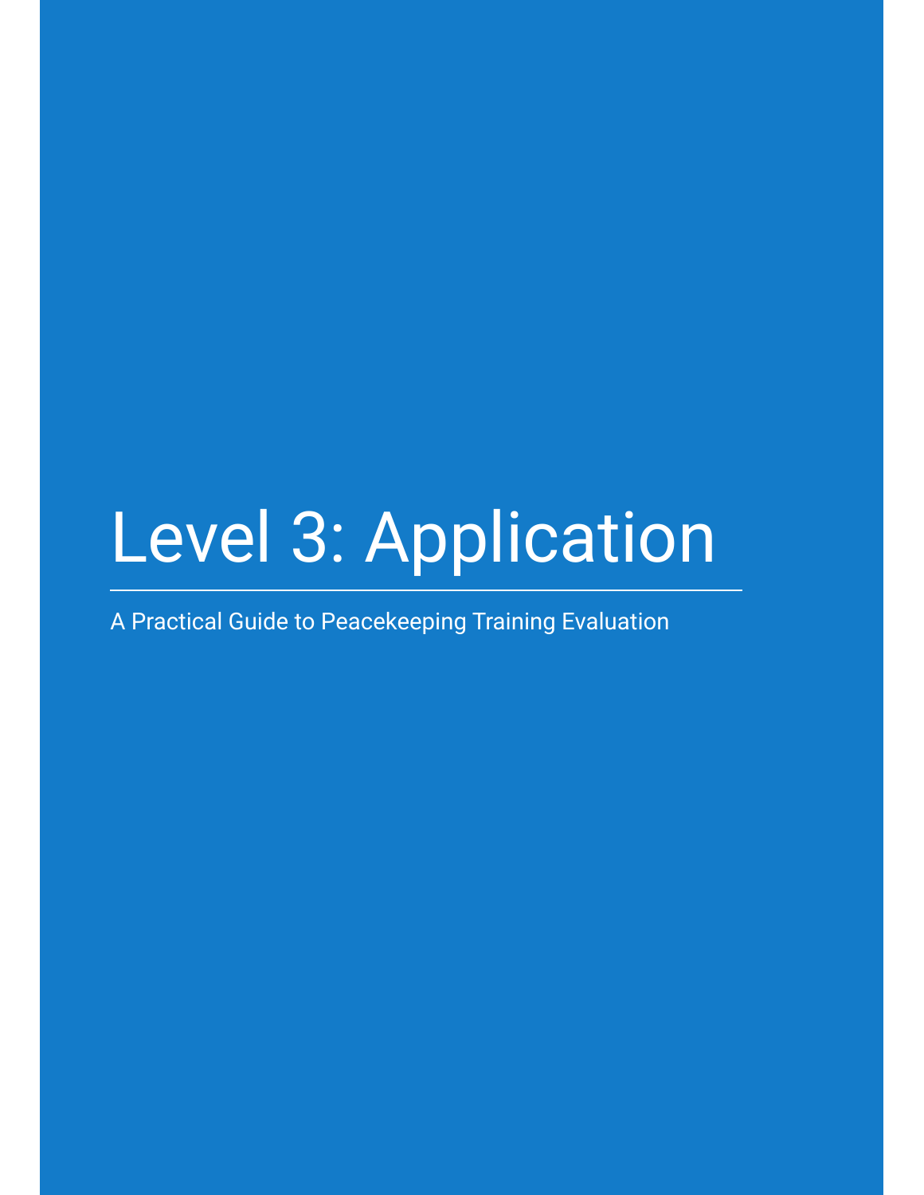# Level 3: Application

A Practical Guide to Peacekeeping Training Evaluation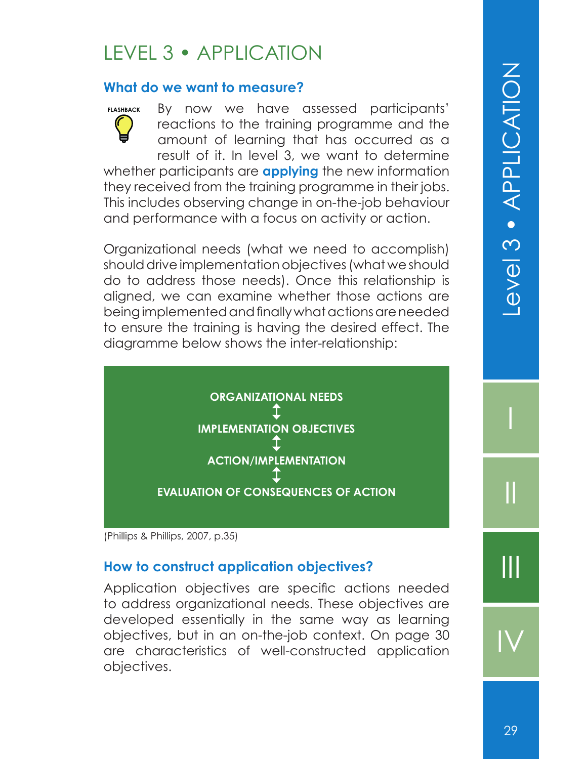# LEVEL 3 • APPLICATION

## What do we want to measure?

FLASHBACK

By now we have assessed participants' reactions to the training programme and the amount of learning that has occurred as a result of it. In level 3, we want to determine whether participants are **applying** the new information they received from the training programme in their jobs. This includes observing change in on-the-job behaviour and performance with a focus on activity or action.

Organizational needs (what we need to accomplish) should drive implementation objectives (what we should do to address those needs). Once this relationship is aligned, we can examine whether those actions are being implemented and finally what actions are needed to ensure the training is having the desired effect. The diagramme below shows the inter-relationship:

**ORGANIZATIONAL NEEDS**
↕
**IMPLEMENTATION OBJECTIVES**
↕
**ACTION/IMPLEMENTATION**
↕
**EVALUATION OF CONSEQUENCES OF ACTION**

(Phillips & Phillips, 2007, p.35)

## How to construct application objectives?

Application objectives are specific actions needed to address organizational needs. These objectives are developed essentially in the same way as learning objectives, but in an on-the-job context. On page 30 are characteristics of well-constructed application objectives.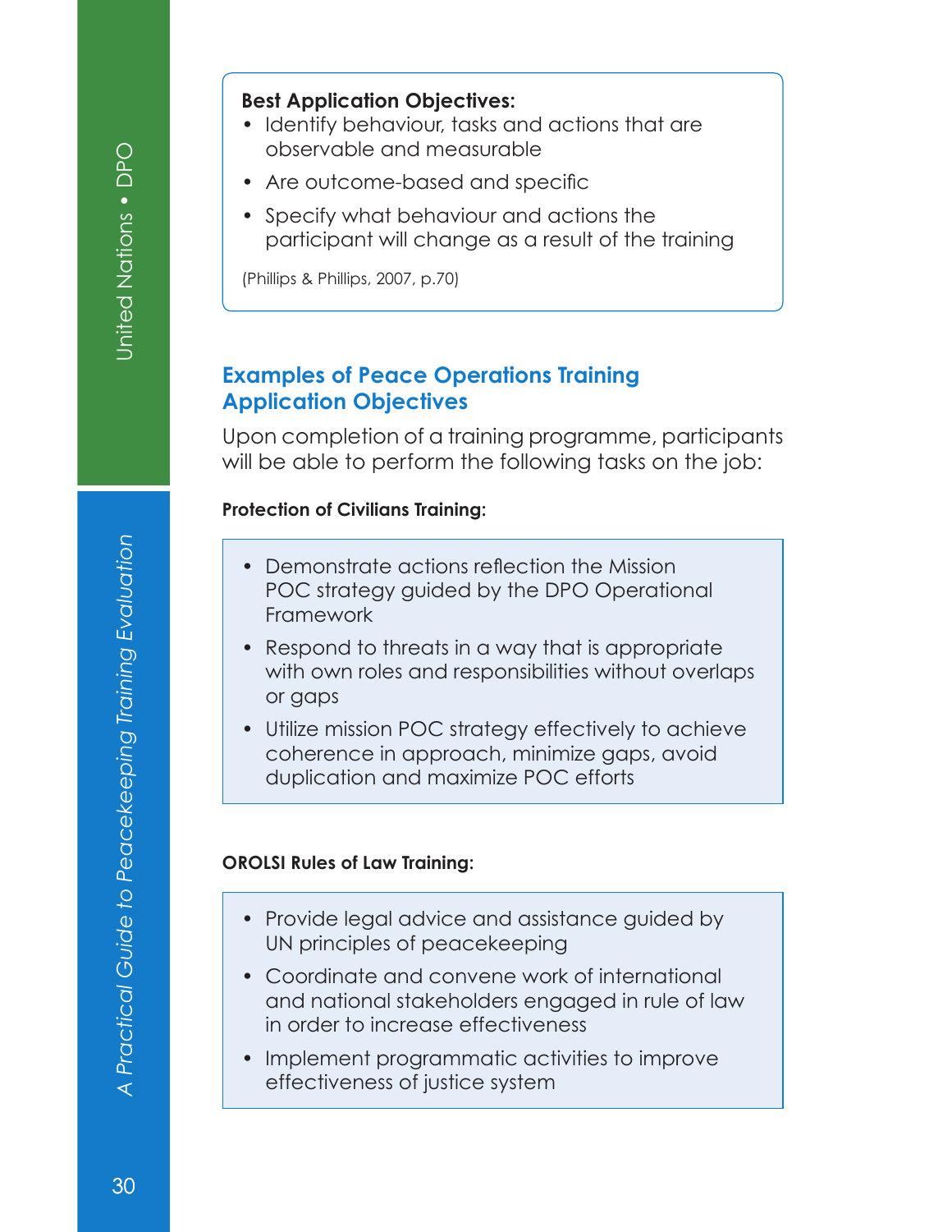**Best Application Objectives:**

- Identify behaviour, tasks and actions that are observable and measurable
- Are outcome-based and specific
- Specify what behaviour and actions the participant will change as a result of the training

(Phillips & Phillips, 2007, p.70)

### Examples of Peace Operations Training Application Objectives

Upon completion of a training programme, participants will be able to perform the following tasks on the job:

**Protection of Civilians Training:**

- Demonstrate actions reflection the Mission POC strategy guided by the DPO Operational Framework
- Respond to threats in a way that is appropriate with own roles and responsibilities without overlaps or gaps
- Utilize mission POC strategy effectively to achieve coherence in approach, minimize gaps, avoid duplication and maximize POC efforts

**OROLSI Rules of Law Training:**

- Provide legal advice and assistance guided by UN principles of peacekeeping
- Coordinate and convene work of international and national stakeholders engaged in rule of law in order to increase effectiveness
- Implement programmatic activities to improve effectiveness of justice system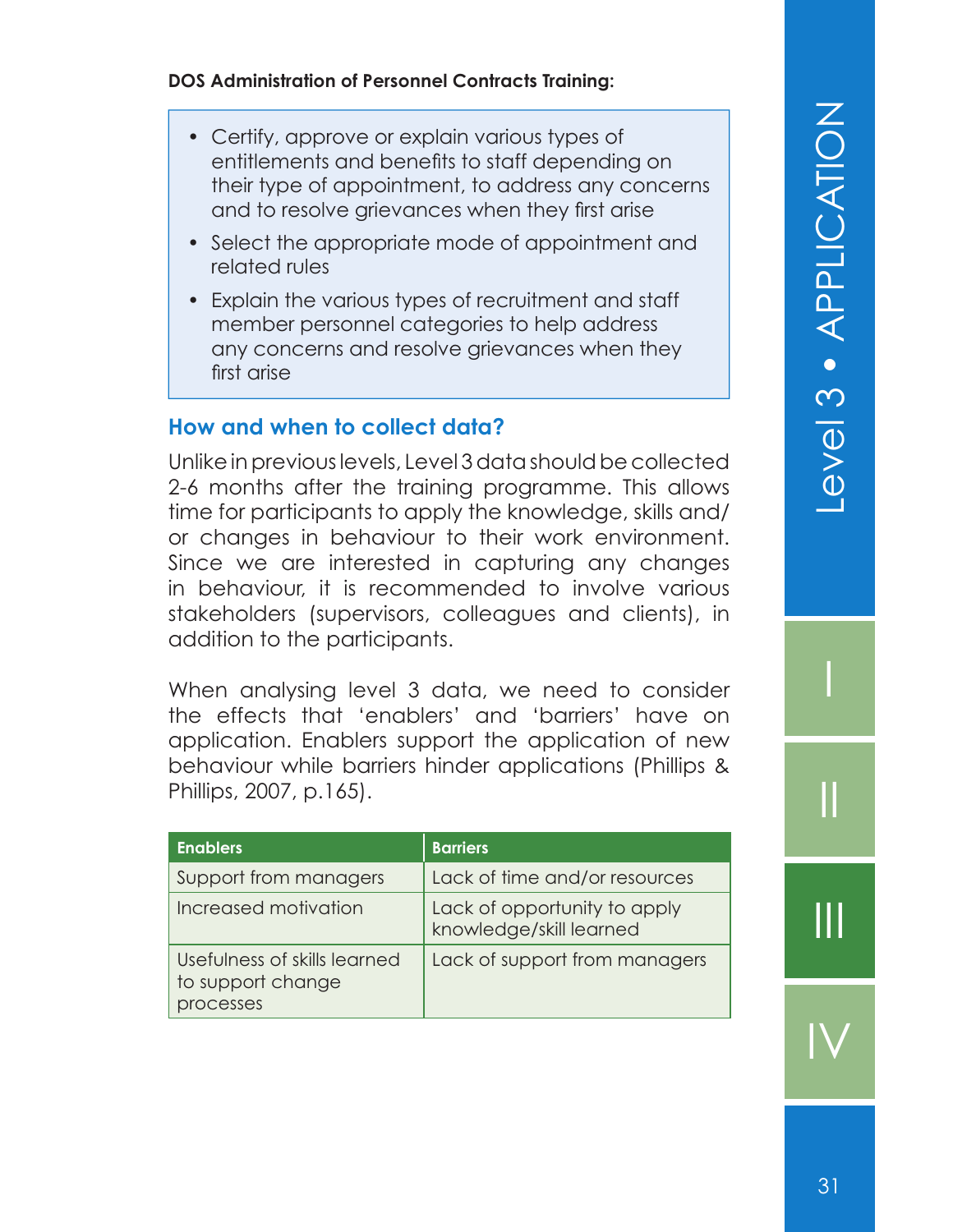**DOS Administration of Personnel Contracts Training:**

- Certify, approve or explain various types of entitlements and benefits to staff depending on their type of appointment, to address any concerns and to resolve grievances when they first arise
- Select the appropriate mode of appointment and related rules
- Explain the various types of recruitment and staff member personnel categories to help address any concerns and resolve grievances when they first arise

## How and when to collect data?

Unlike in previous levels, Level 3 data should be collected 2-6 months after the training programme. This allows time for participants to apply the knowledge, skills and/or changes in behaviour to their work environment. Since we are interested in capturing any changes in behaviour, it is recommended to involve various stakeholders (supervisors, colleagues and clients), in addition to the participants.

When analysing level 3 data, we need to consider the effects that 'enablers' and 'barriers' have on application. Enablers support the application of new behaviour while barriers hinder applications (Phillips & Phillips, 2007, p.165).

| Enablers | Barriers |
| --- | --- |
| Support from managers | Lack of time and/or resources |
| Increased motivation | Lack of opportunity to apply knowledge/skill learned |
| Usefulness of skills learned to support change processes | Lack of support from managers |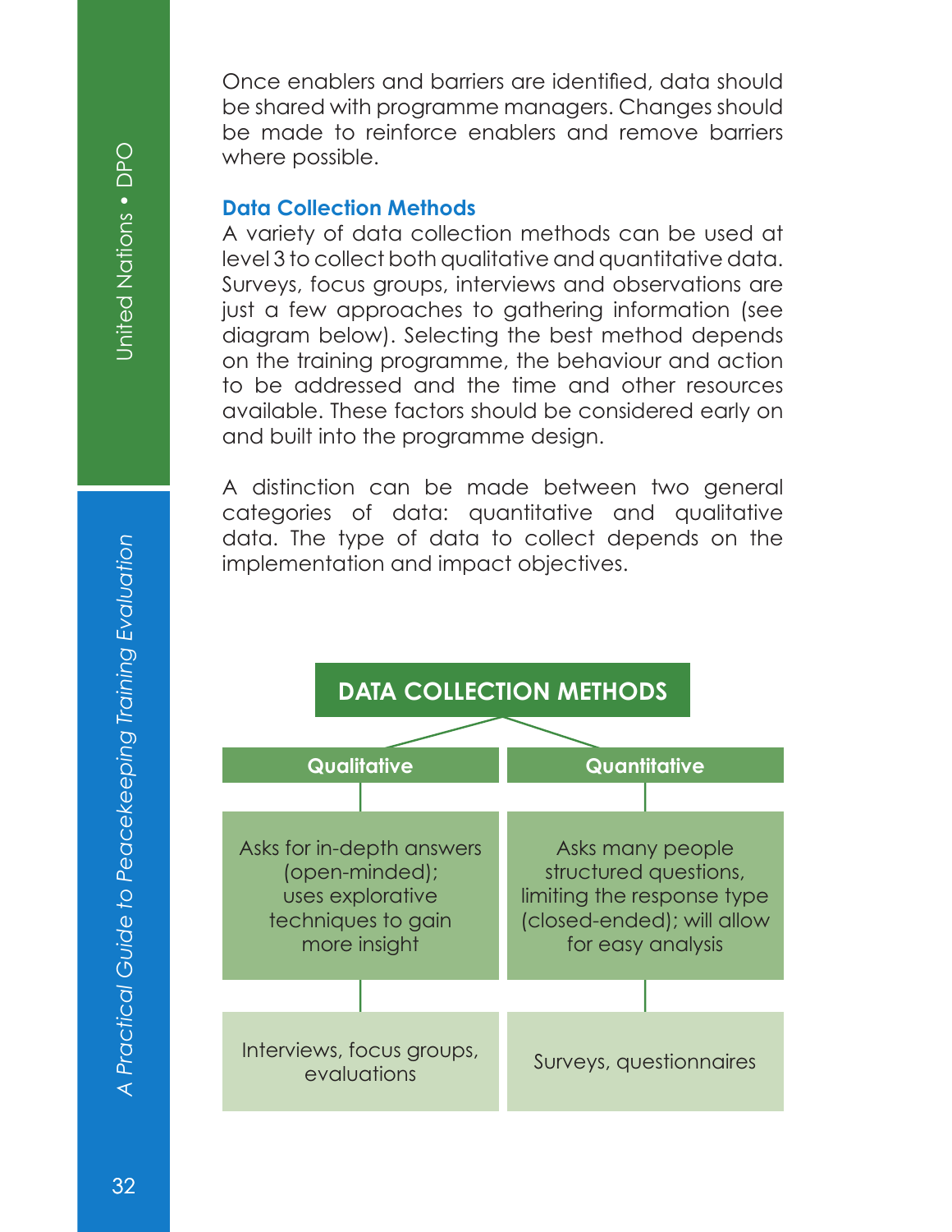Once enablers and barriers are identified, data should be shared with programme managers. Changes should be made to reinforce enablers and remove barriers where possible.

### Data Collection Methods

A variety of data collection methods can be used at level 3 to collect both qualitative and quantitative data. Surveys, focus groups, interviews and observations are just a few approaches to gathering information (see diagram below). Selecting the best method depends on the training programme, the behaviour and action to be addressed and the time and other resources available. These factors should be considered early on and built into the programme design.

A distinction can be made between two general categories of data: quantitative and qualitative data. The type of data to collect depends on the implementation and impact objectives.

**DATA COLLECTION METHODS**

| Qualitative | Quantitative |
| --- | --- |
| Asks for in-depth answers (open-minded); uses explorative techniques to gain more insight | Asks many people structured questions, limiting the response type (closed-ended); will allow for easy analysis |
| Interviews, focus groups, evaluations | Surveys, questionnaires |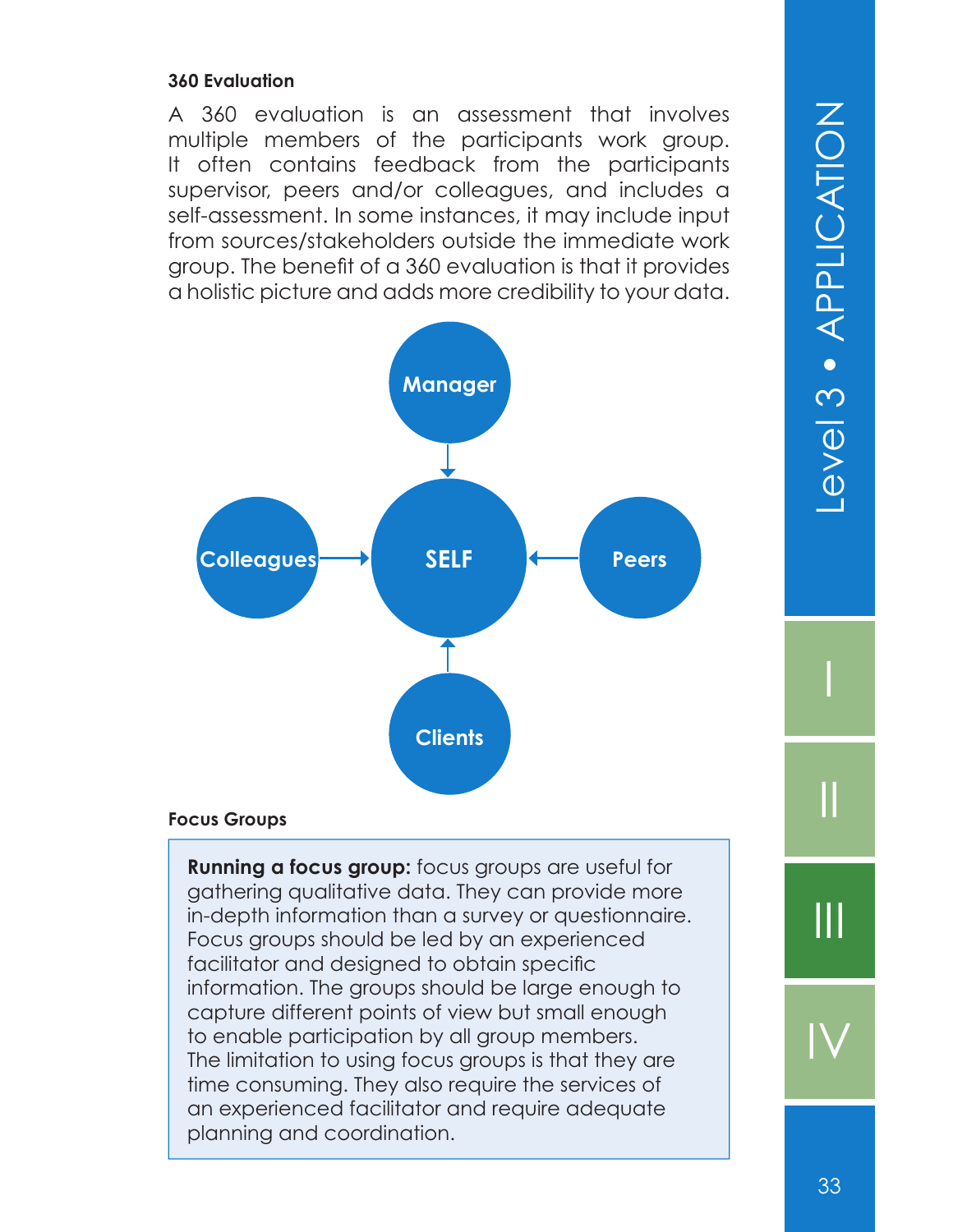### 360 Evaluation

A 360 evaluation is an assessment that involves multiple members of the participants work group. It often contains feedback from the participants supervisor, peers and/or colleagues, and includes a self-assessment. In some instances, it may include input from sources/stakeholders outside the immediate work group. The benefit of a 360 evaluation is that it provides a holistic picture and adds more credibility to your data.

Manager

Colleagues → SELF ← Peers

Clients

### Focus Groups

**Running a focus group:** focus groups are useful for gathering qualitative data. They can provide more in-depth information than a survey or questionnaire. Focus groups should be led by an experienced facilitator and designed to obtain specific information. The groups should be large enough to capture different points of view but small enough to enable participation by all group members. The limitation to using focus groups is that they are time consuming. They also require the services of an experienced facilitator and require adequate planning and coordination.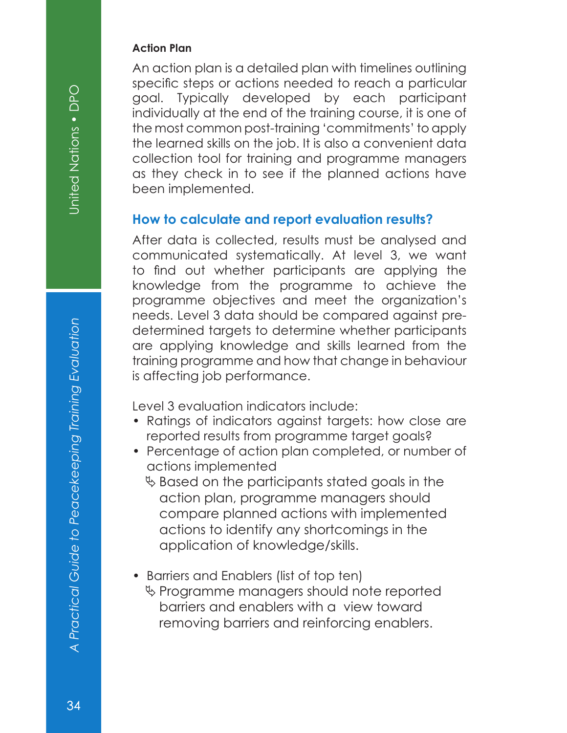**Action Plan**

An action plan is a detailed plan with timelines outlining specific steps or actions needed to reach a particular goal. Typically developed by each participant individually at the end of the training course, it is one of the most common post-training 'commitments' to apply the learned skills on the job. It is also a convenient data collection tool for training and programme managers as they check in to see if the planned actions have been implemented.

## How to calculate and report evaluation results?

After data is collected, results must be analysed and communicated systematically. At level 3, we want to find out whether participants are applying the knowledge from the programme to achieve the programme objectives and meet the organization's needs. Level 3 data should be compared against pre-determined targets to determine whether participants are applying knowledge and skills learned from the training programme and how that change in behaviour is affecting job performance.

Level 3 evaluation indicators include:

- Ratings of indicators against targets: how close are reported results from programme target goals?
- Percentage of action plan completed, or number of actions implemented
  - ✎ Based on the participants stated goals in the action plan, programme managers should compare planned actions with implemented actions to identify any shortcomings in the application of knowledge/skills.
- Barriers and Enablers (list of top ten)
  - ✎ Programme managers should note reported barriers and enablers with a view toward removing barriers and reinforcing enablers.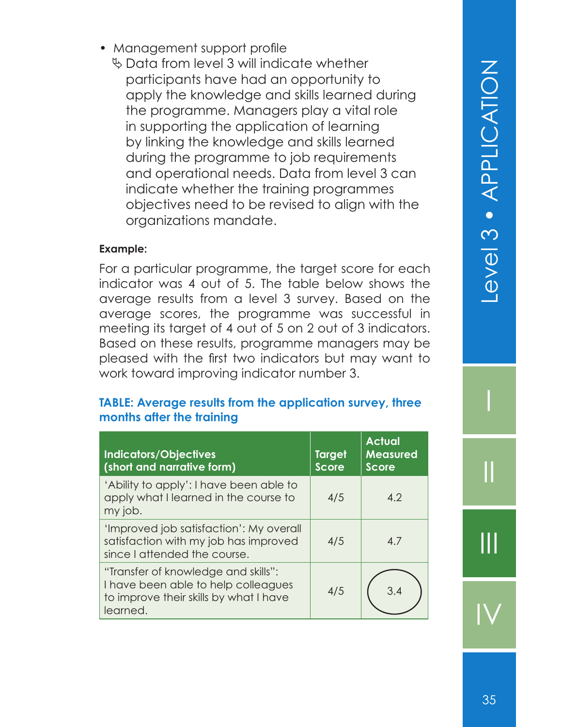- Management support profile
  - ↳ Data from level 3 will indicate whether participants have had an opportunity to apply the knowledge and skills learned during the programme. Managers play a vital role in supporting the application of learning by linking the knowledge and skills learned during the programme to job requirements and operational needs. Data from level 3 can indicate whether the training programmes objectives need to be revised to align with the organizations mandate.

**Example:**

For a particular programme, the target score for each indicator was 4 out of 5. The table below shows the average results from a level 3 survey. Based on the average scores, the programme was successful in meeting its target of 4 out of 5 on 2 out of 3 indicators. Based on these results, programme managers may be pleased with the first two indicators but may want to work toward improving indicator number 3.

**TABLE: Average results from the application survey, three months after the training**

| Indicators/Objectives (short and narrative form) | Target Score | Actual Measured Score |
|---|---|---|
| 'Ability to apply': I have been able to apply what I learned in the course to my job. | 4/5 | 4.2 |
| 'Improved job satisfaction': My overall satisfaction with my job has improved since I attended the course. | 4/5 | 4.7 |
| "Transfer of knowledge and skills": I have been able to help colleagues to improve their skills by what I have learned. | 4/5 | 3.4 |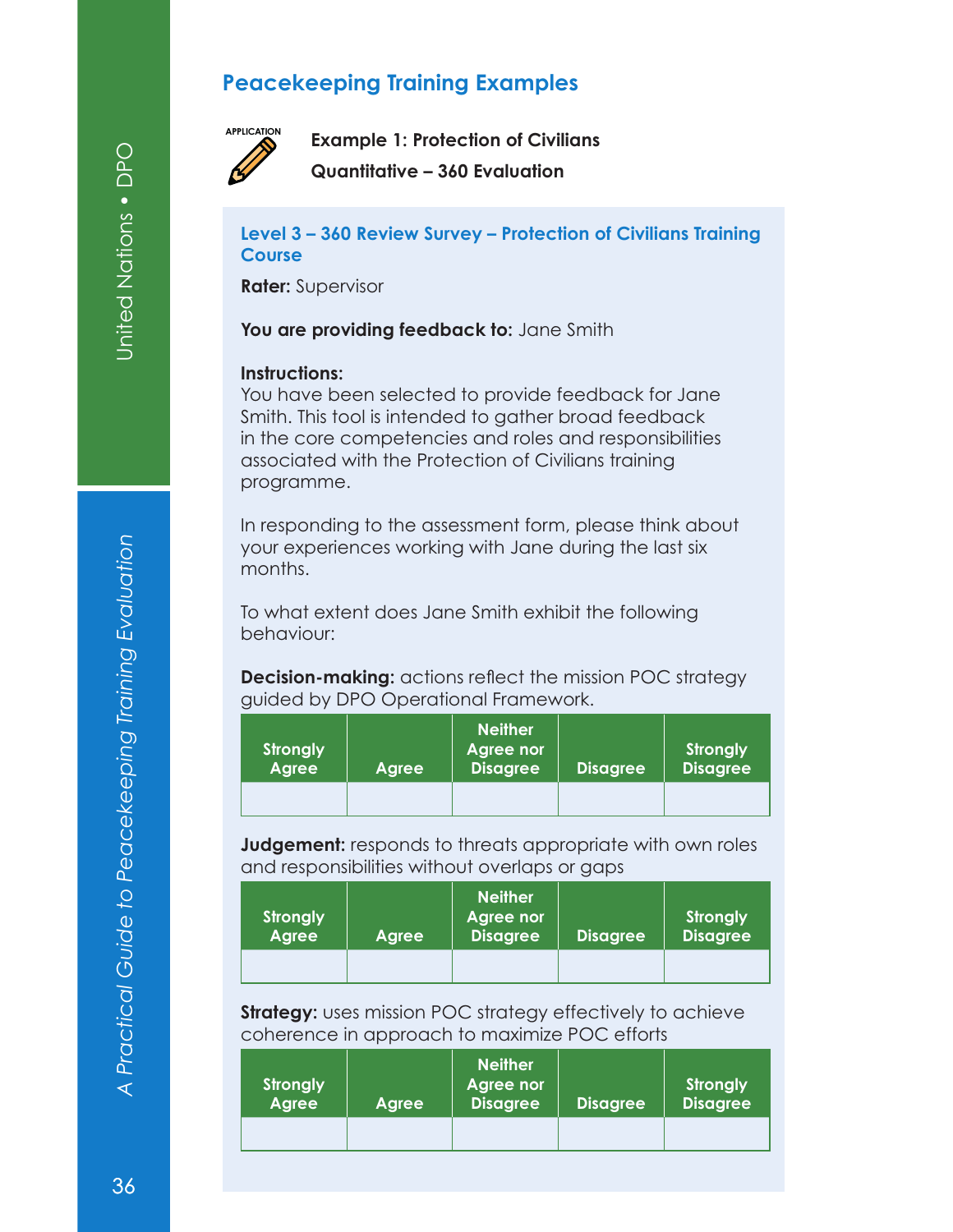## Peacekeeping Training Examples

APPLICATION

**Example 1: Protection of Civilians**

**Quantitative – 360 Evaluation**

### Level 3 – 360 Review Survey – Protection of Civilians Training Course

**Rater:** Supervisor

**You are providing feedback to:** Jane Smith

**Instructions:**
You have been selected to provide feedback for Jane Smith. This tool is intended to gather broad feedback in the core competencies and roles and responsibilities associated with the Protection of Civilians training programme.

In responding to the assessment form, please think about your experiences working with Jane during the last six months.

To what extent does Jane Smith exhibit the following behaviour:

**Decision-making:** actions reflect the mission POC strategy guided by DPO Operational Framework.

| Strongly Agree | Agree | Neither Agree nor Disagree | Disagree | Strongly Disagree |
|---|---|---|---|---|
| | | | | |

**Judgement:** responds to threats appropriate with own roles and responsibilities without overlaps or gaps

| Strongly Agree | Agree | Neither Agree nor Disagree | Disagree | Strongly Disagree |
|---|---|---|---|---|
| | | | | |

**Strategy:** uses mission POC strategy effectively to achieve coherence in approach to maximize POC efforts

| Strongly Agree | Agree | Neither Agree nor Disagree | Disagree | Strongly Disagree |
|---|---|---|---|---|
| | | | | |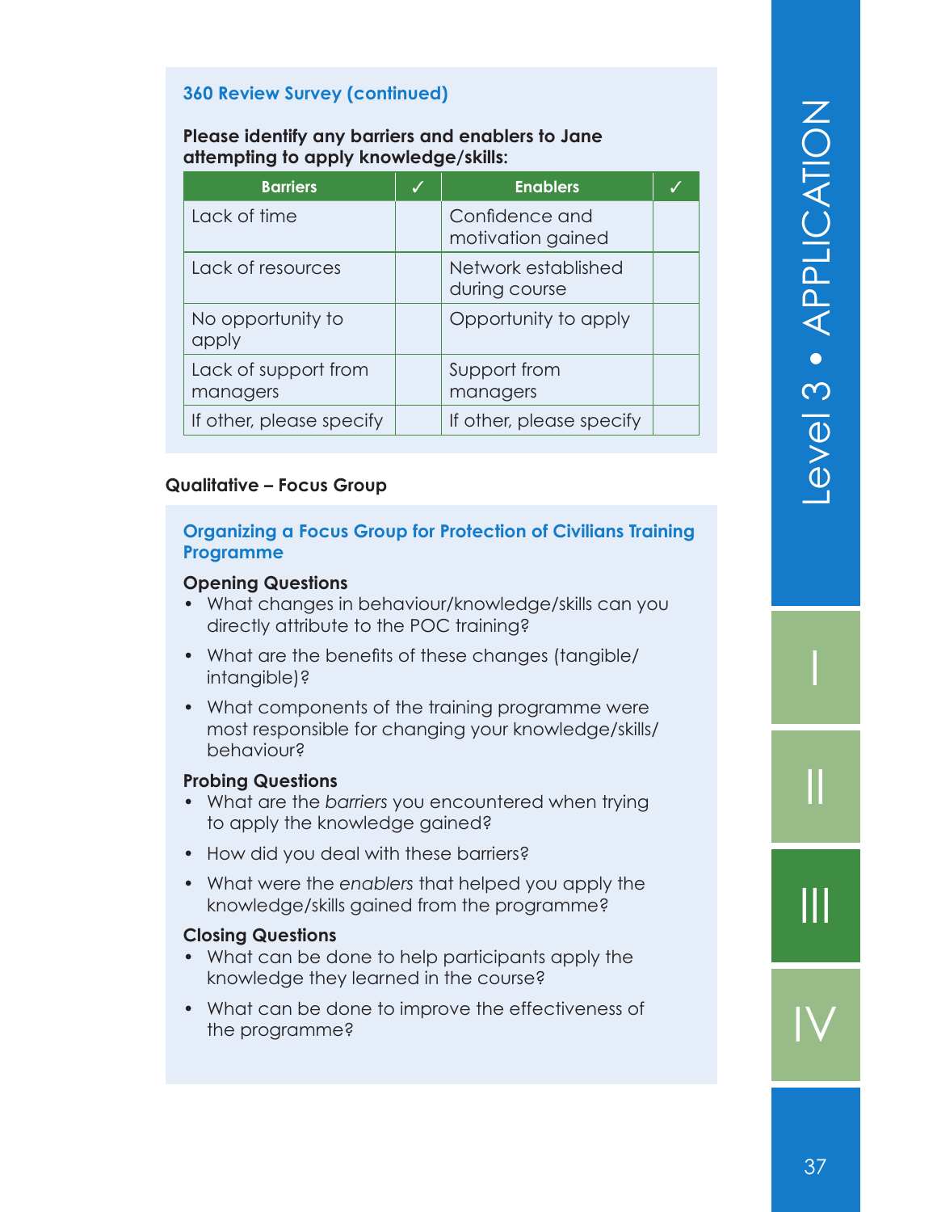### 360 Review Survey (continued)

**Please identify any barriers and enablers to Jane attempting to apply knowledge/skills:**

| Barriers | ✓ | Enablers | ✓ |
|---|---|---|---|
| Lack of time | | Confidence and motivation gained | |
| Lack of resources | | Network established during course | |
| No opportunity to apply | | Opportunity to apply | |
| Lack of support from managers | | Support from managers | |
| If other, please specify | | If other, please specify | |

## Qualitative – Focus Group

### Organizing a Focus Group for Protection of Civilians Training Programme

**Opening Questions**

- What changes in behaviour/knowledge/skills can you directly attribute to the POC training?
- What are the benefits of these changes (tangible/intangible)?
- What components of the training programme were most responsible for changing your knowledge/skills/behaviour?

**Probing Questions**

- What are the *barriers* you encountered when trying to apply the knowledge gained?
- How did you deal with these barriers?
- What were the *enablers* that helped you apply the knowledge/skills gained from the programme?

**Closing Questions**

- What can be done to help participants apply the knowledge they learned in the course?
- What can be done to improve the effectiveness of the programme?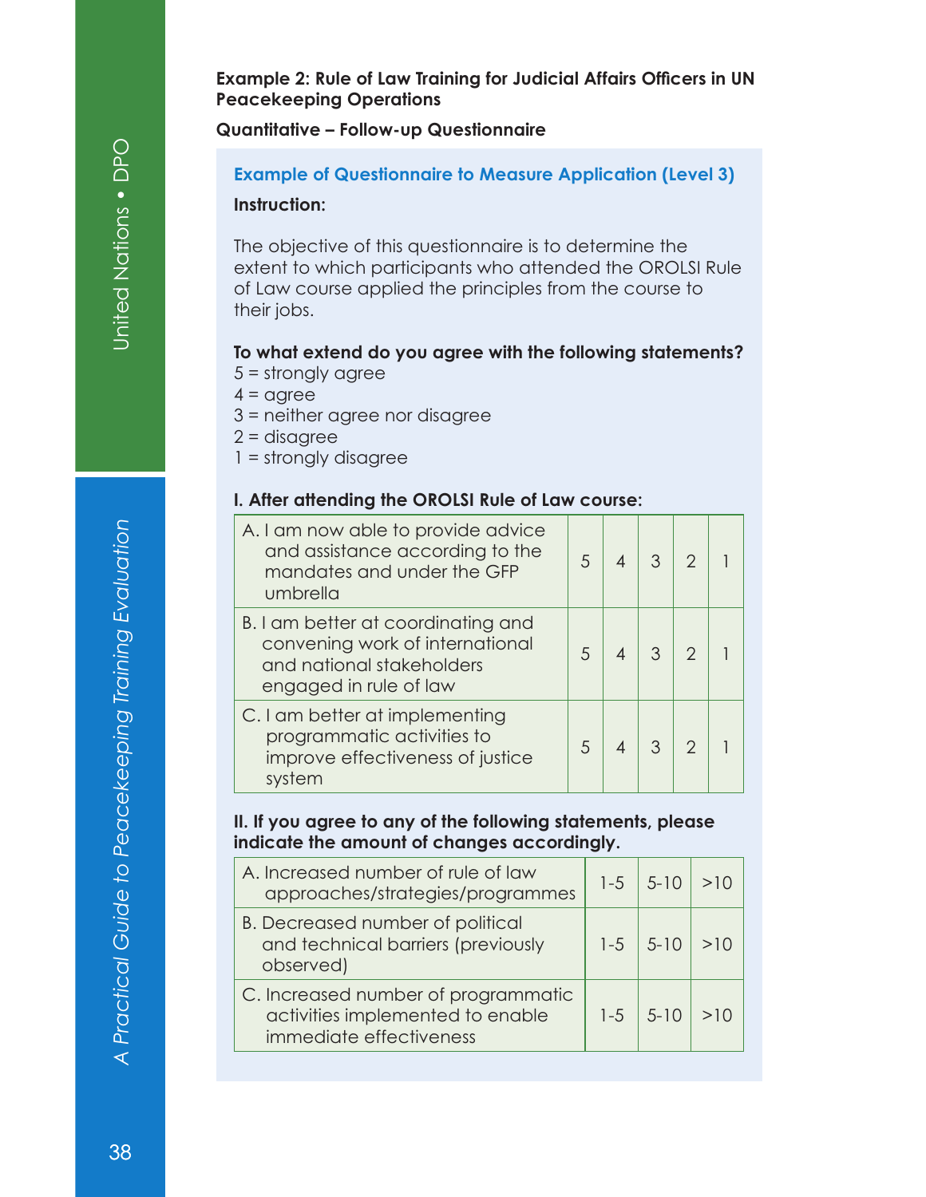**Example 2: Rule of Law Training for Judicial Affairs Officers in UN Peacekeeping Operations**

**Quantitative – Follow-up Questionnaire**

### Example of Questionnaire to Measure Application (Level 3)

**Instruction:**

The objective of this questionnaire is to determine the extent to which participants who attended the OROLSI Rule of Law course applied the principles from the course to their jobs.

**To what extend do you agree with the following statements?**

5 = strongly agree
4 = agree
3 = neither agree nor disagree
2 = disagree
1 = strongly disagree

**I. After attending the OROLSI Rule of Law course:**

| | | | | | |
|---|---|---|---|---|---|
| A. I am now able to provide advice and assistance according to the mandates and under the GFP umbrella | 5 | 4 | 3 | 2 | 1 |
| B. I am better at coordinating and convening work of international and national stakeholders engaged in rule of law | 5 | 4 | 3 | 2 | 1 |
| C. I am better at implementing programmatic activities to improve effectiveness of justice system | 5 | 4 | 3 | 2 | 1 |

**II. If you agree to any of the following statements, please indicate the amount of changes accordingly.**

| | | | |
|---|---|---|---|
| A. Increased number of rule of law approaches/strategies/programmes | 1-5 | 5-10 | >10 |
| B. Decreased number of political and technical barriers (previously observed) | 1-5 | 5-10 | >10 |
| C. Increased number of programmatic activities implemented to enable immediate effectiveness | 1-5 | 5-10 | >10 |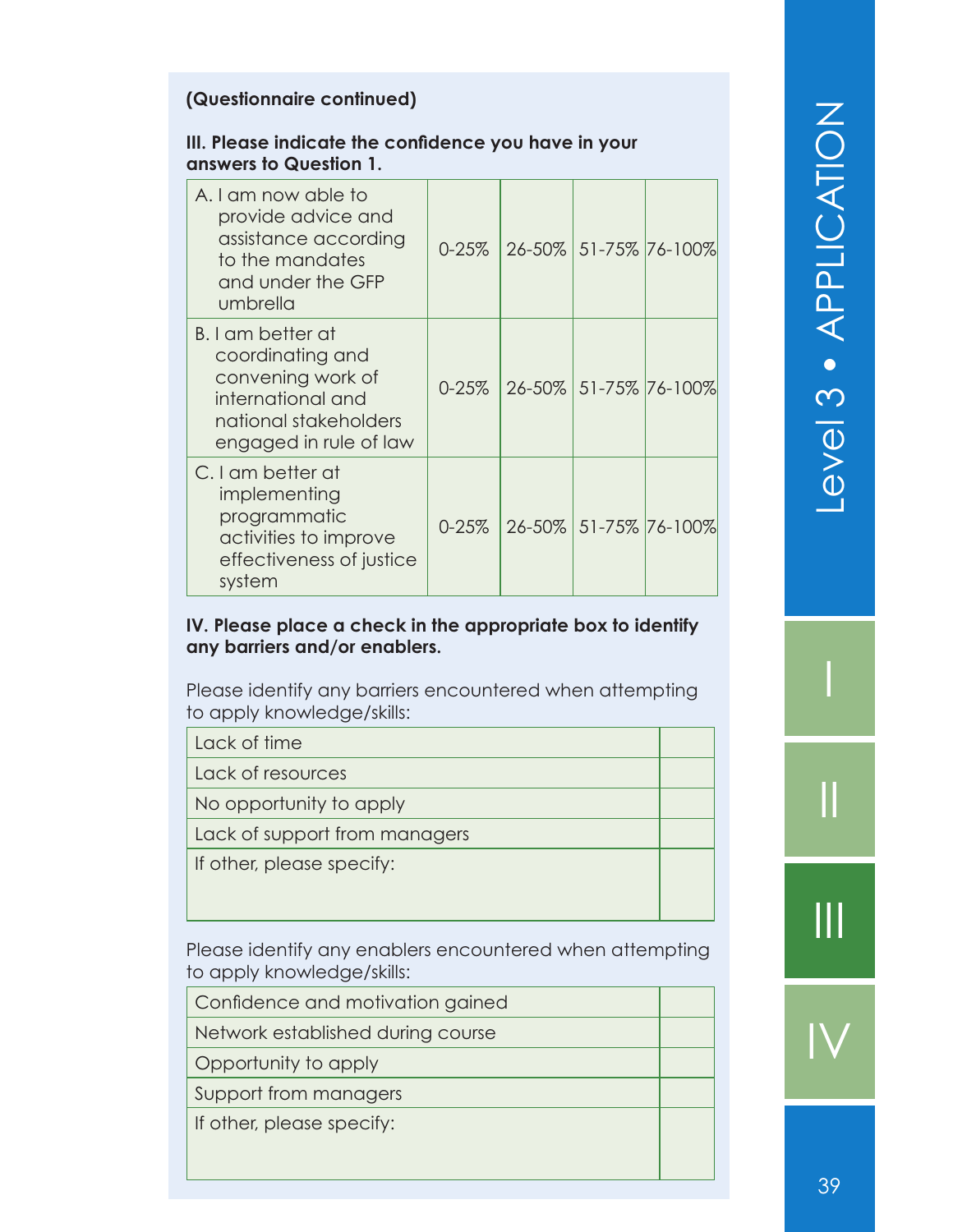**(Questionnaire continued)**

**III. Please indicate the confidence you have in your answers to Question 1.**

| | | | | |
|---|---|---|---|---|
| A. I am now able to provide advice and assistance according to the mandates and under the GFP umbrella | 0-25% | 26-50% | 51-75% | 76-100% |
| B. I am better at coordinating and convening work of international and national stakeholders engaged in rule of law | 0-25% | 26-50% | 51-75% | 76-100% |
| C. I am better at implementing programmatic activities to improve effectiveness of justice system | 0-25% | 26-50% | 51-75% | 76-100% |

**IV. Please place a check in the appropriate box to identify any barriers and/or enablers.**

Please identify any barriers encountered when attempting to apply knowledge/skills:

| | |
|---|---|
| Lack of time | |
| Lack of resources | |
| No opportunity to apply | |
| Lack of support from managers | |
| If other, please specify: | |

Please identify any enablers encountered when attempting to apply knowledge/skills:

| | |
|---|---|
| Confidence and motivation gained | |
| Network established during course | |
| Opportunity to apply | |
| Support from managers | |
| If other, please specify: | |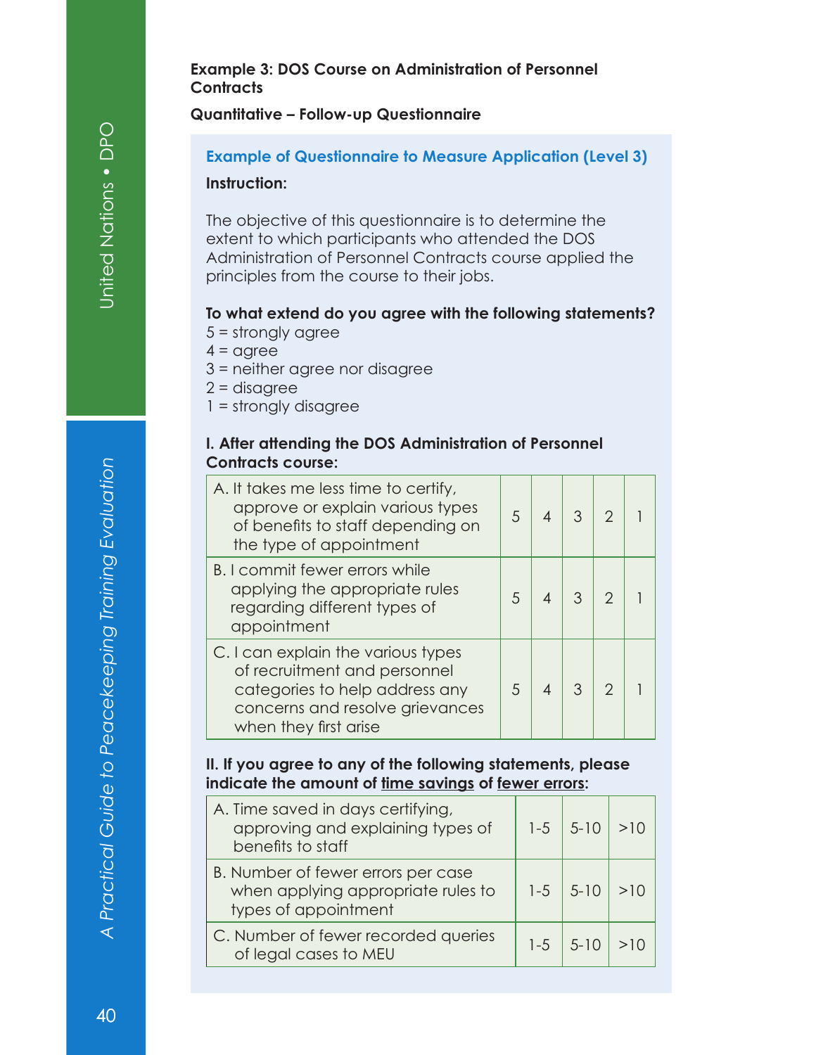**Example 3: DOS Course on Administration of Personnel Contracts**

**Quantitative – Follow-up Questionnaire**

### Example of Questionnaire to Measure Application (Level 3)

**Instruction:**

The objective of this questionnaire is to determine the extent to which participants who attended the DOS Administration of Personnel Contracts course applied the principles from the course to their jobs.

**To what extend do you agree with the following statements?**

5 = strongly agree
4 = agree
3 = neither agree nor disagree
2 = disagree
1 = strongly disagree

**I. After attending the DOS Administration of Personnel Contracts course:**

| | | | | | |
|---|---|---|---|---|---|
| A. It takes me less time to certify, approve or explain various types of benefits to staff depending on the type of appointment | 5 | 4 | 3 | 2 | 1 |
| B. I commit fewer errors while applying the appropriate rules regarding different types of appointment | 5 | 4 | 3 | 2 | 1 |
| C. I can explain the various types of recruitment and personnel categories to help address any concerns and resolve grievances when they first arise | 5 | 4 | 3 | 2 | 1 |

**II. If you agree to any of the following statements, please indicate the amount of time savings of fewer errors:**

| | | | |
|---|---|---|---|
| A. Time saved in days certifying, approving and explaining types of benefits to staff | 1-5 | 5-10 | >10 |
| B. Number of fewer errors per case when applying appropriate rules to types of appointment | 1-5 | 5-10 | >10 |
| C. Number of fewer recorded queries of legal cases to MEU | 1-5 | 5-10 | >10 |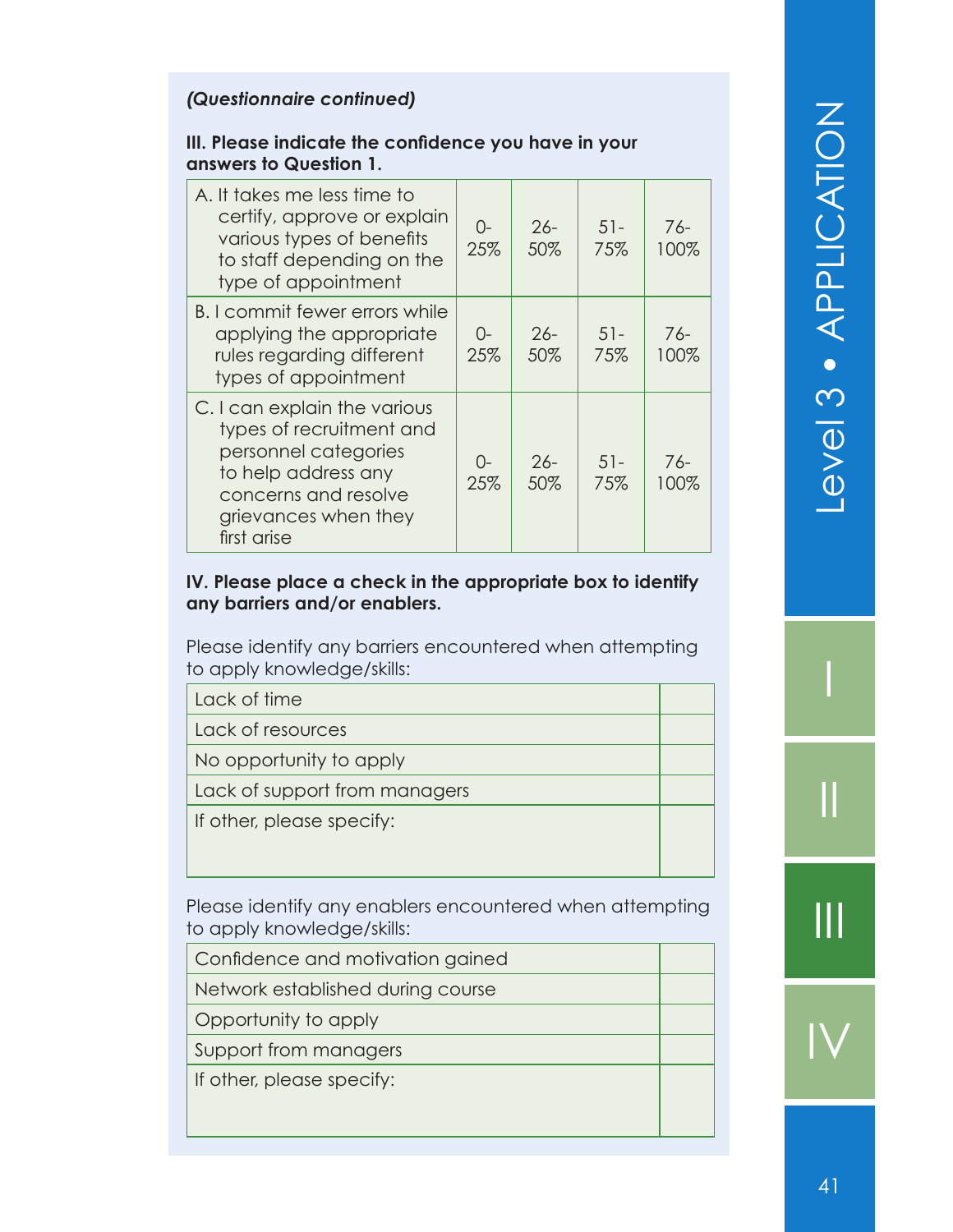*(Questionnaire continued)*

**III. Please indicate the confidence you have in your answers to Question 1.**

| | | | | |
|---|---|---|---|---|
| A. It takes me less time to certify, approve or explain various types of benefits to staff depending on the type of appointment | 0-25% | 26-50% | 51-75% | 76-100% |
| B. I commit fewer errors while applying the appropriate rules regarding different types of appointment | 0-25% | 26-50% | 51-75% | 76-100% |
| C. I can explain the various types of recruitment and personnel categories to help address any concerns and resolve grievances when they first arise | 0-25% | 26-50% | 51-75% | 76-100% |

**IV. Please place a check in the appropriate box to identify any barriers and/or enablers.**

Please identify any barriers encountered when attempting to apply knowledge/skills:

| | |
|---|---|
| Lack of time | |
| Lack of resources | |
| No opportunity to apply | |
| Lack of support from managers | |
| If other, please specify: | |

Please identify any enablers encountered when attempting to apply knowledge/skills:

| | |
|---|---|
| Confidence and motivation gained | |
| Network established during course | |
| Opportunity to apply | |
| Support from managers | |
| If other, please specify: | |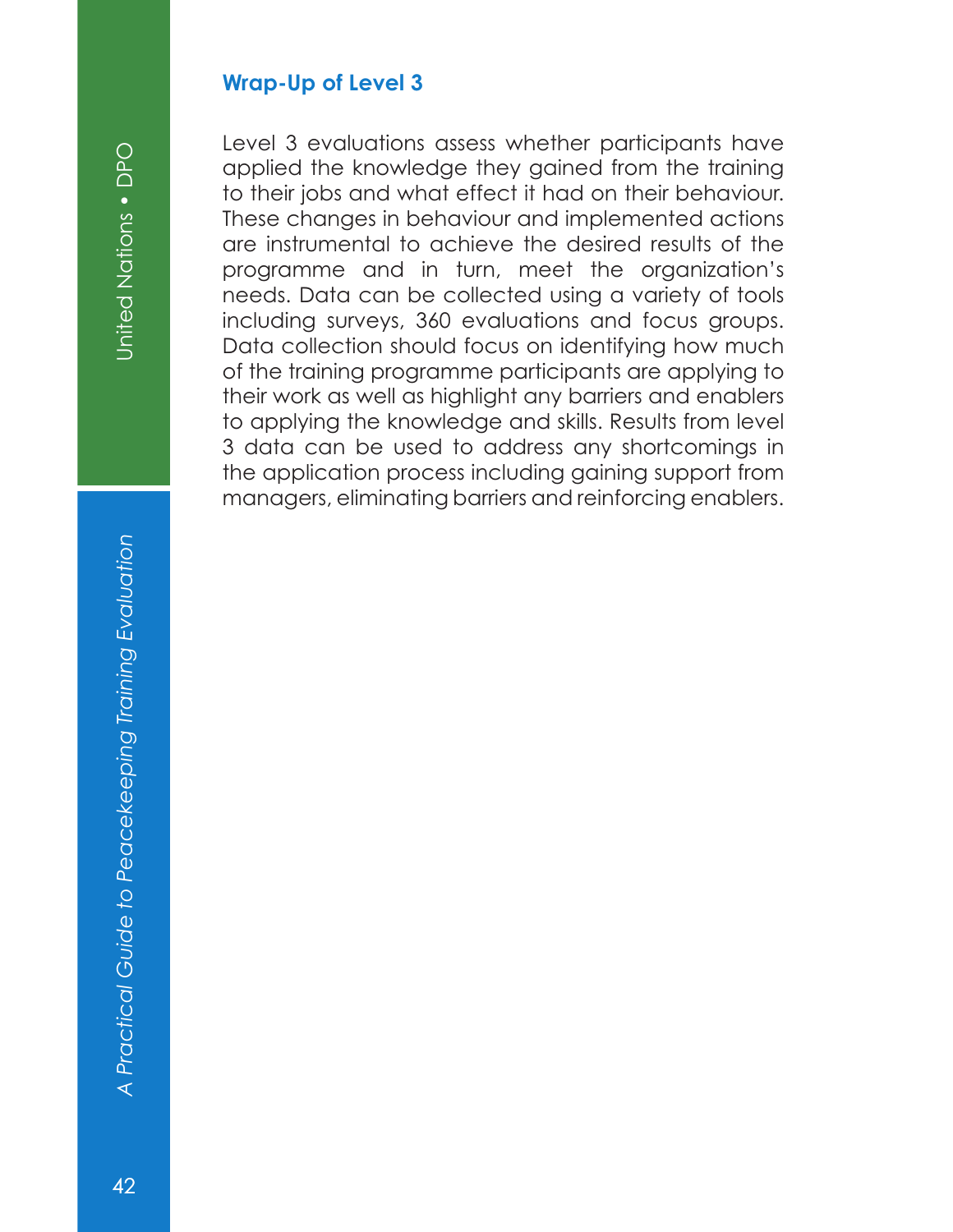### Wrap-Up of Level 3

Level 3 evaluations assess whether participants have applied the knowledge they gained from the training to their jobs and what effect it had on their behaviour. These changes in behaviour and implemented actions are instrumental to achieve the desired results of the programme and in turn, meet the organization's needs. Data can be collected using a variety of tools including surveys, 360 evaluations and focus groups. Data collection should focus on identifying how much of the training programme participants are applying to their work as well as highlight any barriers and enablers to applying the knowledge and skills. Results from level 3 data can be used to address any shortcomings in the application process including gaining support from managers, eliminating barriers and reinforcing enablers.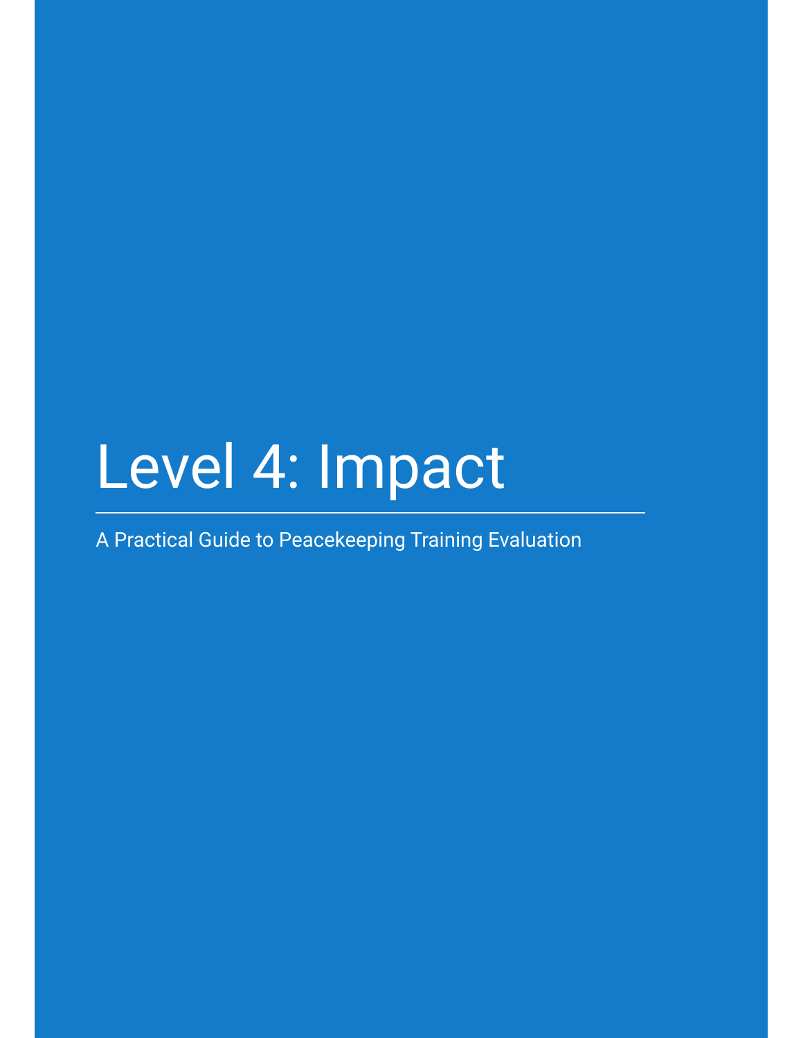# Level 4: Impact

A Practical Guide to Peacekeeping Training Evaluation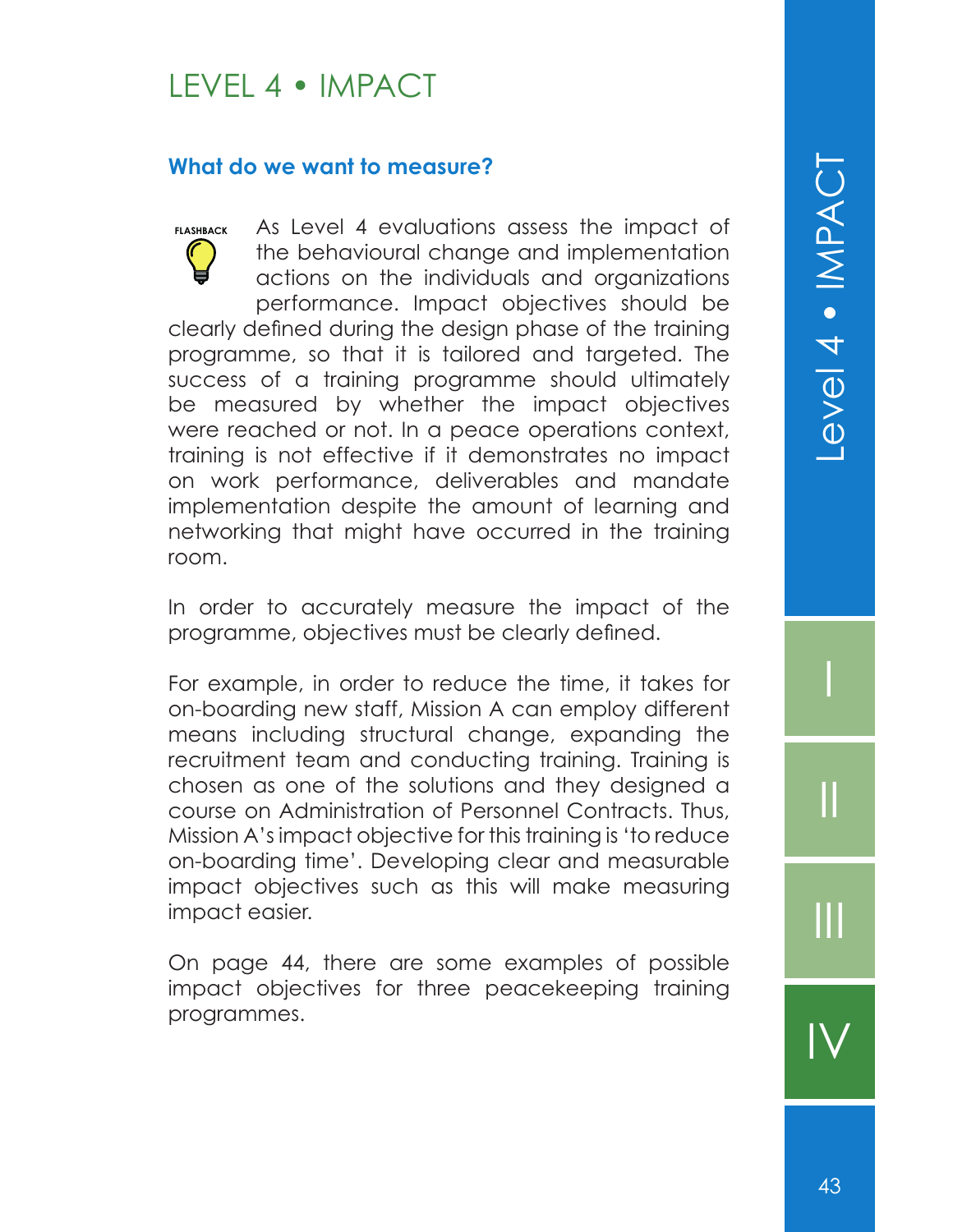# LEVEL 4 • IMPACT

### What do we want to measure?

FLASHBACK

As Level 4 evaluations assess the impact of the behavioural change and implementation actions on the individuals and organizations performance. Impact objectives should be clearly defined during the design phase of the training programme, so that it is tailored and targeted. The success of a training programme should ultimately be measured by whether the impact objectives were reached or not. In a peace operations context, training is not effective if it demonstrates no impact on work performance, deliverables and mandate implementation despite the amount of learning and networking that might have occurred in the training room.

In order to accurately measure the impact of the programme, objectives must be clearly defined.

For example, in order to reduce the time, it takes for on-boarding new staff, Mission A can employ different means including structural change, expanding the recruitment team and conducting training. Training is chosen as one of the solutions and they designed a course on Administration of Personnel Contracts. Thus, Mission A's impact objective for this training is 'to reduce on-boarding time'. Developing clear and measurable impact objectives such as this will make measuring impact easier.

On page 44, there are some examples of possible impact objectives for three peacekeeping training programmes.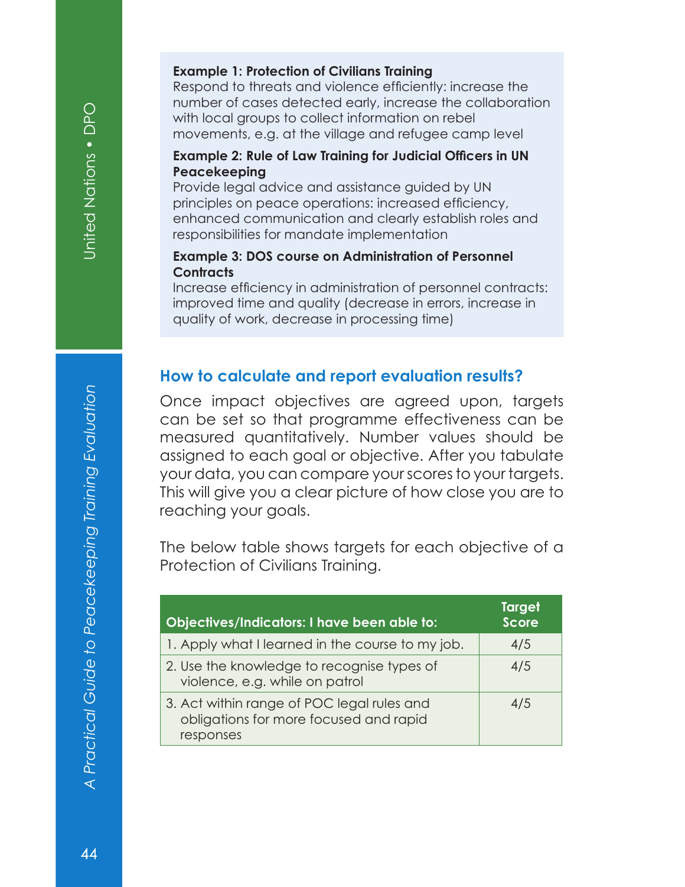**Example 1: Protection of Civilians Training**
Respond to threats and violence efficiently: increase the number of cases detected early, increase the collaboration with local groups to collect information on rebel movements, e.g. at the village and refugee camp level

**Example 2: Rule of Law Training for Judicial Officers in UN Peacekeeping**
Provide legal advice and assistance guided by UN principles on peace operations: increased efficiency, enhanced communication and clearly establish roles and responsibilities for mandate implementation

**Example 3: DOS course on Administration of Personnel Contracts**
Increase efficiency in administration of personnel contracts: improved time and quality (decrease in errors, increase in quality of work, decrease in processing time)

## How to calculate and report evaluation results?

Once impact objectives are agreed upon, targets can be set so that programme effectiveness can be measured quantitatively. Number values should be assigned to each goal or objective. After you tabulate your data, you can compare your scores to your targets. This will give you a clear picture of how close you are to reaching your goals.

The below table shows targets for each objective of a Protection of Civilians Training.

| Objectives/Indicators: I have been able to: | Target Score |
| --- | --- |
| 1. Apply what I learned in the course to my job. | 4/5 |
| 2. Use the knowledge to recognise types of violence, e.g. while on patrol | 4/5 |
| 3. Act within range of POC legal rules and obligations for more focused and rapid responses | 4/5 |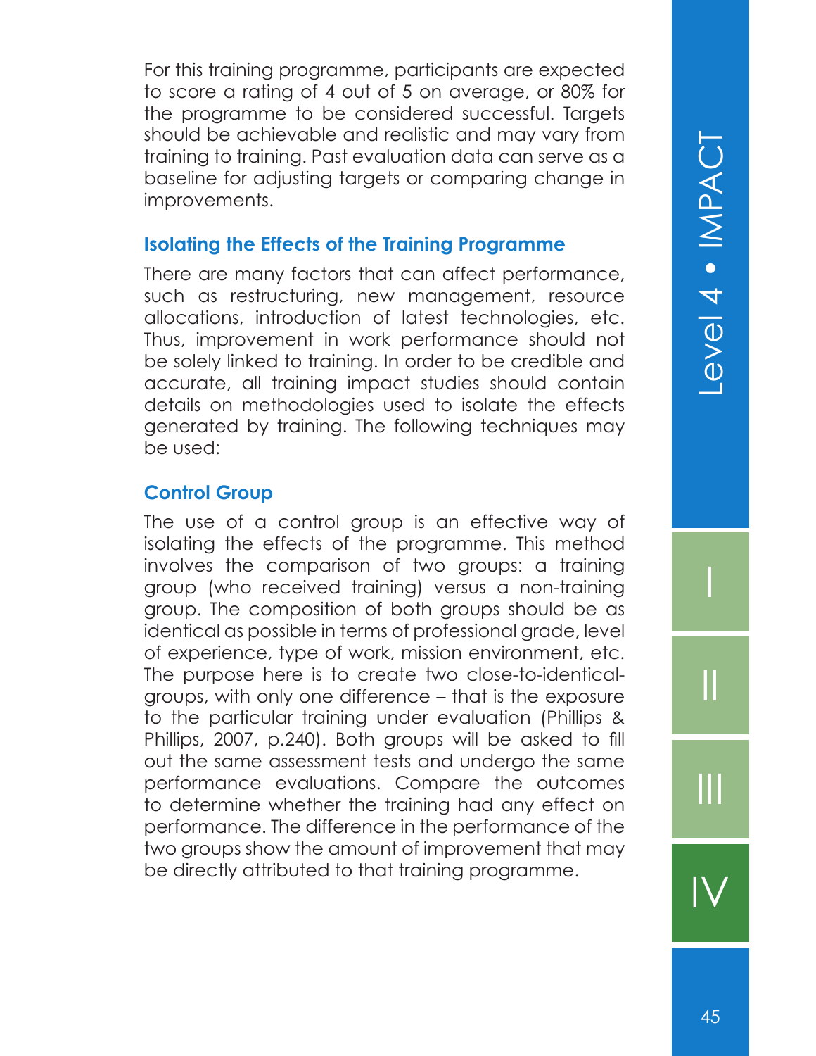For this training programme, participants are expected to score a rating of 4 out of 5 on average, or 80% for the programme to be considered successful. Targets should be achievable and realistic and may vary from training to training. Past evaluation data can serve as a baseline for adjusting targets or comparing change in improvements.

### Isolating the Effects of the Training Programme

There are many factors that can affect performance, such as restructuring, new management, resource allocations, introduction of latest technologies, etc. Thus, improvement in work performance should not be solely linked to training. In order to be credible and accurate, all training impact studies should contain details on methodologies used to isolate the effects generated by training. The following techniques may be used:

### Control Group

The use of a control group is an effective way of isolating the effects of the programme. This method involves the comparison of two groups: a training group (who received training) versus a non-training group. The composition of both groups should be as identical as possible in terms of professional grade, level of experience, type of work, mission environment, etc. The purpose here is to create two close-to-identical-groups, with only one difference – that is the exposure to the particular training under evaluation (Phillips & Phillips, 2007, p.240). Both groups will be asked to fill out the same assessment tests and undergo the same performance evaluations. Compare the outcomes to determine whether the training had any effect on performance. The difference in the performance of the two groups show the amount of improvement that may be directly attributed to that training programme.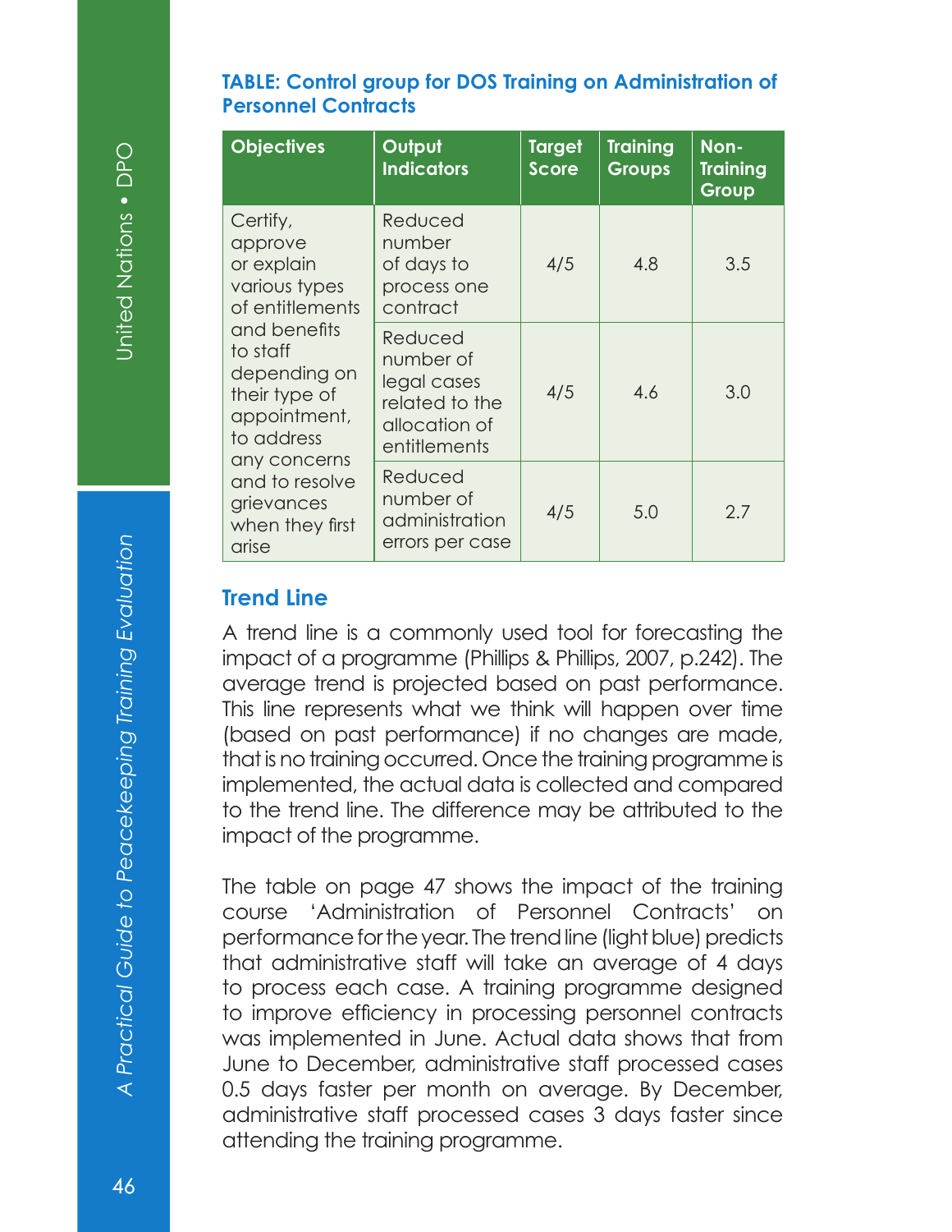**TABLE: Control group for DOS Training on Administration of Personnel Contracts**

| Objectives | Output Indicators | Target Score | Training Groups | Non-Training Group |
|---|---|---|---|---|
| Certify, approve or explain various types of entitlements and benefits to staff depending on their type of appointment, to address any concerns and to resolve grievances when they first arise | Reduced number of days to process one contract | 4/5 | 4.8 | 3.5 |
| | Reduced number of legal cases related to the allocation of entitlements | 4/5 | 4.6 | 3.0 |
| | Reduced number of administration errors per case | 4/5 | 5.0 | 2.7 |

## Trend Line

A trend line is a commonly used tool for forecasting the impact of a programme (Phillips & Phillips, 2007, p.242). The average trend is projected based on past performance. This line represents what we think will happen over time (based on past performance) if no changes are made, that is no training occurred. Once the training programme is implemented, the actual data is collected and compared to the trend line. The difference may be attributed to the impact of the programme.

The table on page 47 shows the impact of the training course 'Administration of Personnel Contracts' on performance for the year. The trend line (light blue) predicts that administrative staff will take an average of 4 days to process each case. A training programme designed to improve efficiency in processing personnel contracts was implemented in June. Actual data shows that from June to December, administrative staff processed cases 0.5 days faster per month on average. By December, administrative staff processed cases 3 days faster since attending the training programme.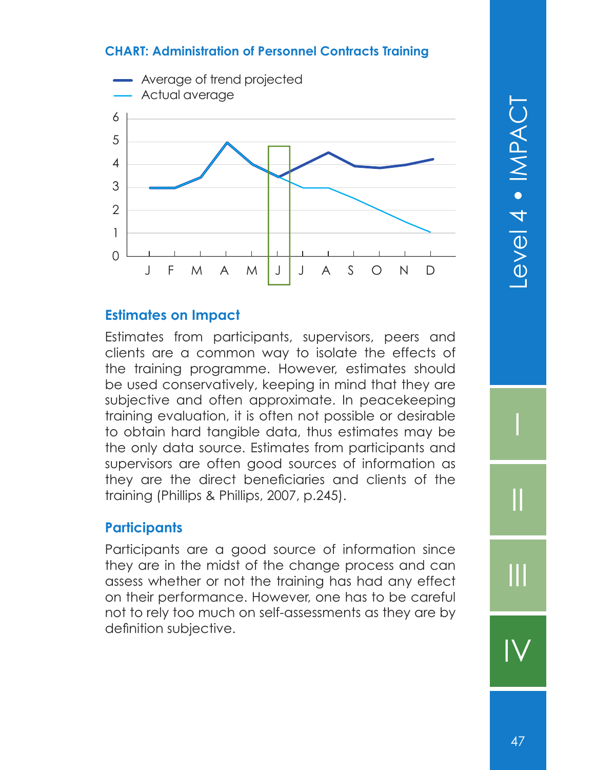**CHART: Administration of Personnel Contracts Training**

- Average of trend projected
- Actual average

## Estimates on Impact

Estimates from participants, supervisors, peers and clients are a common way to isolate the effects of the training programme. However, estimates should be used conservatively, keeping in mind that they are subjective and often approximate. In peacekeeping training evaluation, it is often not possible or desirable to obtain hard tangible data, thus estimates may be the only data source. Estimates from participants and supervisors are often good sources of information as they are the direct beneficiaries and clients of the training (Phillips & Phillips, 2007, p.245).

## Participants

Participants are a good source of information since they are in the midst of the change process and can assess whether or not the training has had any effect on their performance. However, one has to be careful not to rely too much on self-assessments as they are by definition subjective.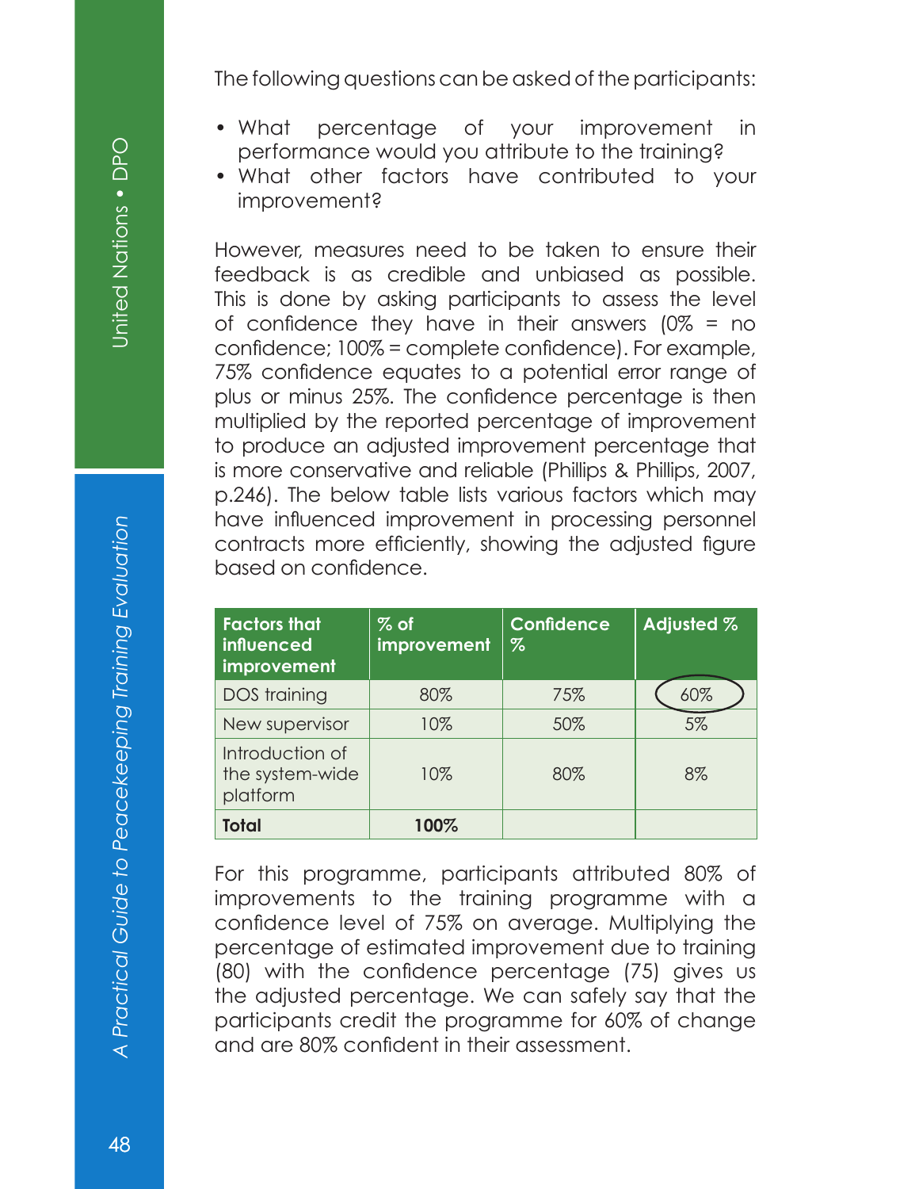The following questions can be asked of the participants:

- What percentage of your improvement in performance would you attribute to the training?
- What other factors have contributed to your improvement?

However, measures need to be taken to ensure their feedback is as credible and unbiased as possible. This is done by asking participants to assess the level of confidence they have in their answers (0% = no confidence; 100% = complete confidence). For example, 75% confidence equates to a potential error range of plus or minus 25%. The confidence percentage is then multiplied by the reported percentage of improvement to produce an adjusted improvement percentage that is more conservative and reliable (Phillips & Phillips, 2007, p.246). The below table lists various factors which may have influenced improvement in processing personnel contracts more efficiently, showing the adjusted figure based on confidence.

| Factors that influenced improvement | % of improvement | Confidence % | Adjusted % |
|---|---|---|---|
| DOS training | 80% | 75% | 60% |
| New supervisor | 10% | 50% | 5% |
| Introduction of the system-wide platform | 10% | 80% | 8% |
| **Total** | **100%** | | |

For this programme, participants attributed 80% of improvements to the training programme with a confidence level of 75% on average. Multiplying the percentage of estimated improvement due to training (80) with the confidence percentage (75) gives us the adjusted percentage. We can safely say that the participants credit the programme for 60% of change and are 80% confident in their assessment.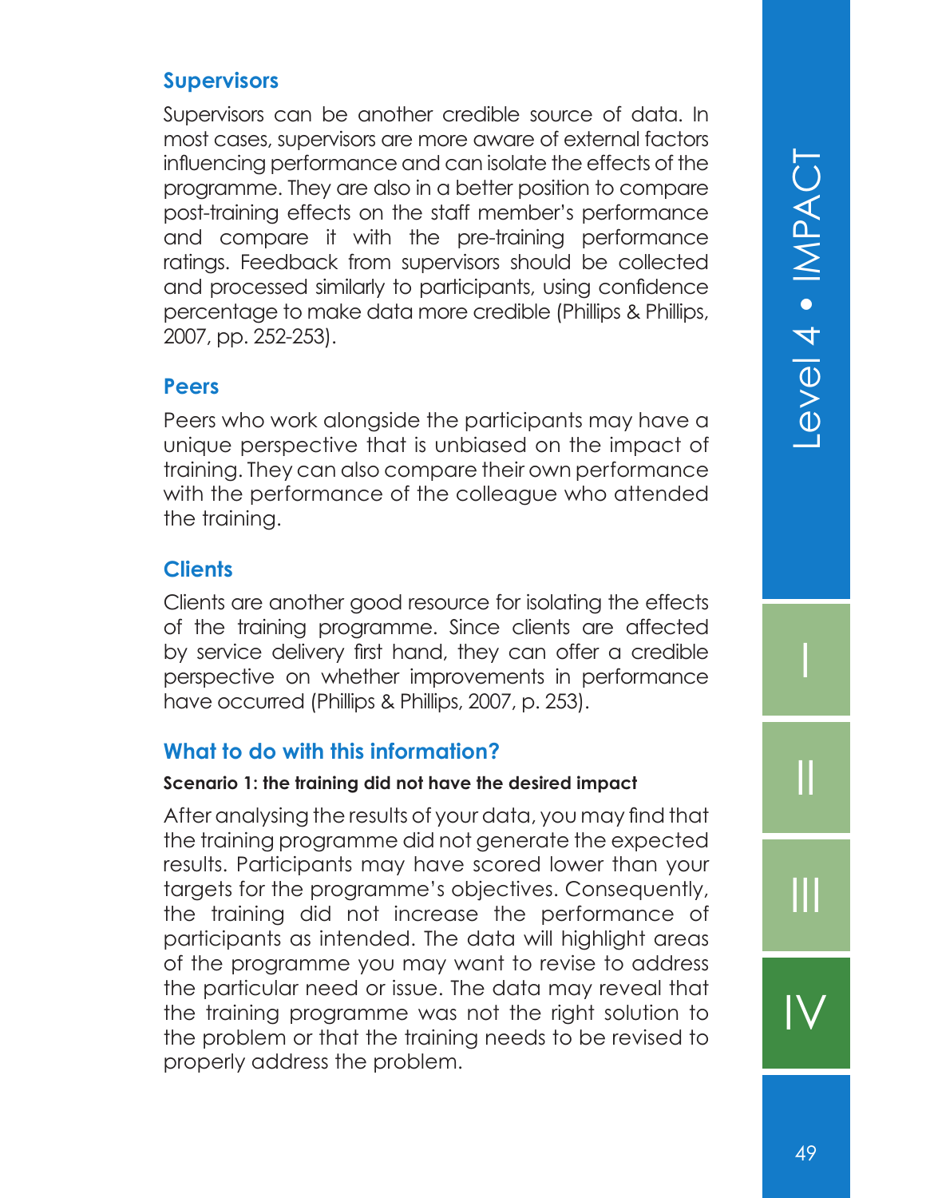### Supervisors

Supervisors can be another credible source of data. In most cases, supervisors are more aware of external factors influencing performance and can isolate the effects of the programme. They are also in a better position to compare post-training effects on the staff member's performance and compare it with the pre-training performance ratings. Feedback from supervisors should be collected and processed similarly to participants, using confidence percentage to make data more credible (Phillips & Phillips, 2007, pp. 252-253).

### Peers

Peers who work alongside the participants may have a unique perspective that is unbiased on the impact of training. They can also compare their own performance with the performance of the colleague who attended the training.

### Clients

Clients are another good resource for isolating the effects of the training programme. Since clients are affected by service delivery first hand, they can offer a credible perspective on whether improvements in performance have occurred (Phillips & Phillips, 2007, p. 253).

### What to do with this information?

**Scenario 1: the training did not have the desired impact**

After analysing the results of your data, you may find that the training programme did not generate the expected results. Participants may have scored lower than your targets for the programme's objectives. Consequently, the training did not increase the performance of participants as intended. The data will highlight areas of the programme you may want to revise to address the particular need or issue. The data may reveal that the training programme was not the right solution to the problem or that the training needs to be revised to properly address the problem.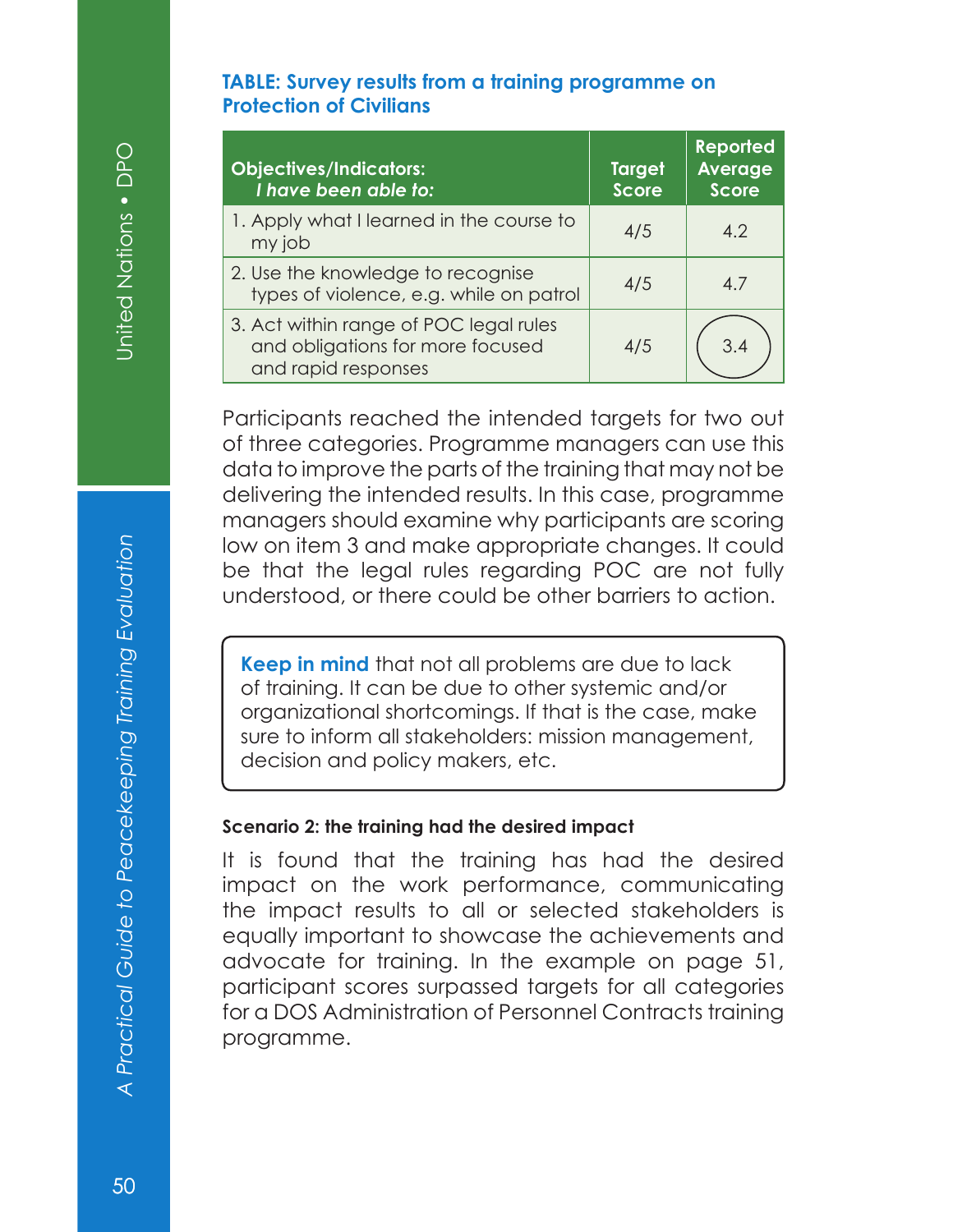**TABLE: Survey results from a training programme on Protection of Civilians**

| Objectives/Indicators: *I have been able to:* | Target Score | Reported Average Score |
|---|---|---|
| 1. Apply what I learned in the course to my job | 4/5 | 4.2 |
| 2. Use the knowledge to recognise types of violence, e.g. while on patrol | 4/5 | 4.7 |
| 3. Act within range of POC legal rules and obligations for more focused and rapid responses | 4/5 | 3.4 |

Participants reached the intended targets for two out of three categories. Programme managers can use this data to improve the parts of the training that may not be delivering the intended results. In this case, programme managers should examine why participants are scoring low on item 3 and make appropriate changes. It could be that the legal rules regarding POC are not fully understood, or there could be other barriers to action.

> **Keep in mind** that not all problems are due to lack of training. It can be due to other systemic and/or organizational shortcomings. If that is the case, make sure to inform all stakeholders: mission management, decision and policy makers, etc.

**Scenario 2: the training had the desired impact**

It is found that the training has had the desired impact on the work performance, communicating the impact results to all or selected stakeholders is equally important to showcase the achievements and advocate for training. In the example on page 51, participant scores surpassed targets for all categories for a DOS Administration of Personnel Contracts training programme.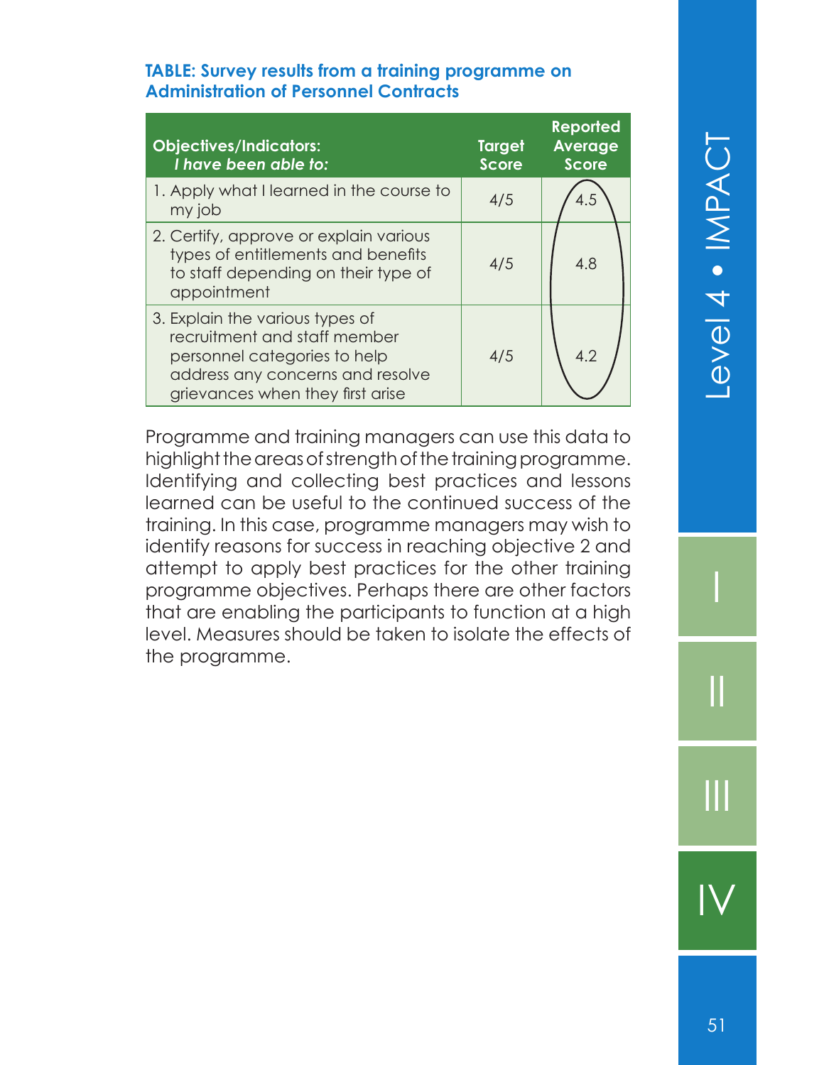**TABLE: Survey results from a training programme on Administration of Personnel Contracts**

| **Objectives/Indicators:** *I have been able to:* | **Target Score** | **Reported Average Score** |
|---|---|---|
| 1. Apply what I learned in the course to my job | 4/5 | 4.5 |
| 2. Certify, approve or explain various types of entitlements and benefits to staff depending on their type of appointment | 4/5 | 4.8 |
| 3. Explain the various types of recruitment and staff member personnel categories to help address any concerns and resolve grievances when they first arise | 4/5 | 4.2 |

Programme and training managers can use this data to highlight the areas of strength of the training programme. Identifying and collecting best practices and lessons learned can be useful to the continued success of the training. In this case, programme managers may wish to identify reasons for success in reaching objective 2 and attempt to apply best practices for the other training programme objectives. Perhaps there are other factors that are enabling the participants to function at a high level. Measures should be taken to isolate the effects of the programme.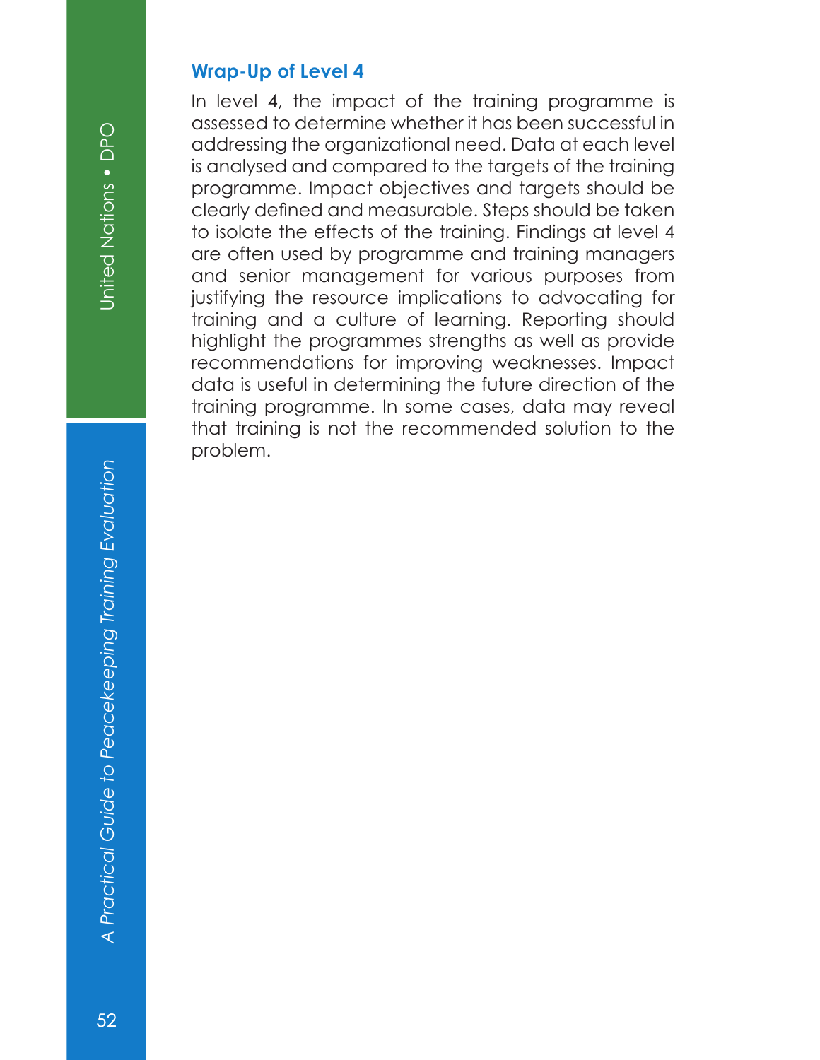### Wrap-Up of Level 4

In level 4, the impact of the training programme is assessed to determine whether it has been successful in addressing the organizational need. Data at each level is analysed and compared to the targets of the training programme. Impact objectives and targets should be clearly defined and measurable. Steps should be taken to isolate the effects of the training. Findings at level 4 are often used by programme and training managers and senior management for various purposes from justifying the resource implications to advocating for training and a culture of learning. Reporting should highlight the programmes strengths as well as provide recommendations for improving weaknesses. Impact data is useful in determining the future direction of the training programme. In some cases, data may reveal that training is not the recommended solution to the problem.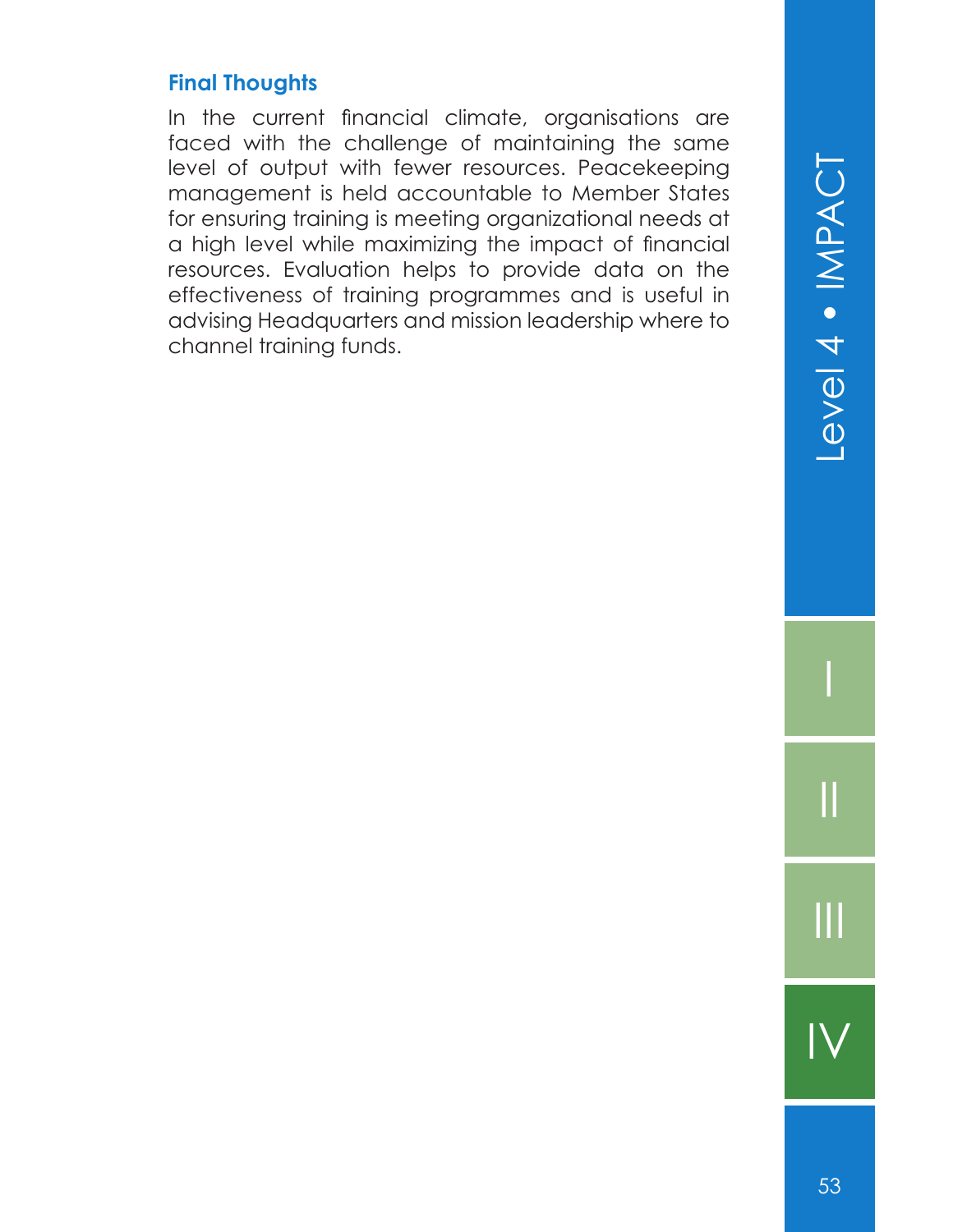### Final Thoughts

In the current financial climate, organisations are faced with the challenge of maintaining the same level of output with fewer resources. Peacekeeping management is held accountable to Member States for ensuring training is meeting organizational needs at a high level while maximizing the impact of financial resources. Evaluation helps to provide data on the effectiveness of training programmes and is useful in advising Headquarters and mission leadership where to channel training funds.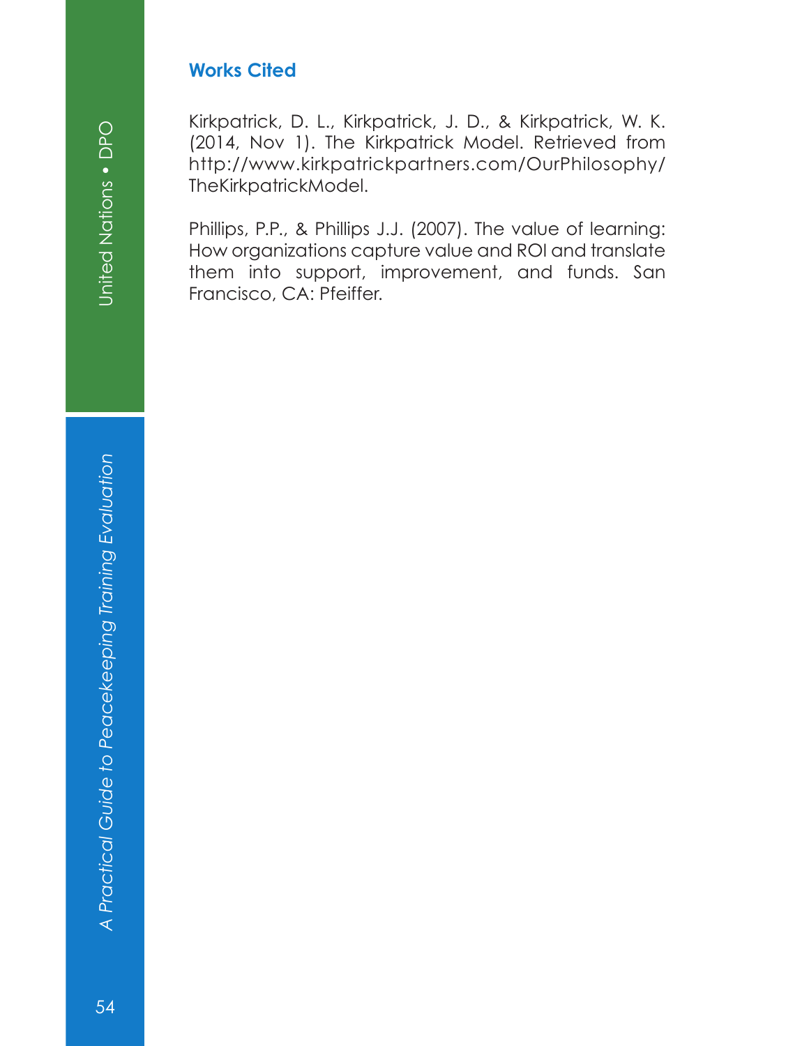## Works Cited

Kirkpatrick, D. L., Kirkpatrick, J. D., & Kirkpatrick, W. K. (2014, Nov 1). The Kirkpatrick Model. Retrieved from http://www.kirkpatrickpartners.com/OurPhilosophy/TheKirkpatrickModel.

Phillips, P.P., & Phillips J.J. (2007). The value of learning: How organizations capture value and ROI and translate them into support, improvement, and funds. San Francisco, CA: Pfeiffer.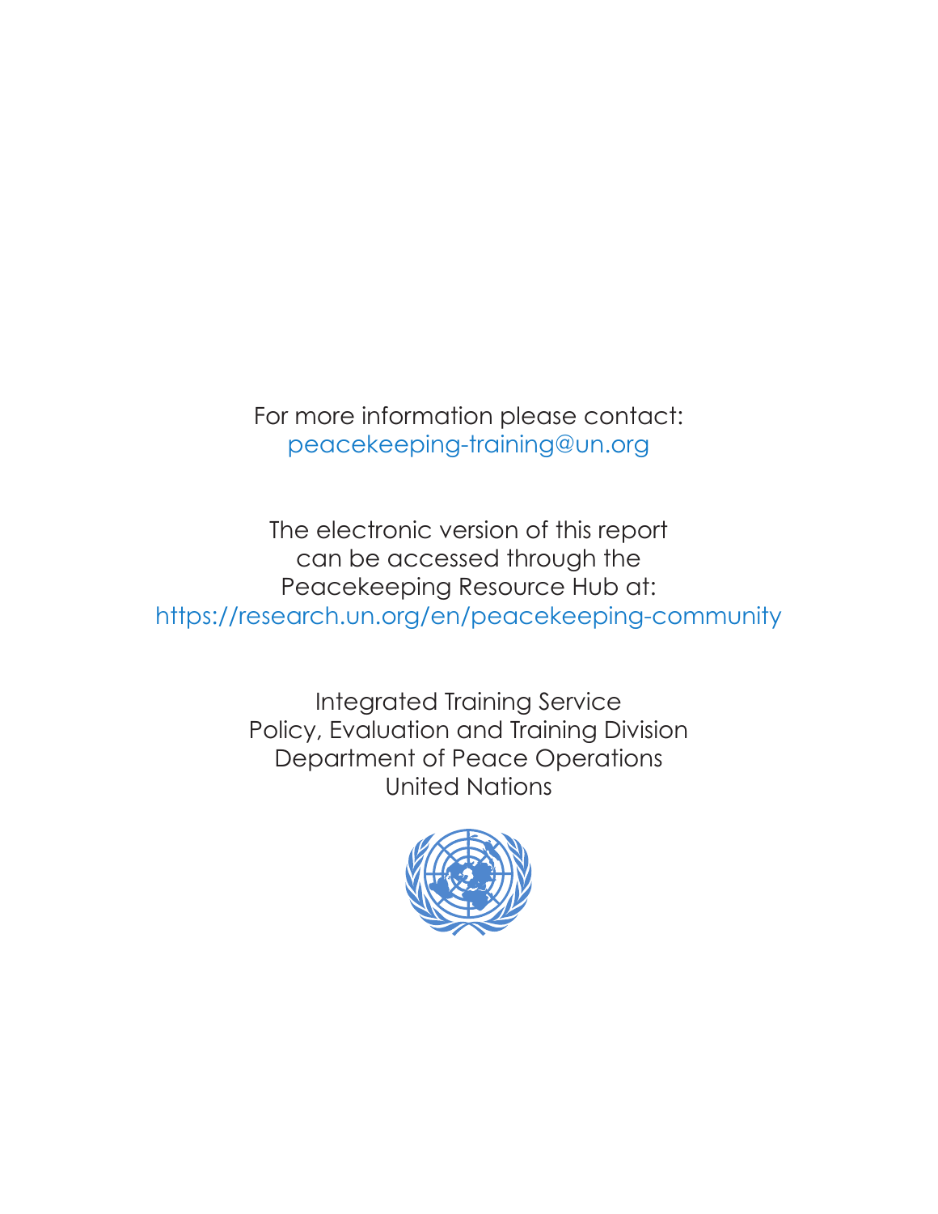For more information please contact:
peacekeeping-training@un.org

The electronic version of this report
can be accessed through the
Peacekeeping Resource Hub at:
https://research.un.org/en/peacekeeping-community

Integrated Training Service
Policy, Evaluation and Training Division
Department of Peace Operations
United Nations